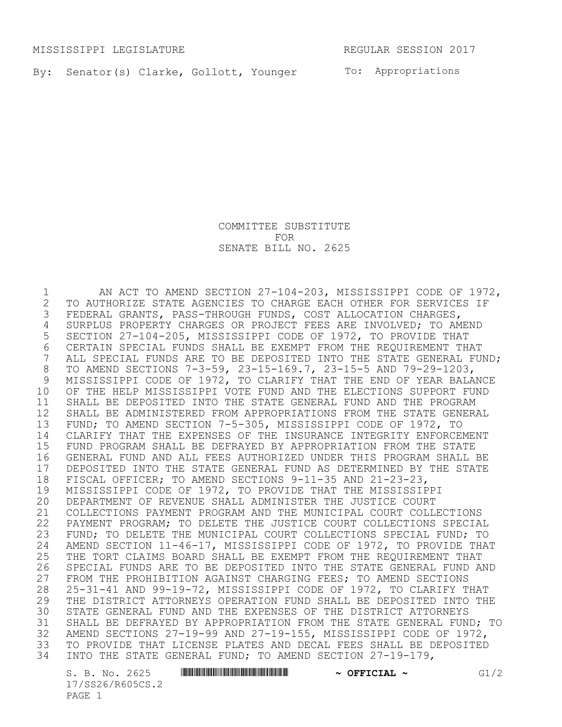MISSISSIPPI LEGISLATURE REGULAR SESSION 2017

By: Senator(s) Clarke, Gollott, Younger

To: Appropriations

COMMITTEE SUBSTITUTE
FOR
SENATE BILL NO. 2625

1 AN ACT TO AMEND SECTION 27-104-203, MISSISSIPPI CODE OF 1972,
2 TO AUTHORIZE STATE AGENCIES TO CHARGE EACH OTHER FOR SERVICES IF
3 FEDERAL GRANTS, PASS-THROUGH FUNDS, COST ALLOCATION CHARGES,
4 SURPLUS PROPERTY CHARGES OR PROJECT FEES ARE INVOLVED; TO AMEND
5 SECTION 27-104-205, MISSISSIPPI CODE OF 1972, TO PROVIDE THAT
6 CERTAIN SPECIAL FUNDS SHALL BE EXEMPT FROM THE REQUIREMENT THAT
7 ALL SPECIAL FUNDS ARE TO BE DEPOSITED INTO THE STATE GENERAL FUND;
8 TO AMEND SECTIONS 7-3-59, 23-15-169.7, 23-15-5 AND 79-29-1203,
9 MISSISSIPPI CODE OF 1972, TO CLARIFY THAT THE END OF YEAR BALANCE
10 OF THE HELP MISSISSIPPI VOTE FUND AND THE ELECTIONS SUPPORT FUND
11 SHALL BE DEPOSITED INTO THE STATE GENERAL FUND AND THE PROGRAM
12 SHALL BE ADMINISTERED FROM APPROPRIATIONS FROM THE STATE GENERAL
13 FUND; TO AMEND SECTION 7-5-305, MISSISSIPPI CODE OF 1972, TO
14 CLARIFY THAT THE EXPENSES OF THE INSURANCE INTEGRITY ENFORCEMENT
15 FUND PROGRAM SHALL BE DEFRAYED BY APPROPRIATION FROM THE STATE
16 GENERAL FUND AND ALL FEES AUTHORIZED UNDER THIS PROGRAM SHALL BE
17 DEPOSITED INTO THE STATE GENERAL FUND AS DETERMINED BY THE STATE
18 FISCAL OFFICER; TO AMEND SECTIONS 9-11-35 AND 21-23-23,
19 MISSISSIPPI CODE OF 1972, TO PROVIDE THAT THE MISSISSIPPI
20 DEPARTMENT OF REVENUE SHALL ADMINISTER THE JUSTICE COURT
21 COLLECTIONS PAYMENT PROGRAM AND THE MUNICIPAL COURT COLLECTIONS
22 PAYMENT PROGRAM; TO DELETE THE JUSTICE COURT COLLECTIONS SPECIAL
23 FUND; TO DELETE THE MUNICIPAL COURT COLLECTIONS SPECIAL FUND; TO
24 AMEND SECTION 11-46-17, MISSISSIPPI CODE OF 1972, TO PROVIDE THAT
25 THE TORT CLAIMS BOARD SHALL BE EXEMPT FROM THE REQUIREMENT THAT
26 SPECIAL FUNDS ARE TO BE DEPOSITED INTO THE STATE GENERAL FUND AND
27 FROM THE PROHIBITION AGAINST CHARGING FEES; TO AMEND SECTIONS
28 25-31-41 AND 99-19-72, MISSISSIPPI CODE OF 1972, TO CLARIFY THAT
29 THE DISTRICT ATTORNEYS OPERATION FUND SHALL BE DEPOSITED INTO THE
30 STATE GENERAL FUND AND THE EXPENSES OF THE DISTRICT ATTORNEYS
31 SHALL BE DEFRAYED BY APPROPRIATION FROM THE STATE GENERAL FUND; TO
32 AMEND SECTIONS 27-19-99 AND 27-19-155, MISSISSIPPI CODE OF 1972,
33 TO PROVIDE THAT LICENSE PLATES AND DECAL FEES SHALL BE DEPOSITED
34 INTO THE STATE GENERAL FUND; TO AMEND SECTION 27-19-179,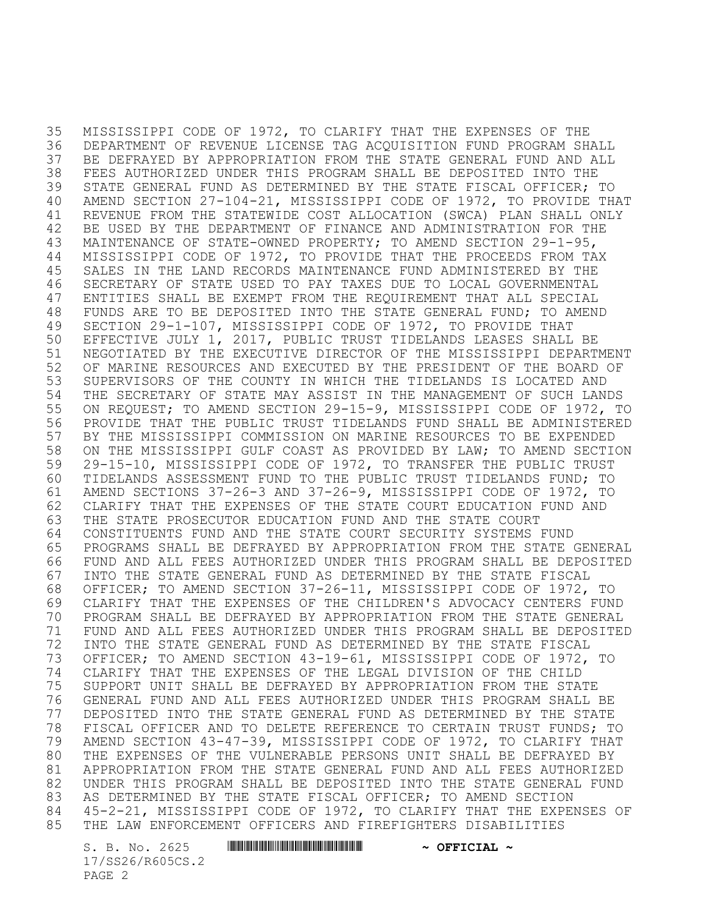MISSISSIPPI CODE OF 1972, TO CLARIFY THAT THE EXPENSES OF THE DEPARTMENT OF REVENUE LICENSE TAG ACQUISITION FUND PROGRAM SHALL BE DEFRAYED BY APPROPRIATION FROM THE STATE GENERAL FUND AND ALL FEES AUTHORIZED UNDER THIS PROGRAM SHALL BE DEPOSITED INTO THE STATE GENERAL FUND AS DETERMINED BY THE STATE FISCAL OFFICER; TO AMEND SECTION 27-104-21, MISSISSIPPI CODE OF 1972, TO PROVIDE THAT REVENUE FROM THE STATEWIDE COST ALLOCATION (SWCA) PLAN SHALL ONLY BE USED BY THE DEPARTMENT OF FINANCE AND ADMINISTRATION FOR THE MAINTENANCE OF STATE-OWNED PROPERTY; TO AMEND SECTION 29-1-95, MISSISSIPPI CODE OF 1972, TO PROVIDE THAT THE PROCEEDS FROM TAX SALES IN THE LAND RECORDS MAINTENANCE FUND ADMINISTERED BY THE SECRETARY OF STATE USED TO PAY TAXES DUE TO LOCAL GOVERNMENTAL ENTITIES SHALL BE EXEMPT FROM THE REQUIREMENT THAT ALL SPECIAL FUNDS ARE TO BE DEPOSITED INTO THE STATE GENERAL FUND; TO AMEND SECTION 29-1-107, MISSISSIPPI CODE OF 1972, TO PROVIDE THAT EFFECTIVE JULY 1, 2017, PUBLIC TRUST TIDELANDS LEASES SHALL BE NEGOTIATED BY THE EXECUTIVE DIRECTOR OF THE MISSISSIPPI DEPARTMENT OF MARINE RESOURCES AND EXECUTED BY THE PRESIDENT OF THE BOARD OF SUPERVISORS OF THE COUNTY IN WHICH THE TIDELANDS IS LOCATED AND THE SECRETARY OF STATE MAY ASSIST IN THE MANAGEMENT OF SUCH LANDS ON REQUEST; TO AMEND SECTION 29-15-9, MISSISSIPPI CODE OF 1972, TO PROVIDE THAT THE PUBLIC TRUST TIDELANDS FUND SHALL BE ADMINISTERED BY THE MISSISSIPPI COMMISSION ON MARINE RESOURCES TO BE EXPENDED ON THE MISSISSIPPI GULF COAST AS PROVIDED BY LAW; TO AMEND SECTION 29-15-10, MISSISSIPPI CODE OF 1972, TO TRANSFER THE PUBLIC TRUST TIDELANDS ASSESSMENT FUND TO THE PUBLIC TRUST TIDELANDS FUND; TO AMEND SECTIONS 37-26-3 AND 37-26-9, MISSISSIPPI CODE OF 1972, TO CLARIFY THAT THE EXPENSES OF THE STATE COURT EDUCATION FUND AND THE STATE PROSECUTOR EDUCATION FUND AND THE STATE COURT CONSTITUENTS FUND AND THE STATE COURT SECURITY SYSTEMS FUND PROGRAMS SHALL BE DEFRAYED BY APPROPRIATION FROM THE STATE GENERAL FUND AND ALL FEES AUTHORIZED UNDER THIS PROGRAM SHALL BE DEPOSITED INTO THE STATE GENERAL FUND AS DETERMINED BY THE STATE FISCAL OFFICER; TO AMEND SECTION 37-26-11, MISSISSIPPI CODE OF 1972, TO CLARIFY THAT THE EXPENSES OF THE CHILDREN'S ADVOCACY CENTERS FUND PROGRAM SHALL BE DEFRAYED BY APPROPRIATION FROM THE STATE GENERAL FUND AND ALL FEES AUTHORIZED UNDER THIS PROGRAM SHALL BE DEPOSITED INTO THE STATE GENERAL FUND AS DETERMINED BY THE STATE FISCAL OFFICER; TO AMEND SECTION 43-19-61, MISSISSIPPI CODE OF 1972, TO CLARIFY THAT THE EXPENSES OF THE LEGAL DIVISION OF THE CHILD SUPPORT UNIT SHALL BE DEFRAYED BY APPROPRIATION FROM THE STATE GENERAL FUND AND ALL FEES AUTHORIZED UNDER THIS PROGRAM SHALL BE DEPOSITED INTO THE STATE GENERAL FUND AS DETERMINED BY THE STATE FISCAL OFFICER AND TO DELETE REFERENCE TO CERTAIN TRUST FUNDS; TO AMEND SECTION 43-47-39, MISSISSIPPI CODE OF 1972, TO CLARIFY THAT THE EXPENSES OF THE VULNERABLE PERSONS UNIT SHALL BE DEFRAYED BY APPROPRIATION FROM THE STATE GENERAL FUND AND ALL FEES AUTHORIZED UNDER THIS PROGRAM SHALL BE DEPOSITED INTO THE STATE GENERAL FUND AS DETERMINED BY THE STATE FISCAL OFFICER; TO AMEND SECTION 45-2-21, MISSISSIPPI CODE OF 1972, TO CLARIFY THAT THE EXPENSES OF THE LAW ENFORCEMENT OFFICERS AND FIREFIGHTERS DISABILITIES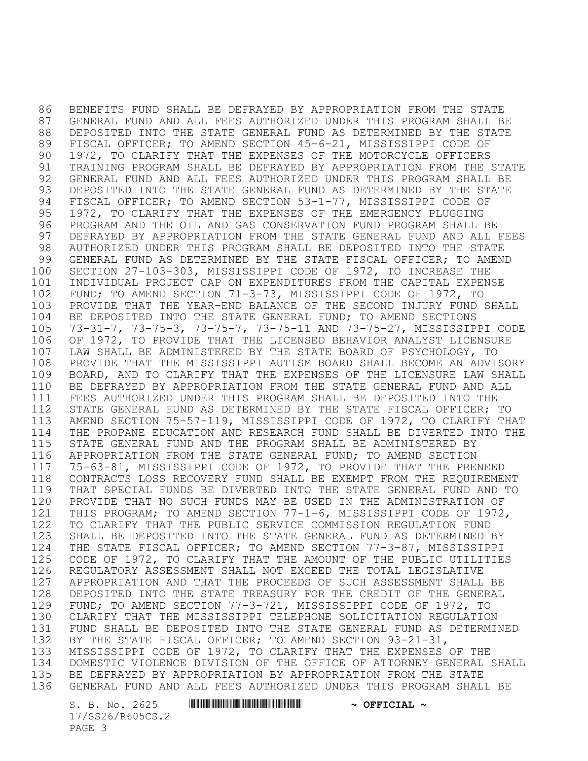BENEFITS FUND SHALL BE DEFRAYED BY APPROPRIATION FROM THE STATE GENERAL FUND AND ALL FEES AUTHORIZED UNDER THIS PROGRAM SHALL BE DEPOSITED INTO THE STATE GENERAL FUND AS DETERMINED BY THE STATE FISCAL OFFICER; TO AMEND SECTION 45-6-21, MISSISSIPPI CODE OF 1972, TO CLARIFY THAT THE EXPENSES OF THE MOTORCYCLE OFFICERS TRAINING PROGRAM SHALL BE DEFRAYED BY APPROPRIATION FROM THE STATE GENERAL FUND AND ALL FEES AUTHORIZED UNDER THIS PROGRAM SHALL BE DEPOSITED INTO THE STATE GENERAL FUND AS DETERMINED BY THE STATE FISCAL OFFICER; TO AMEND SECTION 53-1-77, MISSISSIPPI CODE OF 1972, TO CLARIFY THAT THE EXPENSES OF THE EMERGENCY PLUGGING PROGRAM AND THE OIL AND GAS CONSERVATION FUND PROGRAM SHALL BE DEFRAYED BY APPROPRIATION FROM THE STATE GENERAL FUND AND ALL FEES AUTHORIZED UNDER THIS PROGRAM SHALL BE DEPOSITED INTO THE STATE GENERAL FUND AS DETERMINED BY THE STATE FISCAL OFFICER; TO AMEND SECTION 27-103-303, MISSISSIPPI CODE OF 1972, TO INCREASE THE INDIVIDUAL PROJECT CAP ON EXPENDITURES FROM THE CAPITAL EXPENSE FUND; TO AMEND SECTION 71-3-73, MISSISSIPPI CODE OF 1972, TO PROVIDE THAT THE YEAR-END BALANCE OF THE SECOND INJURY FUND SHALL BE DEPOSITED INTO THE STATE GENERAL FUND; TO AMEND SECTIONS 73-31-7, 73-75-3, 73-75-7, 73-75-11 AND 73-75-27, MISSISSIPPI CODE OF 1972, TO PROVIDE THAT THE LICENSED BEHAVIOR ANALYST LICENSURE LAW SHALL BE ADMINISTERED BY THE STATE BOARD OF PSYCHOLOGY, TO PROVIDE THAT THE MISSISSIPPI AUTISM BOARD SHALL BECOME AN ADVISORY BOARD, AND TO CLARIFY THAT THE EXPENSES OF THE LICENSURE LAW SHALL BE DEFRAYED BY APPROPRIATION FROM THE STATE GENERAL FUND AND ALL FEES AUTHORIZED UNDER THIS PROGRAM SHALL BE DEPOSITED INTO THE STATE GENERAL FUND AS DETERMINED BY THE STATE FISCAL OFFICER; TO AMEND SECTION 75-57-119, MISSISSIPPI CODE OF 1972, TO CLARIFY THAT THE PROPANE EDUCATION AND RESEARCH FUND SHALL BE DIVERTED INTO THE STATE GENERAL FUND AND THE PROGRAM SHALL BE ADMINISTERED BY APPROPRIATION FROM THE STATE GENERAL FUND; TO AMEND SECTION 75-63-81, MISSISSIPPI CODE OF 1972, TO PROVIDE THAT THE PRENEED CONTRACTS LOSS RECOVERY FUND SHALL BE EXEMPT FROM THE REQUIREMENT THAT SPECIAL FUNDS BE DIVERTED INTO THE STATE GENERAL FUND AND TO PROVIDE THAT NO SUCH FUNDS MAY BE USED IN THE ADMINISTRATION OF THIS PROGRAM; TO AMEND SECTION 77-1-6, MISSISSIPPI CODE OF 1972, TO CLARIFY THAT THE PUBLIC SERVICE COMMISSION REGULATION FUND SHALL BE DEPOSITED INTO THE STATE GENERAL FUND AS DETERMINED BY THE STATE FISCAL OFFICER; TO AMEND SECTION 77-3-87, MISSISSIPPI CODE OF 1972, TO CLARIFY THAT THE AMOUNT OF THE PUBLIC UTILITIES REGULATORY ASSESSMENT SHALL NOT EXCEED THE TOTAL LEGISLATIVE APPROPRIATION AND THAT THE PROCEEDS OF SUCH ASSESSMENT SHALL BE DEPOSITED INTO THE STATE TREASURY FOR THE CREDIT OF THE GENERAL FUND; TO AMEND SECTION 77-3-721, MISSISSIPPI CODE OF 1972, TO CLARIFY THAT THE MISSISSIPPI TELEPHONE SOLICITATION REGULATION FUND SHALL BE DEPOSITED INTO THE STATE GENERAL FUND AS DETERMINED BY THE STATE FISCAL OFFICER; TO AMEND SECTION 93-21-31, MISSISSIPPI CODE OF 1972, TO CLARIFY THAT THE EXPENSES OF THE DOMESTIC VIOLENCE DIVISION OF THE OFFICE OF ATTORNEY GENERAL SHALL BE DEFRAYED BY APPROPRIATION BY APPROPRIATION FROM THE STATE GENERAL FUND AND ALL FEES AUTHORIZED UNDER THIS PROGRAM SHALL BE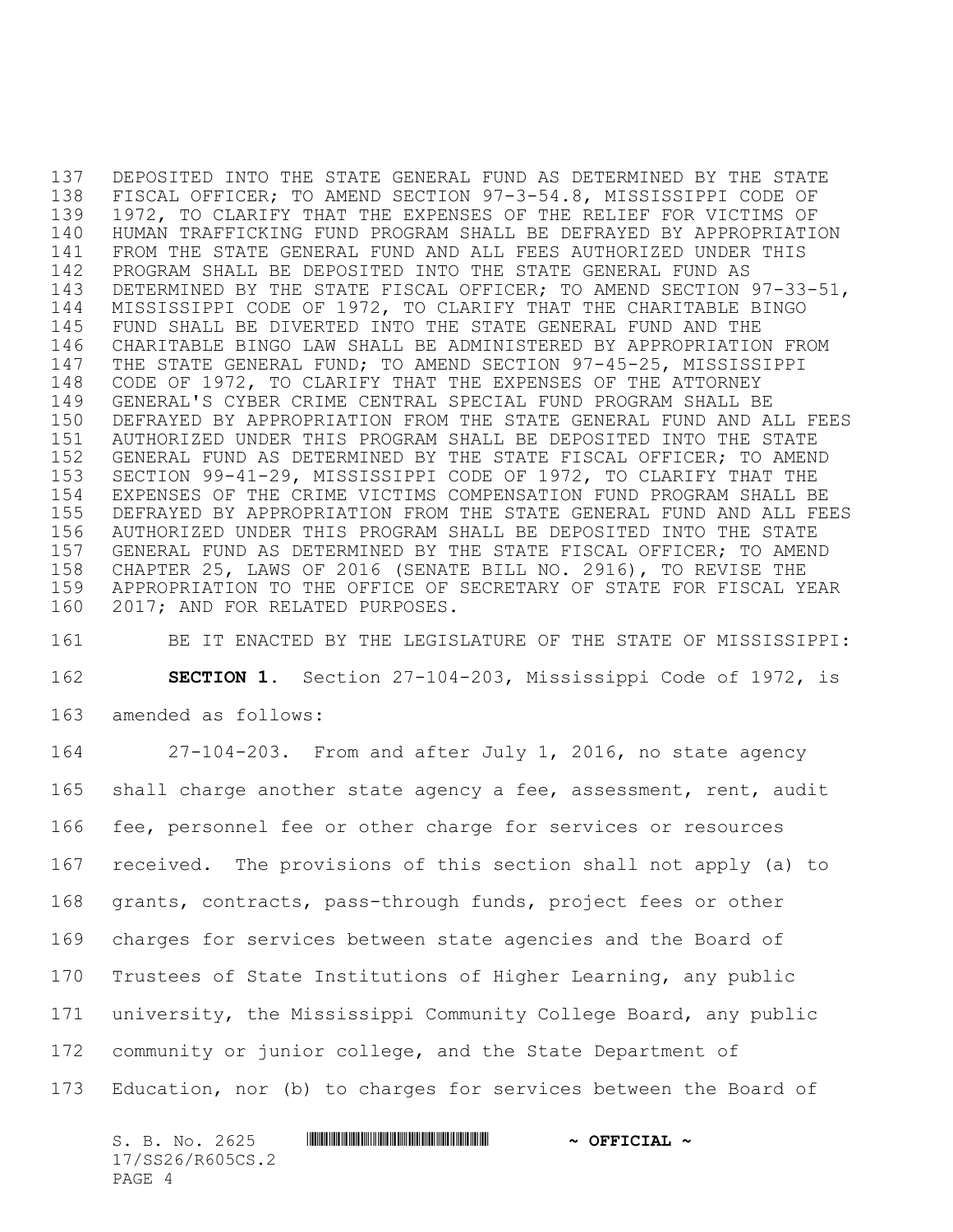DEPOSITED INTO THE STATE GENERAL FUND AS DETERMINED BY THE STATE FISCAL OFFICER; TO AMEND SECTION 97-3-54.8, MISSISSIPPI CODE OF 1972, TO CLARIFY THAT THE EXPENSES OF THE RELIEF FOR VICTIMS OF HUMAN TRAFFICKING FUND PROGRAM SHALL BE DEFRAYED BY APPROPRIATION FROM THE STATE GENERAL FUND AND ALL FEES AUTHORIZED UNDER THIS PROGRAM SHALL BE DEPOSITED INTO THE STATE GENERAL FUND AS DETERMINED BY THE STATE FISCAL OFFICER; TO AMEND SECTION 97-33-51, MISSISSIPPI CODE OF 1972, TO CLARIFY THAT THE CHARITABLE BINGO FUND SHALL BE DIVERTED INTO THE STATE GENERAL FUND AND THE CHARITABLE BINGO LAW SHALL BE ADMINISTERED BY APPROPRIATION FROM THE STATE GENERAL FUND; TO AMEND SECTION 97-45-25, MISSISSIPPI CODE OF 1972, TO CLARIFY THAT THE EXPENSES OF THE ATTORNEY GENERAL'S CYBER CRIME CENTRAL SPECIAL FUND PROGRAM SHALL BE DEFRAYED BY APPROPRIATION FROM THE STATE GENERAL FUND AND ALL FEES AUTHORIZED UNDER THIS PROGRAM SHALL BE DEPOSITED INTO THE STATE GENERAL FUND AS DETERMINED BY THE STATE FISCAL OFFICER; TO AMEND SECTION 99-41-29, MISSISSIPPI CODE OF 1972, TO CLARIFY THAT THE EXPENSES OF THE CRIME VICTIMS COMPENSATION FUND PROGRAM SHALL BE DEFRAYED BY APPROPRIATION FROM THE STATE GENERAL FUND AND ALL FEES AUTHORIZED UNDER THIS PROGRAM SHALL BE DEPOSITED INTO THE STATE GENERAL FUND AS DETERMINED BY THE STATE FISCAL OFFICER; TO AMEND CHAPTER 25, LAWS OF 2016 (SENATE BILL NO. 2916), TO REVISE THE APPROPRIATION TO THE OFFICE OF SECRETARY OF STATE FOR FISCAL YEAR 2017; AND FOR RELATED PURPOSES.

BE IT ENACTED BY THE LEGISLATURE OF THE STATE OF MISSISSIPPI:

**SECTION 1.** Section 27-104-203, Mississippi Code of 1972, is amended as follows:

27-104-203. From and after July 1, 2016, no state agency shall charge another state agency a fee, assessment, rent, audit fee, personnel fee or other charge for services or resources received. The provisions of this section shall not apply (a) to grants, contracts, pass-through funds, project fees or other charges for services between state agencies and the Board of Trustees of State Institutions of Higher Learning, any public university, the Mississippi Community College Board, any public community or junior college, and the State Department of Education, nor (b) to charges for services between the Board of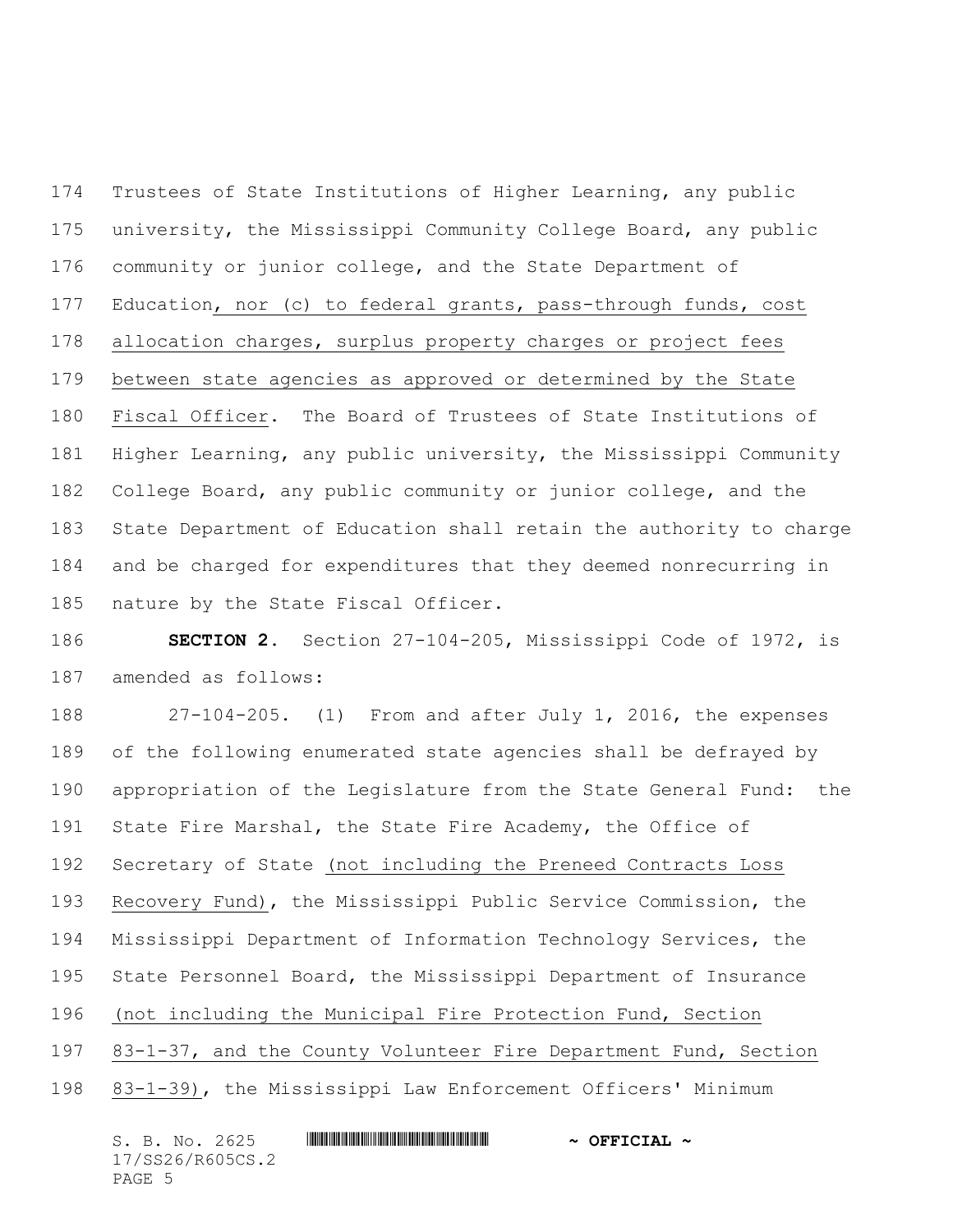Trustees of State Institutions of Higher Learning, any public university, the Mississippi Community College Board, any public community or junior college, and the State Department of Education, nor (c) to federal grants, pass-through funds, cost allocation charges, surplus property charges or project fees between state agencies as approved or determined by the State Fiscal Officer. The Board of Trustees of State Institutions of Higher Learning, any public university, the Mississippi Community College Board, any public community or junior college, and the State Department of Education shall retain the authority to charge and be charged for expenditures that they deemed nonrecurring in nature by the State Fiscal Officer.

**SECTION 2.** Section 27-104-205, Mississippi Code of 1972, is amended as follows:

27-104-205. (1) From and after July 1, 2016, the expenses of the following enumerated state agencies shall be defrayed by appropriation of the Legislature from the State General Fund: the State Fire Marshal, the State Fire Academy, the Office of Secretary of State (not including the Preneed Contracts Loss Recovery Fund), the Mississippi Public Service Commission, the Mississippi Department of Information Technology Services, the State Personnel Board, the Mississippi Department of Insurance (not including the Municipal Fire Protection Fund, Section 83-1-37, and the County Volunteer Fire Department Fund, Section 83-1-39), the Mississippi Law Enforcement Officers' Minimum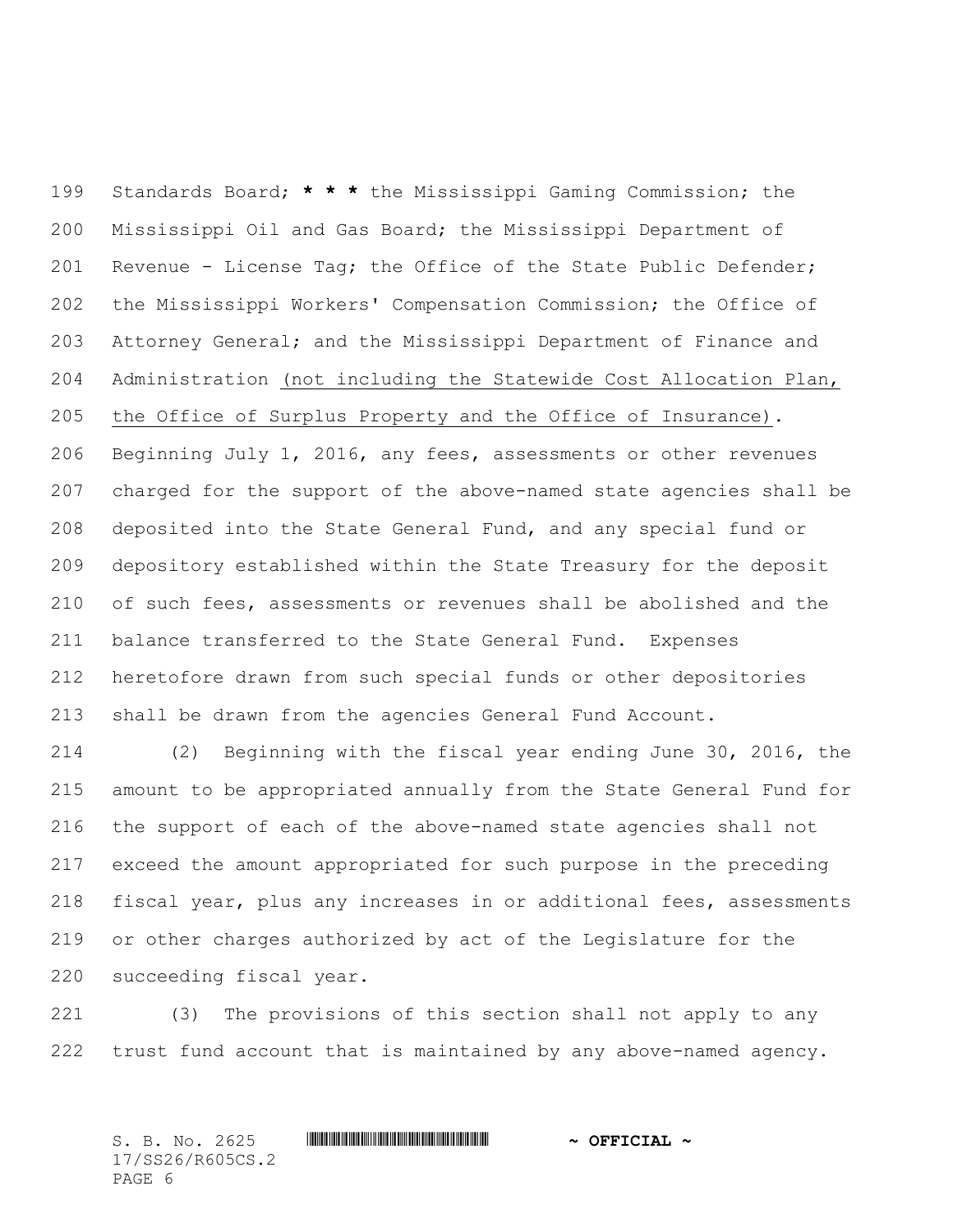Standards Board; * * * the Mississippi Gaming Commission; the Mississippi Oil and Gas Board; the Mississippi Department of Revenue - License Tag; the Office of the State Public Defender; the Mississippi Workers' Compensation Commission; the Office of Attorney General; and the Mississippi Department of Finance and Administration <u>(not including the Statewide Cost Allocation Plan, the Office of Surplus Property and the Office of Insurance)</u>. Beginning July 1, 2016, any fees, assessments or other revenues charged for the support of the above-named state agencies shall be deposited into the State General Fund, and any special fund or depository established within the State Treasury for the deposit of such fees, assessments or revenues shall be abolished and the balance transferred to the State General Fund. Expenses heretofore drawn from such special funds or other depositories shall be drawn from the agencies General Fund Account.

(2) Beginning with the fiscal year ending June 30, 2016, the amount to be appropriated annually from the State General Fund for the support of each of the above-named state agencies shall not exceed the amount appropriated for such purpose in the preceding fiscal year, plus any increases in or additional fees, assessments or other charges authorized by act of the Legislature for the succeeding fiscal year.

(3) The provisions of this section shall not apply to any trust fund account that is maintained by any above-named agency.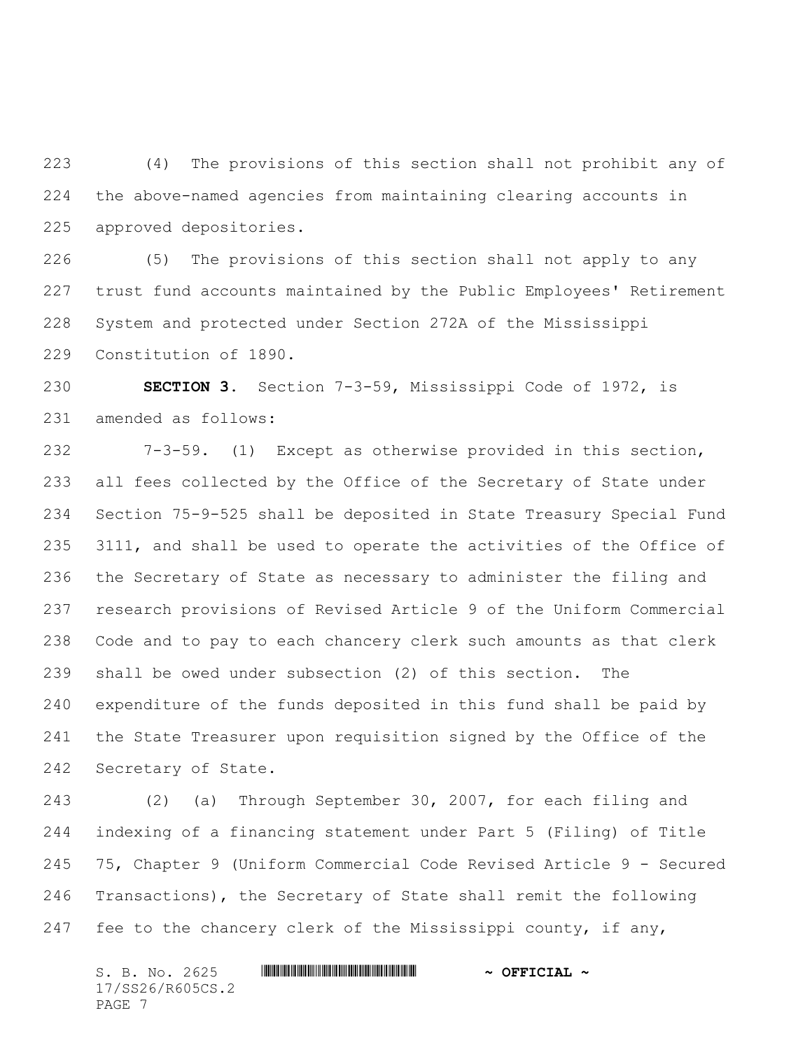(4) The provisions of this section shall not prohibit any of the above-named agencies from maintaining clearing accounts in approved depositories.

(5) The provisions of this section shall not apply to any trust fund accounts maintained by the Public Employees' Retirement System and protected under Section 272A of the Mississippi Constitution of 1890.

**SECTION 3.** Section 7-3-59, Mississippi Code of 1972, is amended as follows:

7-3-59. (1) Except as otherwise provided in this section, all fees collected by the Office of the Secretary of State under Section 75-9-525 shall be deposited in State Treasury Special Fund 3111, and shall be used to operate the activities of the Office of the Secretary of State as necessary to administer the filing and research provisions of Revised Article 9 of the Uniform Commercial Code and to pay to each chancery clerk such amounts as that clerk shall be owed under subsection (2) of this section. The expenditure of the funds deposited in this fund shall be paid by the State Treasurer upon requisition signed by the Office of the Secretary of State.

(2) (a) Through September 30, 2007, for each filing and indexing of a financing statement under Part 5 (Filing) of Title 75, Chapter 9 (Uniform Commercial Code Revised Article 9 - Secured Transactions), the Secretary of State shall remit the following fee to the chancery clerk of the Mississippi county, if any,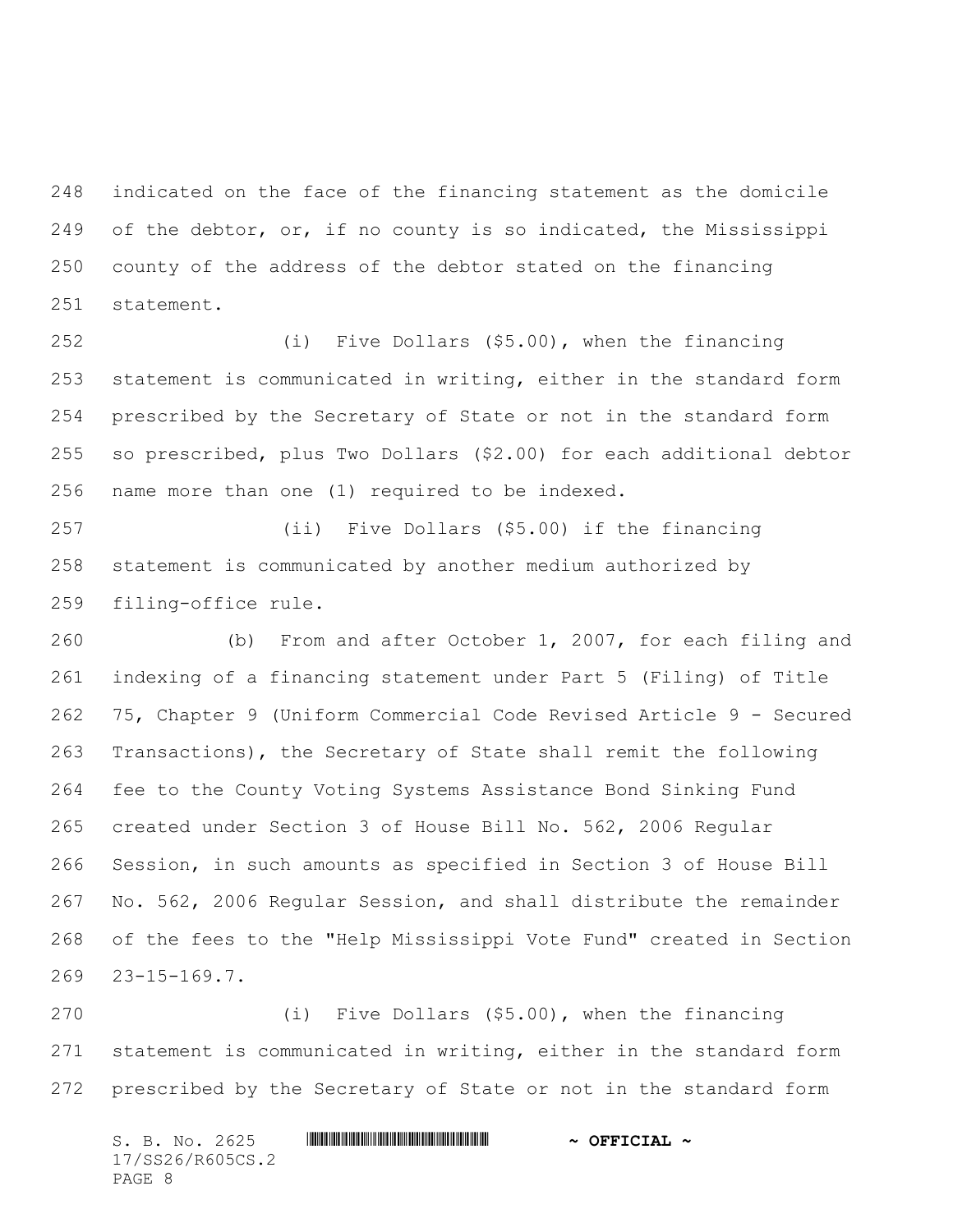indicated on the face of the financing statement as the domicile of the debtor, or, if no county is so indicated, the Mississippi county of the address of the debtor stated on the financing statement.

(i) Five Dollars ($5.00), when the financing statement is communicated in writing, either in the standard form prescribed by the Secretary of State or not in the standard form so prescribed, plus Two Dollars ($2.00) for each additional debtor name more than one (1) required to be indexed.

(ii) Five Dollars ($5.00) if the financing statement is communicated by another medium authorized by filing-office rule.

(b) From and after October 1, 2007, for each filing and indexing of a financing statement under Part 5 (Filing) of Title 75, Chapter 9 (Uniform Commercial Code Revised Article 9 - Secured Transactions), the Secretary of State shall remit the following fee to the County Voting Systems Assistance Bond Sinking Fund created under Section 3 of House Bill No. 562, 2006 Regular Session, in such amounts as specified in Section 3 of House Bill No. 562, 2006 Regular Session, and shall distribute the remainder of the fees to the "Help Mississippi Vote Fund" created in Section 23-15-169.7.

(i) Five Dollars ($5.00), when the financing statement is communicated in writing, either in the standard form prescribed by the Secretary of State or not in the standard form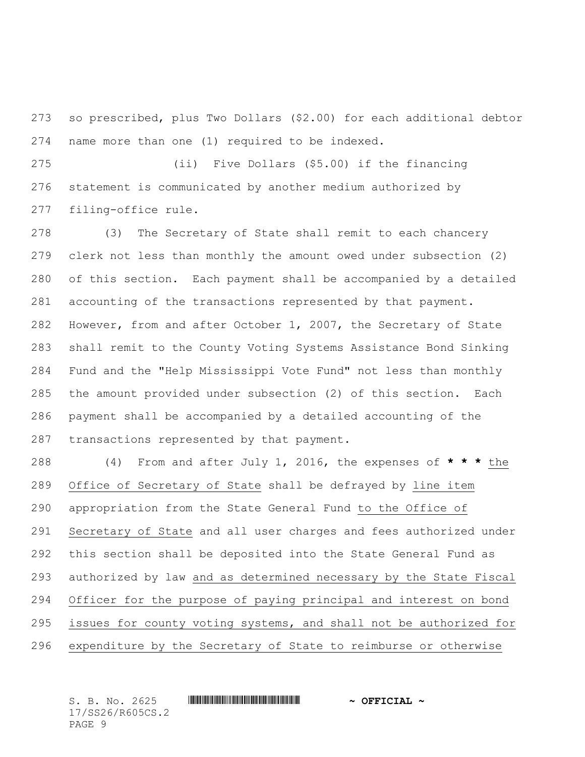so prescribed, plus Two Dollars ($2.00) for each additional debtor name more than one (1) required to be indexed.

(ii) Five Dollars ($5.00) if the financing statement is communicated by another medium authorized by filing-office rule.

(3) The Secretary of State shall remit to each chancery clerk not less than monthly the amount owed under subsection (2) of this section. Each payment shall be accompanied by a detailed accounting of the transactions represented by that payment. However, from and after October 1, 2007, the Secretary of State shall remit to the County Voting Systems Assistance Bond Sinking Fund and the "Help Mississippi Vote Fund" not less than monthly the amount provided under subsection (2) of this section. Each payment shall be accompanied by a detailed accounting of the transactions represented by that payment.

(4) From and after July 1, 2016, the expenses of **\* \* \*** the Office of Secretary of State shall be defrayed by line item appropriation from the State General Fund to the Office of Secretary of State and all user charges and fees authorized under this section shall be deposited into the State General Fund as authorized by law and as determined necessary by the State Fiscal Officer for the purpose of paying principal and interest on bond issues for county voting systems, and shall not be authorized for expenditure by the Secretary of State to reimburse or otherwise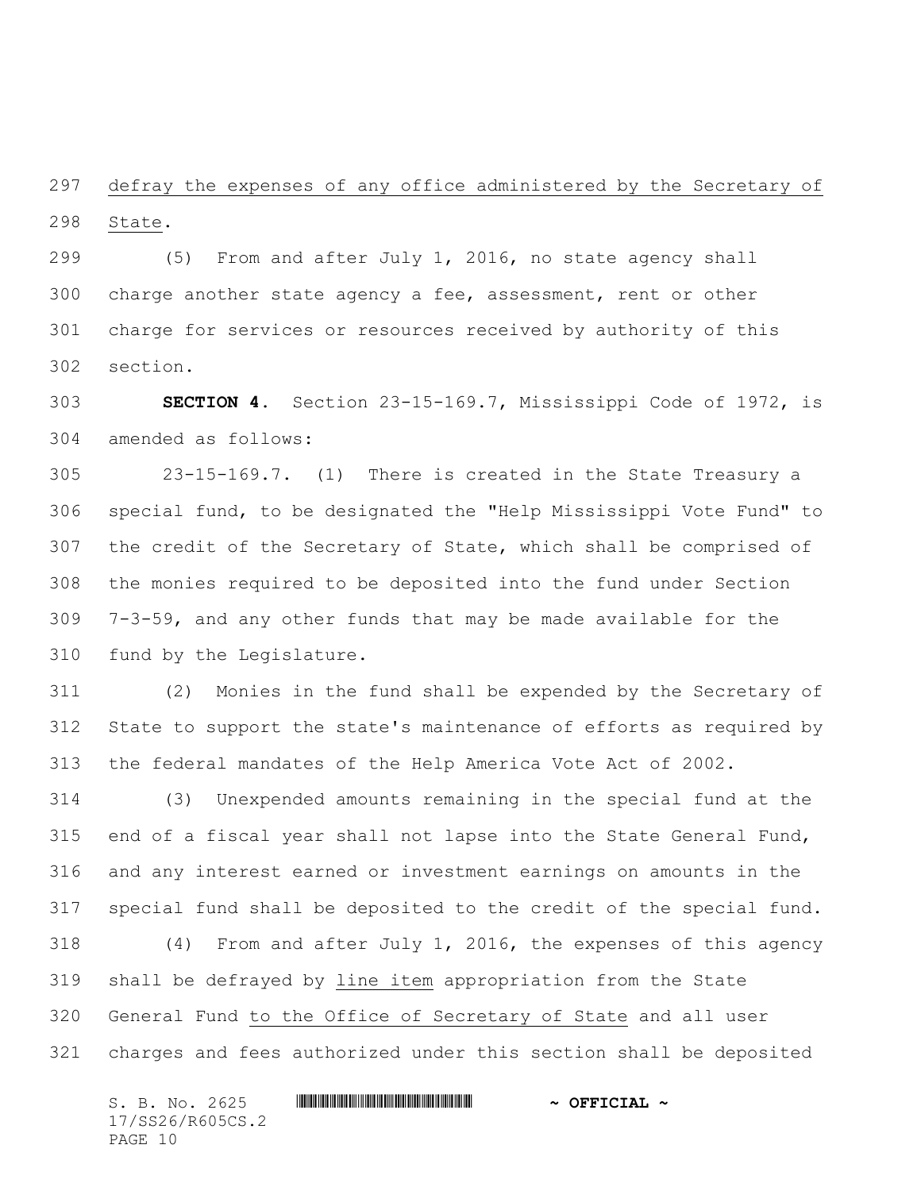defray the expenses of any office administered by the Secretary of State.

(5) From and after July 1, 2016, no state agency shall charge another state agency a fee, assessment, rent or other charge for services or resources received by authority of this section.

**SECTION 4.** Section 23-15-169.7, Mississippi Code of 1972, is amended as follows:

23-15-169.7. (1) There is created in the State Treasury a special fund, to be designated the "Help Mississippi Vote Fund" to the credit of the Secretary of State, which shall be comprised of the monies required to be deposited into the fund under Section 7-3-59, and any other funds that may be made available for the fund by the Legislature.

(2) Monies in the fund shall be expended by the Secretary of State to support the state's maintenance of efforts as required by the federal mandates of the Help America Vote Act of 2002.

(3) Unexpended amounts remaining in the special fund at the end of a fiscal year shall not lapse into the State General Fund, and any interest earned or investment earnings on amounts in the special fund shall be deposited to the credit of the special fund.

(4) From and after July 1, 2016, the expenses of this agency shall be defrayed by line item appropriation from the State General Fund to the Office of Secretary of State and all user charges and fees authorized under this section shall be deposited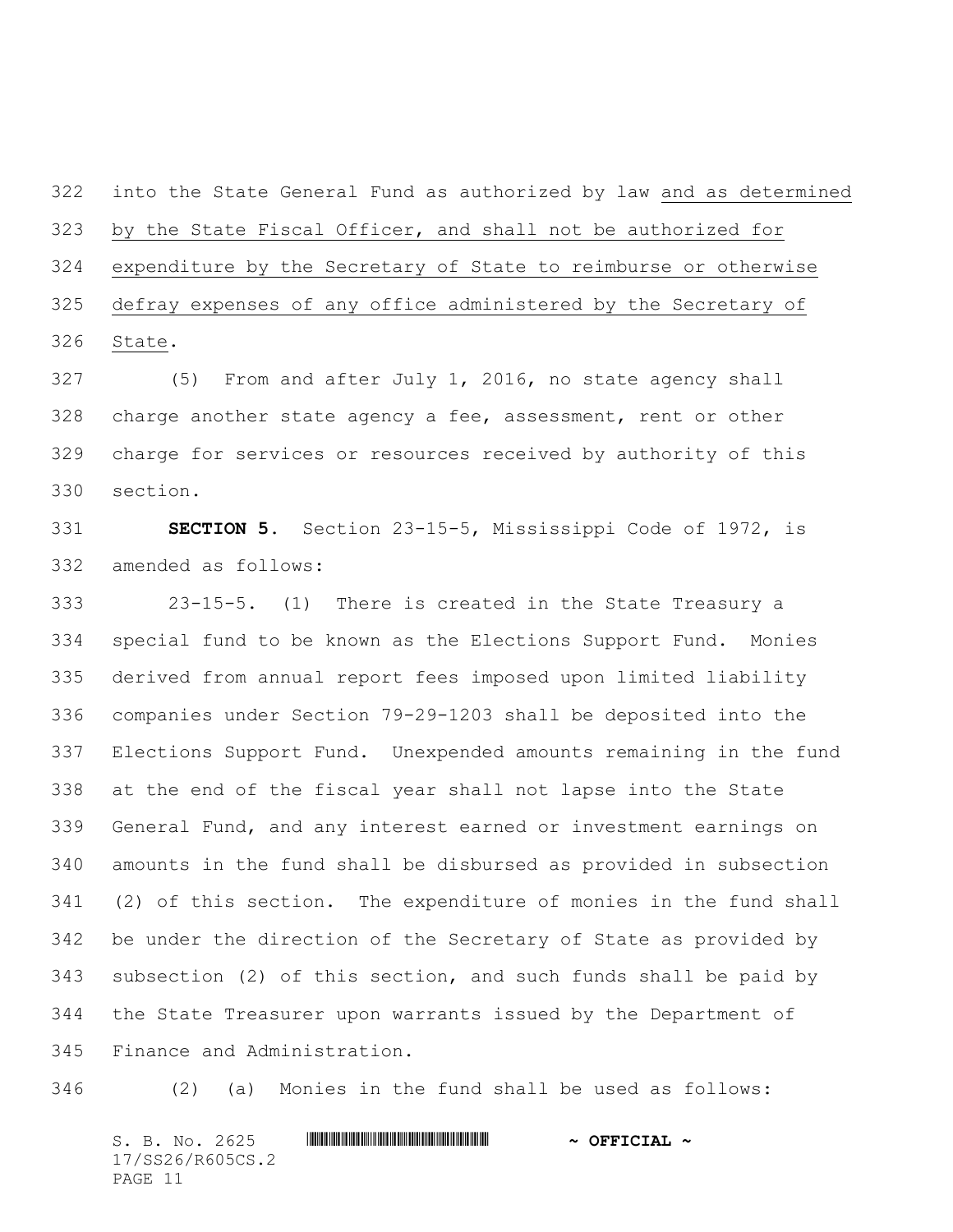into the State General Fund as authorized by law and as determined by the State Fiscal Officer, and shall not be authorized for expenditure by the Secretary of State to reimburse or otherwise defray expenses of any office administered by the Secretary of State.

(5) From and after July 1, 2016, no state agency shall charge another state agency a fee, assessment, rent or other charge for services or resources received by authority of this section.

**SECTION 5.** Section 23-15-5, Mississippi Code of 1972, is amended as follows:

23-15-5. (1) There is created in the State Treasury a special fund to be known as the Elections Support Fund. Monies derived from annual report fees imposed upon limited liability companies under Section 79-29-1203 shall be deposited into the Elections Support Fund. Unexpended amounts remaining in the fund at the end of the fiscal year shall not lapse into the State General Fund, and any interest earned or investment earnings on amounts in the fund shall be disbursed as provided in subsection (2) of this section. The expenditure of monies in the fund shall be under the direction of the Secretary of State as provided by subsection (2) of this section, and such funds shall be paid by the State Treasurer upon warrants issued by the Department of Finance and Administration.

(2) (a) Monies in the fund shall be used as follows: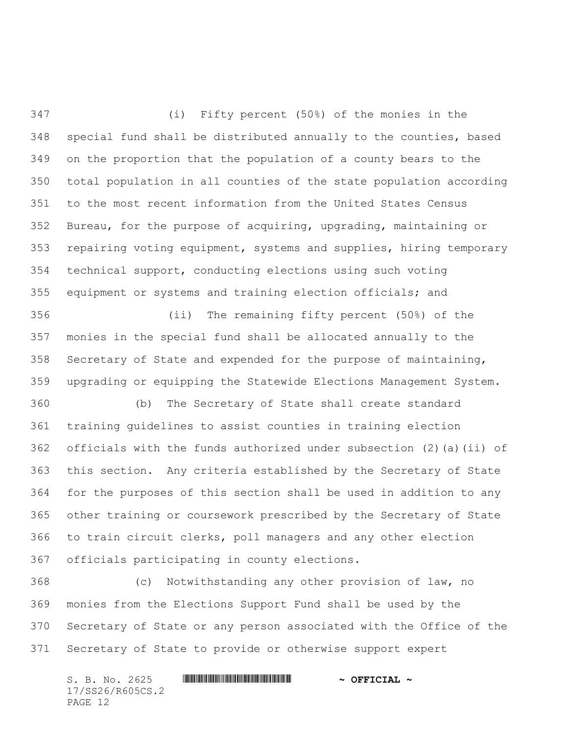(i) Fifty percent (50%) of the monies in the special fund shall be distributed annually to the counties, based on the proportion that the population of a county bears to the total population in all counties of the state population according to the most recent information from the United States Census Bureau, for the purpose of acquiring, upgrading, maintaining or repairing voting equipment, systems and supplies, hiring temporary technical support, conducting elections using such voting equipment or systems and training election officials; and

(ii) The remaining fifty percent (50%) of the monies in the special fund shall be allocated annually to the Secretary of State and expended for the purpose of maintaining, upgrading or equipping the Statewide Elections Management System.

(b) The Secretary of State shall create standard training guidelines to assist counties in training election officials with the funds authorized under subsection (2)(a)(ii) of this section. Any criteria established by the Secretary of State for the purposes of this section shall be used in addition to any other training or coursework prescribed by the Secretary of State to train circuit clerks, poll managers and any other election officials participating in county elections.

(c) Notwithstanding any other provision of law, no monies from the Elections Support Fund shall be used by the Secretary of State or any person associated with the Office of the Secretary of State to provide or otherwise support expert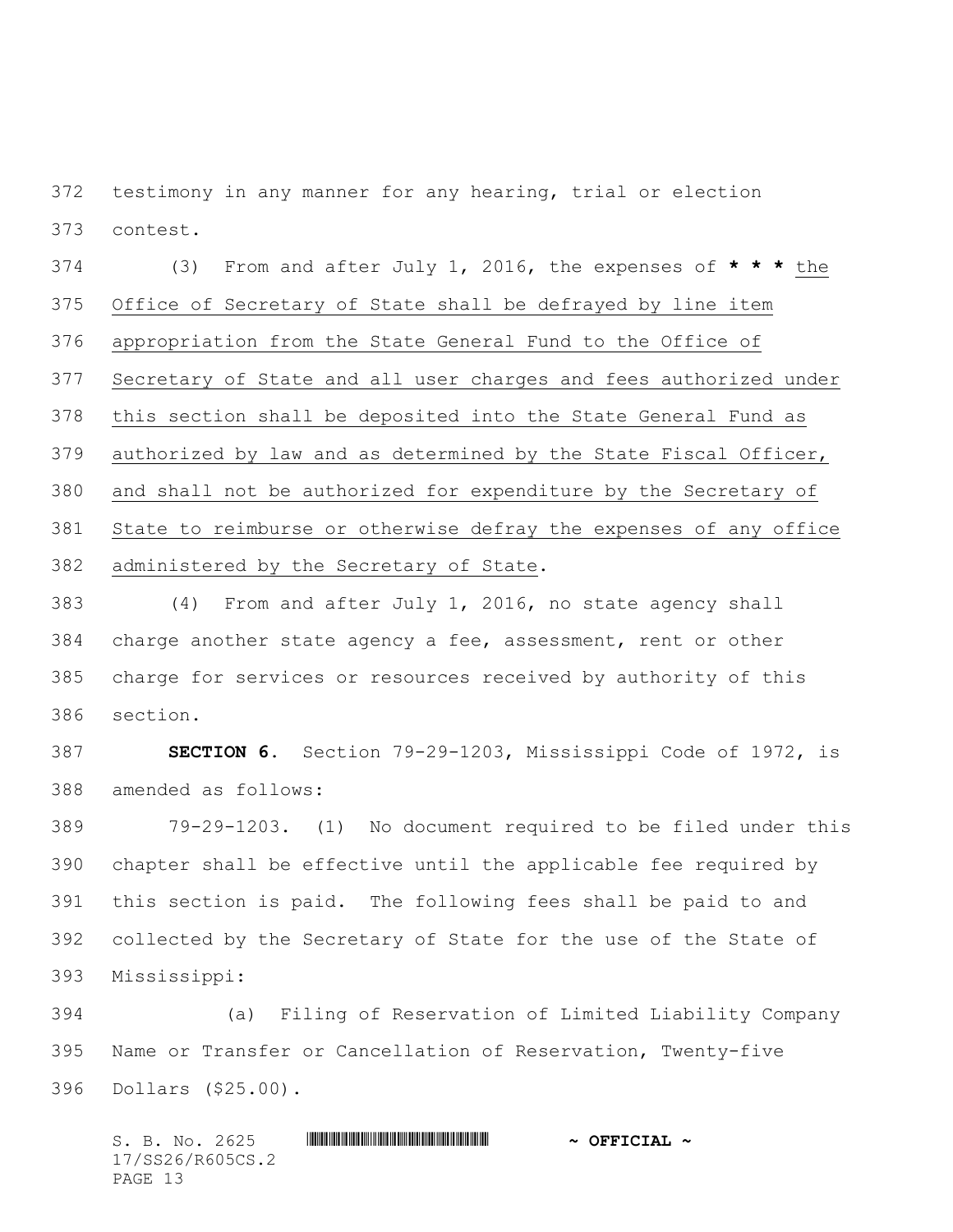testimony in any manner for any hearing, trial or election contest.

(3) From and after July 1, 2016, the expenses of **\* \* \*** <u>the Office of Secretary of State shall be defrayed by line item appropriation from the State General Fund to the Office of Secretary of State and all user charges and fees authorized under this section shall be deposited into the State General Fund as authorized by law and as determined by the State Fiscal Officer, and shall not be authorized for expenditure by the Secretary of State to reimburse or otherwise defray the expenses of any office administered by the Secretary of State</u>.

(4) From and after July 1, 2016, no state agency shall charge another state agency a fee, assessment, rent or other charge for services or resources received by authority of this section.

**SECTION 6.** Section 79-29-1203, Mississippi Code of 1972, is amended as follows:

79-29-1203. (1) No document required to be filed under this chapter shall be effective until the applicable fee required by this section is paid. The following fees shall be paid to and collected by the Secretary of State for the use of the State of Mississippi:

(a) Filing of Reservation of Limited Liability Company Name or Transfer or Cancellation of Reservation, Twenty-five Dollars ($25.00).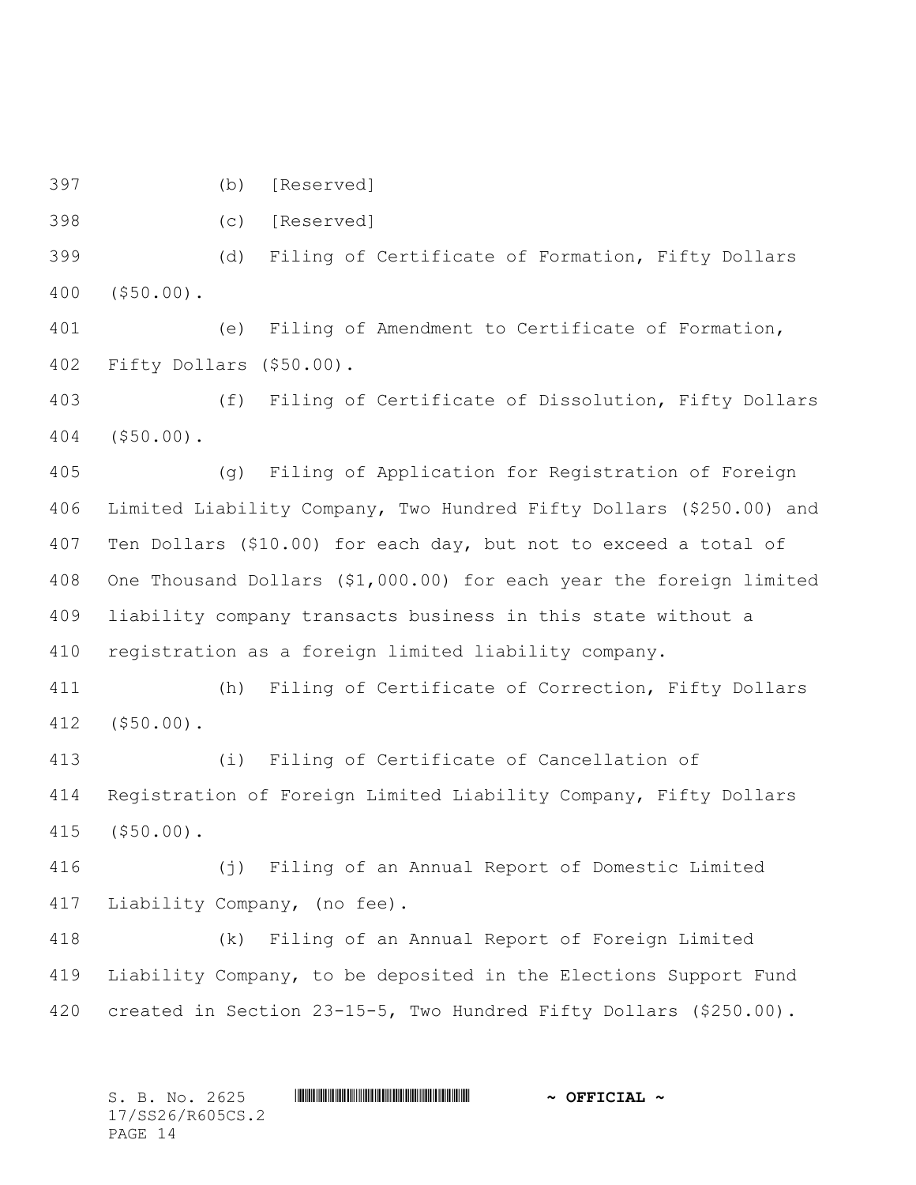(b) [Reserved]

(c) [Reserved]

(d) Filing of Certificate of Formation, Fifty Dollars ($50.00).

(e) Filing of Amendment to Certificate of Formation, Fifty Dollars ($50.00).

(f) Filing of Certificate of Dissolution, Fifty Dollars ($50.00).

(g) Filing of Application for Registration of Foreign Limited Liability Company, Two Hundred Fifty Dollars ($250.00) and Ten Dollars ($10.00) for each day, but not to exceed a total of One Thousand Dollars ($1,000.00) for each year the foreign limited liability company transacts business in this state without a registration as a foreign limited liability company.

(h) Filing of Certificate of Correction, Fifty Dollars ($50.00).

(i) Filing of Certificate of Cancellation of Registration of Foreign Limited Liability Company, Fifty Dollars ($50.00).

(j) Filing of an Annual Report of Domestic Limited Liability Company, (no fee).

(k) Filing of an Annual Report of Foreign Limited Liability Company, to be deposited in the Elections Support Fund created in Section 23-15-5, Two Hundred Fifty Dollars ($250.00).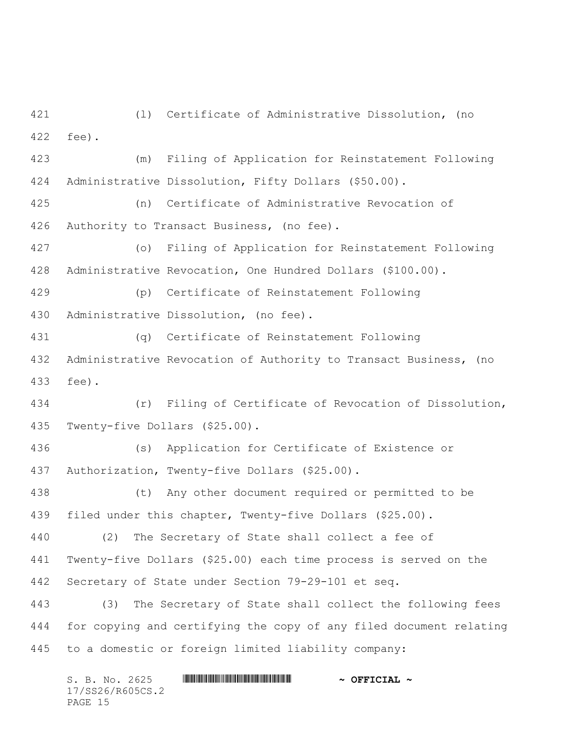(l) Certificate of Administrative Dissolution, (no fee).

(m) Filing of Application for Reinstatement Following Administrative Dissolution, Fifty Dollars ($50.00).

(n) Certificate of Administrative Revocation of Authority to Transact Business, (no fee).

(o) Filing of Application for Reinstatement Following Administrative Revocation, One Hundred Dollars ($100.00).

(p) Certificate of Reinstatement Following Administrative Dissolution, (no fee).

(q) Certificate of Reinstatement Following Administrative Revocation of Authority to Transact Business, (no fee).

(r) Filing of Certificate of Revocation of Dissolution, Twenty-five Dollars ($25.00).

(s) Application for Certificate of Existence or Authorization, Twenty-five Dollars ($25.00).

(t) Any other document required or permitted to be filed under this chapter, Twenty-five Dollars ($25.00).

(2) The Secretary of State shall collect a fee of Twenty-five Dollars ($25.00) each time process is served on the Secretary of State under Section 79-29-101 et seq.

(3) The Secretary of State shall collect the following fees for copying and certifying the copy of any filed document relating to a domestic or foreign limited liability company: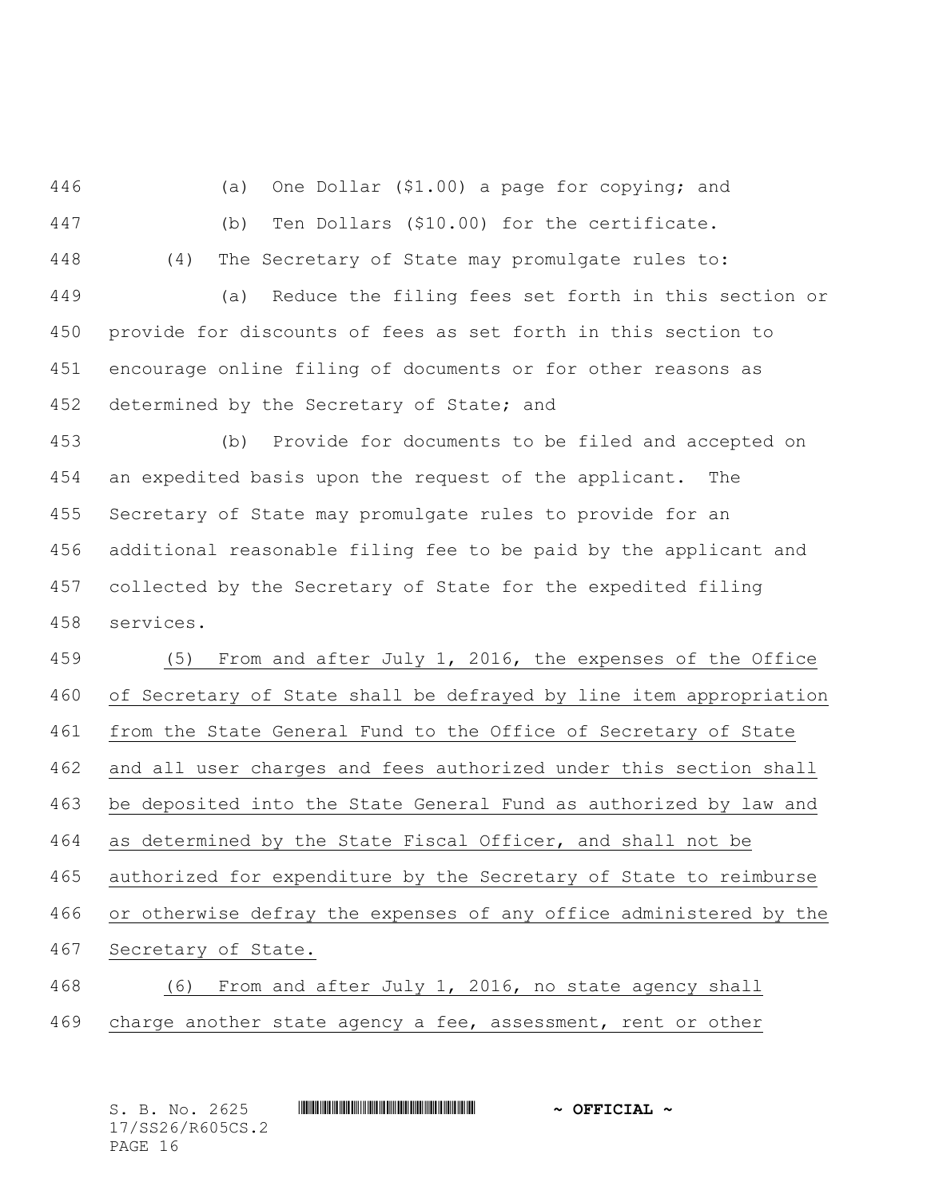(a) One Dollar ($1.00) a page for copying; and

(b) Ten Dollars ($10.00) for the certificate.

(4) The Secretary of State may promulgate rules to:

(a) Reduce the filing fees set forth in this section or provide for discounts of fees as set forth in this section to encourage online filing of documents or for other reasons as determined by the Secretary of State; and

(b) Provide for documents to be filed and accepted on an expedited basis upon the request of the applicant. The Secretary of State may promulgate rules to provide for an additional reasonable filing fee to be paid by the applicant and collected by the Secretary of State for the expedited filing services.

(5) From and after July 1, 2016, the expenses of the Office of Secretary of State shall be defrayed by line item appropriation from the State General Fund to the Office of Secretary of State and all user charges and fees authorized under this section shall be deposited into the State General Fund as authorized by law and as determined by the State Fiscal Officer, and shall not be authorized for expenditure by the Secretary of State to reimburse or otherwise defray the expenses of any office administered by the Secretary of State.

(6) From and after July 1, 2016, no state agency shall charge another state agency a fee, assessment, rent or other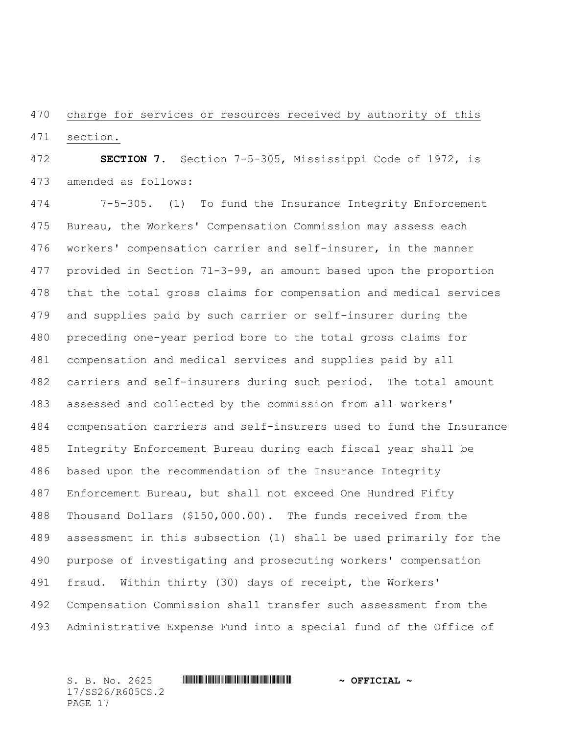charge for services or resources received by authority of this section.

**SECTION 7.** Section 7-5-305, Mississippi Code of 1972, is amended as follows:

7-5-305. (1) To fund the Insurance Integrity Enforcement Bureau, the Workers' Compensation Commission may assess each workers' compensation carrier and self-insurer, in the manner provided in Section 71-3-99, an amount based upon the proportion that the total gross claims for compensation and medical services and supplies paid by such carrier or self-insurer during the preceding one-year period bore to the total gross claims for compensation and medical services and supplies paid by all carriers and self-insurers during such period. The total amount assessed and collected by the commission from all workers' compensation carriers and self-insurers used to fund the Insurance Integrity Enforcement Bureau during each fiscal year shall be based upon the recommendation of the Insurance Integrity Enforcement Bureau, but shall not exceed One Hundred Fifty Thousand Dollars ($150,000.00). The funds received from the assessment in this subsection (1) shall be used primarily for the purpose of investigating and prosecuting workers' compensation fraud. Within thirty (30) days of receipt, the Workers' Compensation Commission shall transfer such assessment from the Administrative Expense Fund into a special fund of the Office of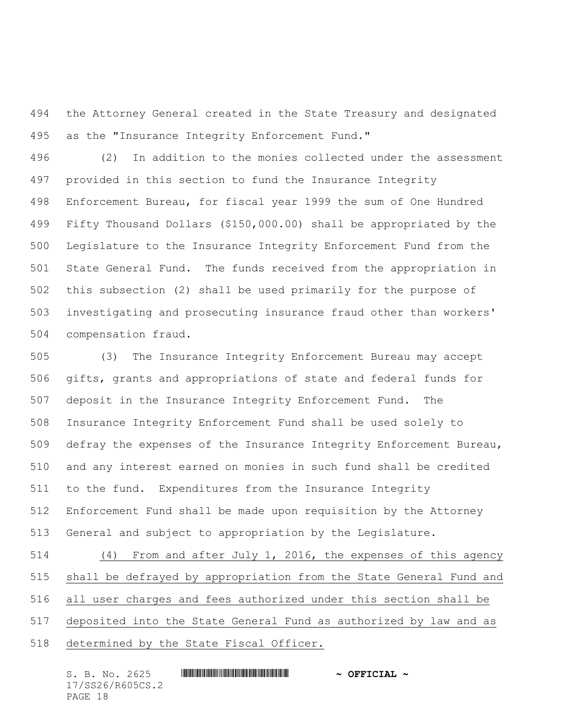the Attorney General created in the State Treasury and designated as the "Insurance Integrity Enforcement Fund."

(2) In addition to the monies collected under the assessment provided in this section to fund the Insurance Integrity Enforcement Bureau, for fiscal year 1999 the sum of One Hundred Fifty Thousand Dollars ($150,000.00) shall be appropriated by the Legislature to the Insurance Integrity Enforcement Fund from the State General Fund. The funds received from the appropriation in this subsection (2) shall be used primarily for the purpose of investigating and prosecuting insurance fraud other than workers' compensation fraud.

(3) The Insurance Integrity Enforcement Bureau may accept gifts, grants and appropriations of state and federal funds for deposit in the Insurance Integrity Enforcement Fund. The Insurance Integrity Enforcement Fund shall be used solely to defray the expenses of the Insurance Integrity Enforcement Bureau, and any interest earned on monies in such fund shall be credited to the fund. Expenditures from the Insurance Integrity Enforcement Fund shall be made upon requisition by the Attorney General and subject to appropriation by the Legislature.

<u>(4) From and after July 1, 2016, the expenses of this agency shall be defrayed by appropriation from the State General Fund and all user charges and fees authorized under this section shall be deposited into the State General Fund as authorized by law and as determined by the State Fiscal Officer.</u>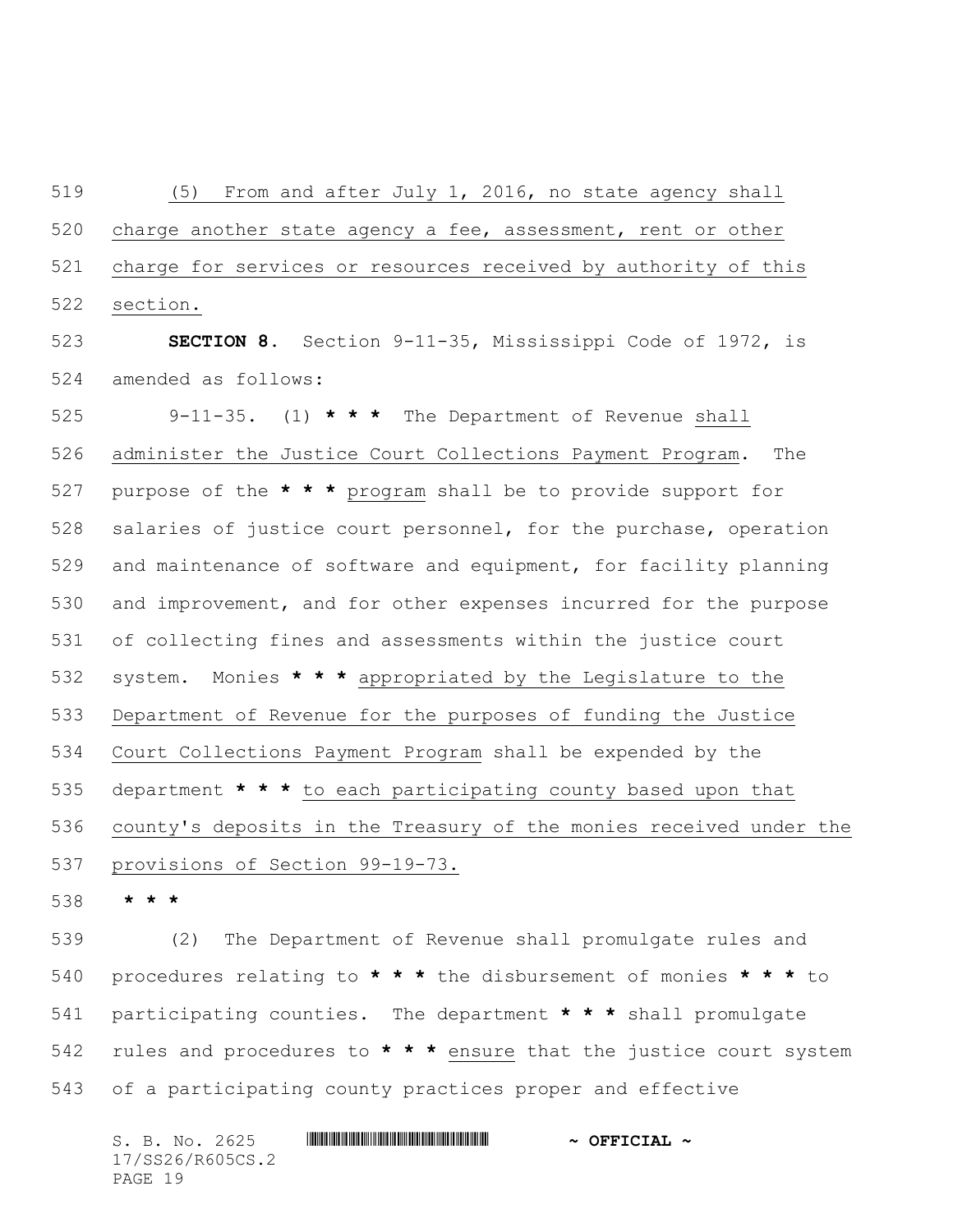(5) From and after July 1, 2016, no state agency shall charge another state agency a fee, assessment, rent or other charge for services or resources received by authority of this section.

**SECTION 8.** Section 9-11-35, Mississippi Code of 1972, is amended as follows:

9-11-35. (1) *** The Department of Revenue shall administer the Justice Court Collections Payment Program. The purpose of the *** program shall be to provide support for salaries of justice court personnel, for the purchase, operation and maintenance of software and equipment, for facility planning and improvement, and for other expenses incurred for the purpose of collecting fines and assessments within the justice court system. Monies *** appropriated by the Legislature to the Department of Revenue for the purposes of funding the Justice Court Collections Payment Program shall be expended by the department *** to each participating county based upon that county's deposits in the Treasury of the monies received under the provisions of Section 99-19-73.

***

(2) The Department of Revenue shall promulgate rules and procedures relating to *** the disbursement of monies *** to participating counties. The department *** shall promulgate rules and procedures to *** ensure that the justice court system of a participating county practices proper and effective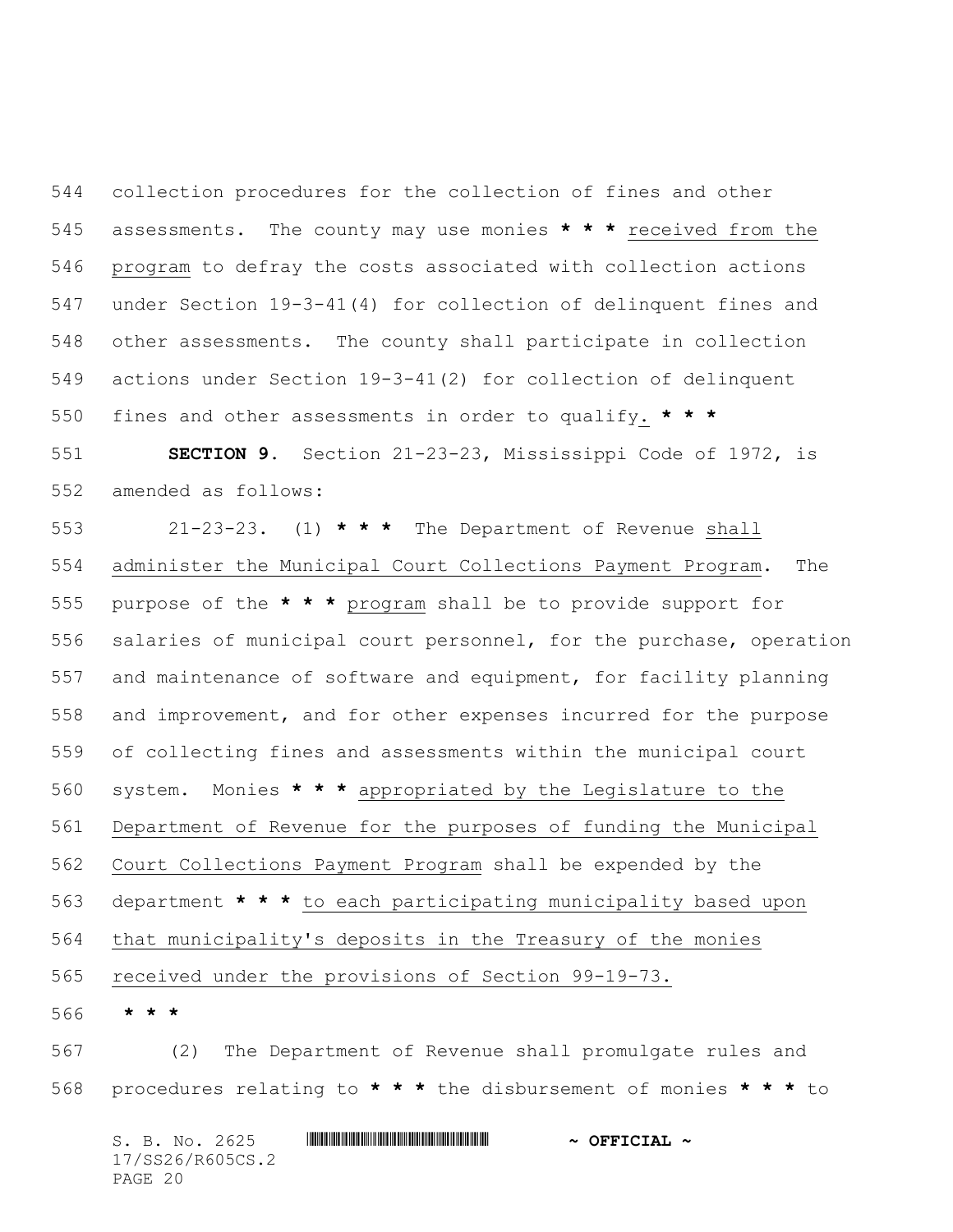collection procedures for the collection of fines and other assessments. The county may use monies * * * received from the program to defray the costs associated with collection actions under Section 19-3-41(4) for collection of delinquent fines and other assessments. The county shall participate in collection actions under Section 19-3-41(2) for collection of delinquent fines and other assessments in order to qualify. * * *

**SECTION 9.** Section 21-23-23, Mississippi Code of 1972, is amended as follows:

21-23-23. (1) * * * The Department of Revenue shall administer the Municipal Court Collections Payment Program. The purpose of the * * * program shall be to provide support for salaries of municipal court personnel, for the purchase, operation and maintenance of software and equipment, for facility planning and improvement, and for other expenses incurred for the purpose of collecting fines and assessments within the municipal court system. Monies * * * appropriated by the Legislature to the Department of Revenue for the purposes of funding the Municipal Court Collections Payment Program shall be expended by the department * * * to each participating municipality based upon that municipality's deposits in the Treasury of the monies received under the provisions of Section 99-19-73.

* * *

(2) The Department of Revenue shall promulgate rules and procedures relating to * * * the disbursement of monies * * * to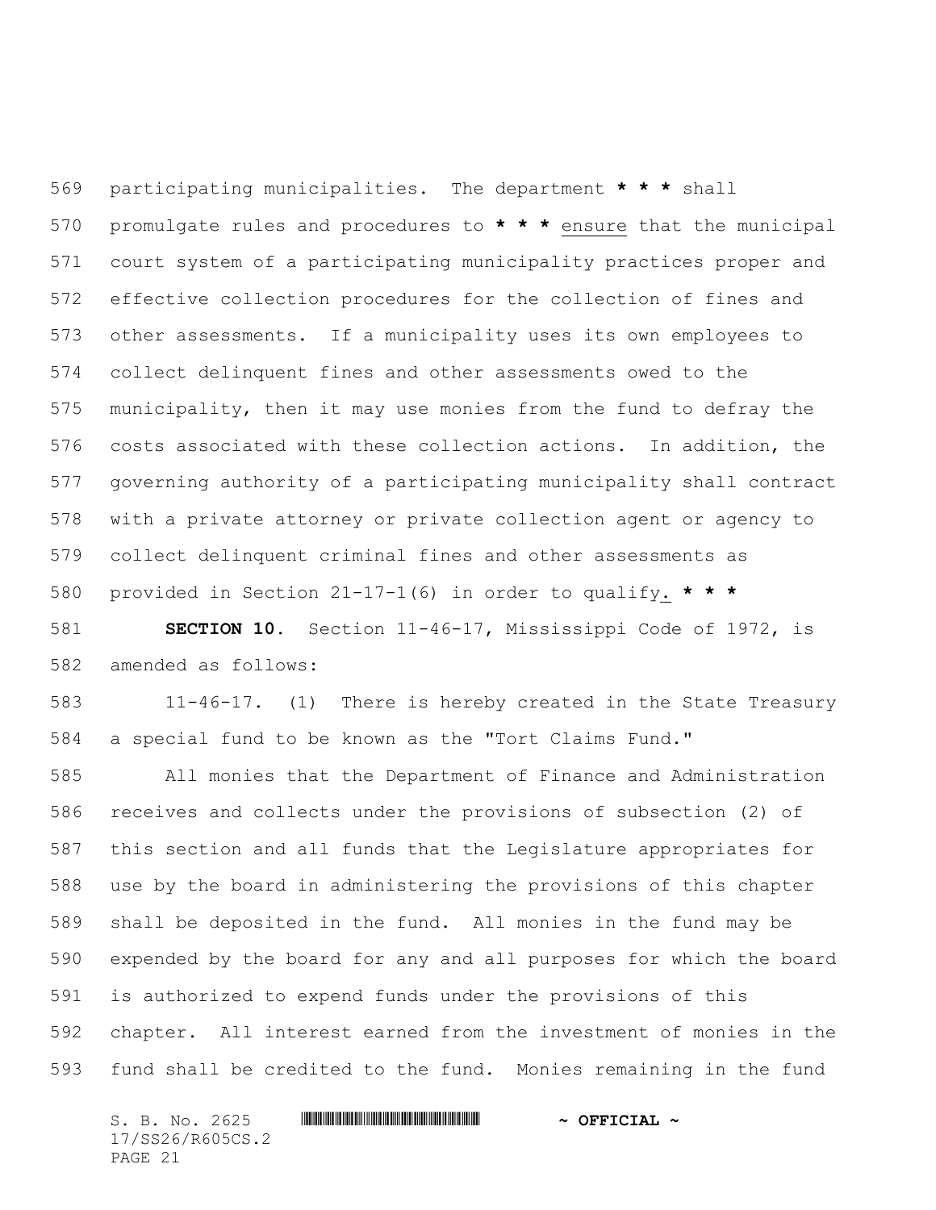participating municipalities. The department * * * shall promulgate rules and procedures to * * * ensure that the municipal court system of a participating municipality practices proper and effective collection procedures for the collection of fines and other assessments. If a municipality uses its own employees to collect delinquent fines and other assessments owed to the municipality, then it may use monies from the fund to defray the costs associated with these collection actions. In addition, the governing authority of a participating municipality shall contract with a private attorney or private collection agent or agency to collect delinquent criminal fines and other assessments as provided in Section 21-17-1(6) in order to qualify. * * *

**SECTION 10.** Section 11-46-17, Mississippi Code of 1972, is amended as follows:

11-46-17. (1) There is hereby created in the State Treasury a special fund to be known as the "Tort Claims Fund."

All monies that the Department of Finance and Administration receives and collects under the provisions of subsection (2) of this section and all funds that the Legislature appropriates for use by the board in administering the provisions of this chapter shall be deposited in the fund. All monies in the fund may be expended by the board for any and all purposes for which the board is authorized to expend funds under the provisions of this chapter. All interest earned from the investment of monies in the fund shall be credited to the fund. Monies remaining in the fund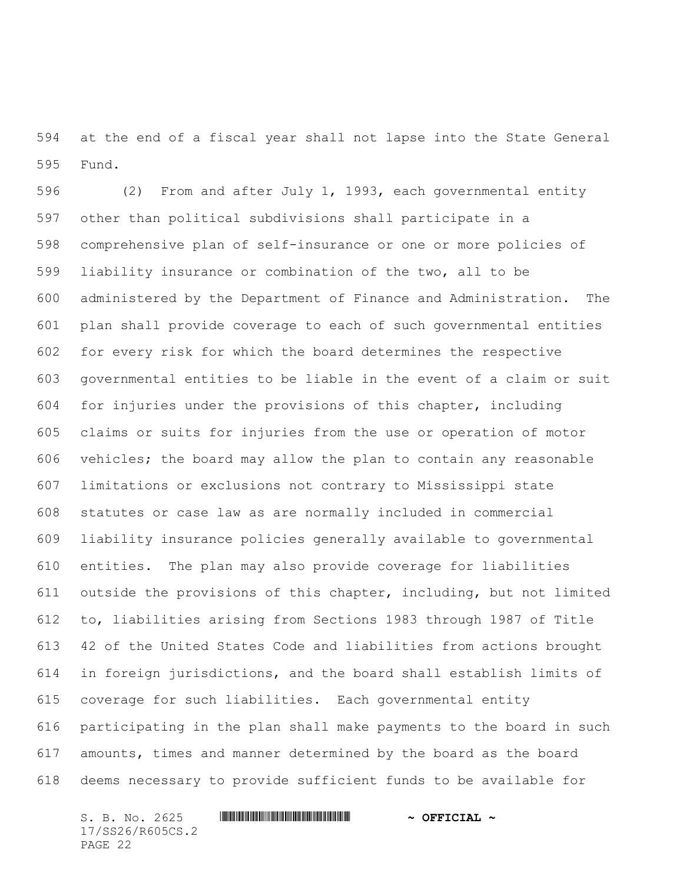at the end of a fiscal year shall not lapse into the State General Fund.

(2) From and after July 1, 1993, each governmental entity other than political subdivisions shall participate in a comprehensive plan of self-insurance or one or more policies of liability insurance or combination of the two, all to be administered by the Department of Finance and Administration. The plan shall provide coverage to each of such governmental entities for every risk for which the board determines the respective governmental entities to be liable in the event of a claim or suit for injuries under the provisions of this chapter, including claims or suits for injuries from the use or operation of motor vehicles; the board may allow the plan to contain any reasonable limitations or exclusions not contrary to Mississippi state statutes or case law as are normally included in commercial liability insurance policies generally available to governmental entities. The plan may also provide coverage for liabilities outside the provisions of this chapter, including, but not limited to, liabilities arising from Sections 1983 through 1987 of Title 42 of the United States Code and liabilities from actions brought in foreign jurisdictions, and the board shall establish limits of coverage for such liabilities. Each governmental entity participating in the plan shall make payments to the board in such amounts, times and manner determined by the board as the board deems necessary to provide sufficient funds to be available for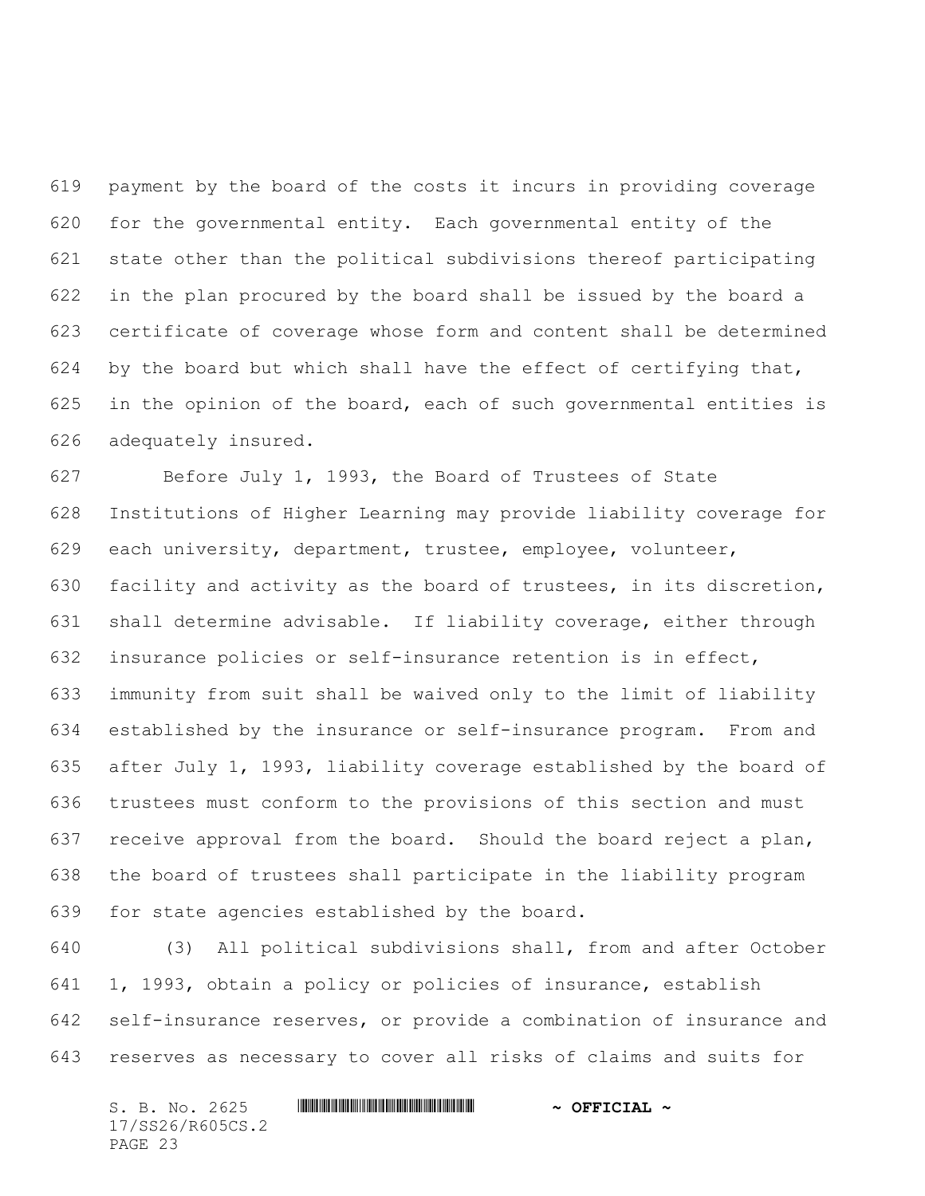payment by the board of the costs it incurs in providing coverage for the governmental entity. Each governmental entity of the state other than the political subdivisions thereof participating in the plan procured by the board shall be issued by the board a certificate of coverage whose form and content shall be determined by the board but which shall have the effect of certifying that, in the opinion of the board, each of such governmental entities is adequately insured.

Before July 1, 1993, the Board of Trustees of State Institutions of Higher Learning may provide liability coverage for each university, department, trustee, employee, volunteer, facility and activity as the board of trustees, in its discretion, shall determine advisable. If liability coverage, either through insurance policies or self-insurance retention is in effect, immunity from suit shall be waived only to the limit of liability established by the insurance or self-insurance program. From and after July 1, 1993, liability coverage established by the board of trustees must conform to the provisions of this section and must receive approval from the board. Should the board reject a plan, the board of trustees shall participate in the liability program for state agencies established by the board.

(3) All political subdivisions shall, from and after October 1, 1993, obtain a policy or policies of insurance, establish self-insurance reserves, or provide a combination of insurance and reserves as necessary to cover all risks of claims and suits for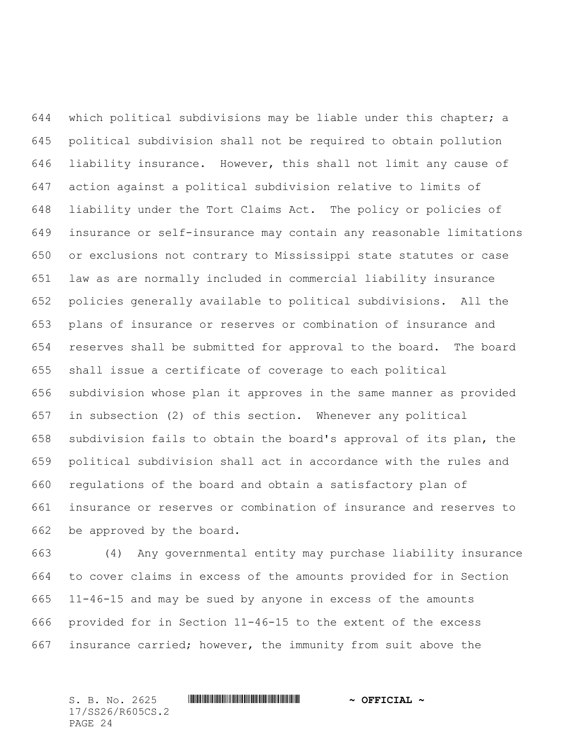which political subdivisions may be liable under this chapter; a political subdivision shall not be required to obtain pollution liability insurance. However, this shall not limit any cause of action against a political subdivision relative to limits of liability under the Tort Claims Act. The policy or policies of insurance or self-insurance may contain any reasonable limitations or exclusions not contrary to Mississippi state statutes or case law as are normally included in commercial liability insurance policies generally available to political subdivisions. All the plans of insurance or reserves or combination of insurance and reserves shall be submitted for approval to the board. The board shall issue a certificate of coverage to each political subdivision whose plan it approves in the same manner as provided in subsection (2) of this section. Whenever any political subdivision fails to obtain the board's approval of its plan, the political subdivision shall act in accordance with the rules and regulations of the board and obtain a satisfactory plan of insurance or reserves or combination of insurance and reserves to be approved by the board.

(4) Any governmental entity may purchase liability insurance to cover claims in excess of the amounts provided for in Section 11-46-15 and may be sued by anyone in excess of the amounts provided for in Section 11-46-15 to the extent of the excess insurance carried; however, the immunity from suit above the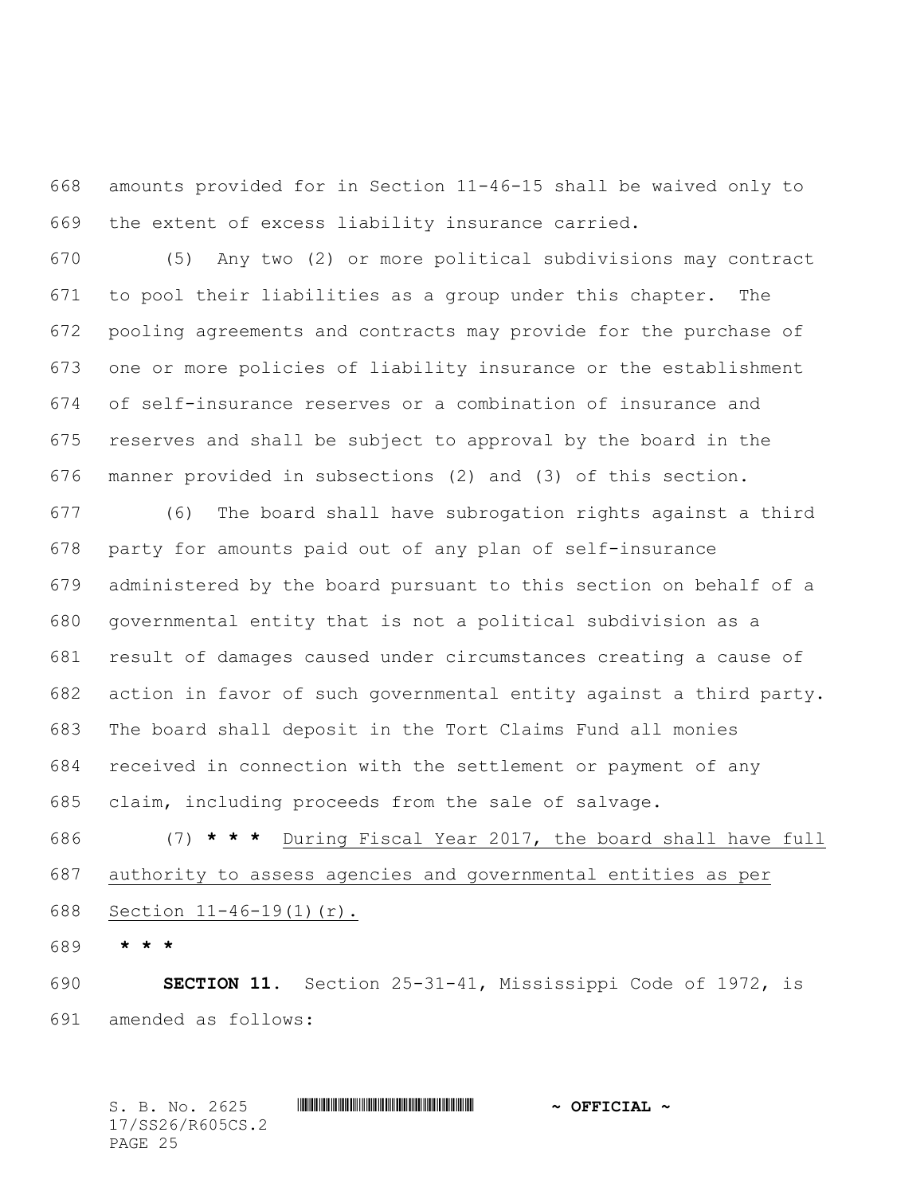amounts provided for in Section 11-46-15 shall be waived only to the extent of excess liability insurance carried.

(5) Any two (2) or more political subdivisions may contract to pool their liabilities as a group under this chapter. The pooling agreements and contracts may provide for the purchase of one or more policies of liability insurance or the establishment of self-insurance reserves or a combination of insurance and reserves and shall be subject to approval by the board in the manner provided in subsections (2) and (3) of this section.

(6) The board shall have subrogation rights against a third party for amounts paid out of any plan of self-insurance administered by the board pursuant to this section on behalf of a governmental entity that is not a political subdivision as a result of damages caused under circumstances creating a cause of action in favor of such governmental entity against a third party. The board shall deposit in the Tort Claims Fund all monies received in connection with the settlement or payment of any claim, including proceeds from the sale of salvage.

(7) **\* \* \*** <u>During Fiscal Year 2017, the board shall have full authority to assess agencies and governmental entities as per Section 11-46-19(1)(r).</u>

**\* \* \***

**SECTION 11.** Section 25-31-41, Mississippi Code of 1972, is amended as follows: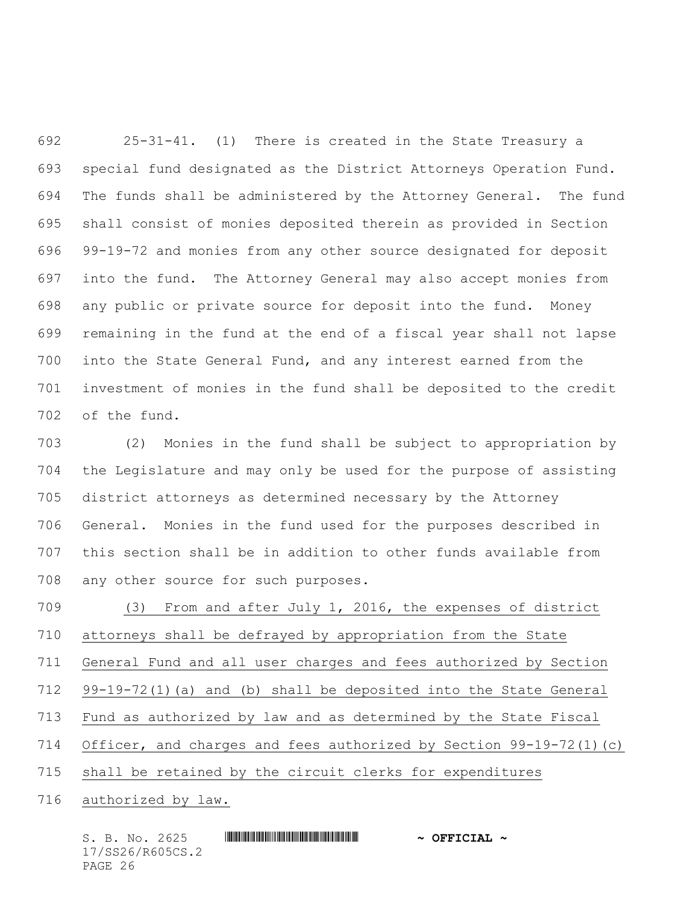25-31-41. (1) There is created in the State Treasury a special fund designated as the District Attorneys Operation Fund. The funds shall be administered by the Attorney General. The fund shall consist of monies deposited therein as provided in Section 99-19-72 and monies from any other source designated for deposit into the fund. The Attorney General may also accept monies from any public or private source for deposit into the fund. Money remaining in the fund at the end of a fiscal year shall not lapse into the State General Fund, and any interest earned from the investment of monies in the fund shall be deposited to the credit of the fund.

(2) Monies in the fund shall be subject to appropriation by the Legislature and may only be used for the purpose of assisting district attorneys as determined necessary by the Attorney General. Monies in the fund used for the purposes described in this section shall be in addition to other funds available from any other source for such purposes.

<u>(3) From and after July 1, 2016, the expenses of district attorneys shall be defrayed by appropriation from the State General Fund and all user charges and fees authorized by Section 99-19-72(1)(a) and (b) shall be deposited into the State General Fund as authorized by law and as determined by the State Fiscal Officer, and charges and fees authorized by Section 99-19-72(1)(c) shall be retained by the circuit clerks for expenditures authorized by law.</u>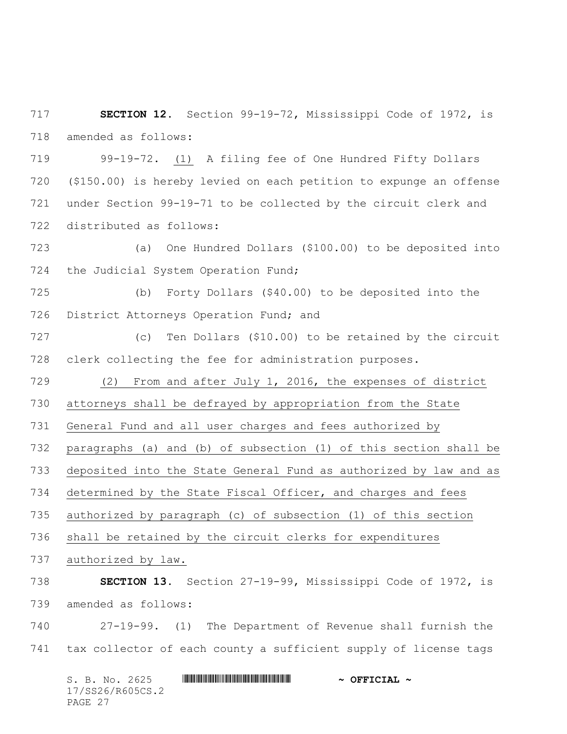**SECTION 12.** Section 99-19-72, Mississippi Code of 1972, is amended as follows:

99-19-72. (1) A filing fee of One Hundred Fifty Dollars ($150.00) is hereby levied on each petition to expunge an offense under Section 99-19-71 to be collected by the circuit clerk and distributed as follows:

(a) One Hundred Dollars ($100.00) to be deposited into the Judicial System Operation Fund;

(b) Forty Dollars ($40.00) to be deposited into the District Attorneys Operation Fund; and

(c) Ten Dollars ($10.00) to be retained by the circuit clerk collecting the fee for administration purposes.

(2) From and after July 1, 2016, the expenses of district attorneys shall be defrayed by appropriation from the State General Fund and all user charges and fees authorized by paragraphs (a) and (b) of subsection (1) of this section shall be deposited into the State General Fund as authorized by law and as determined by the State Fiscal Officer, and charges and fees authorized by paragraph (c) of subsection (1) of this section shall be retained by the circuit clerks for expenditures authorized by law.

**SECTION 13.** Section 27-19-99, Mississippi Code of 1972, is amended as follows:

27-19-99. (1) The Department of Revenue shall furnish the tax collector of each county a sufficient supply of license tags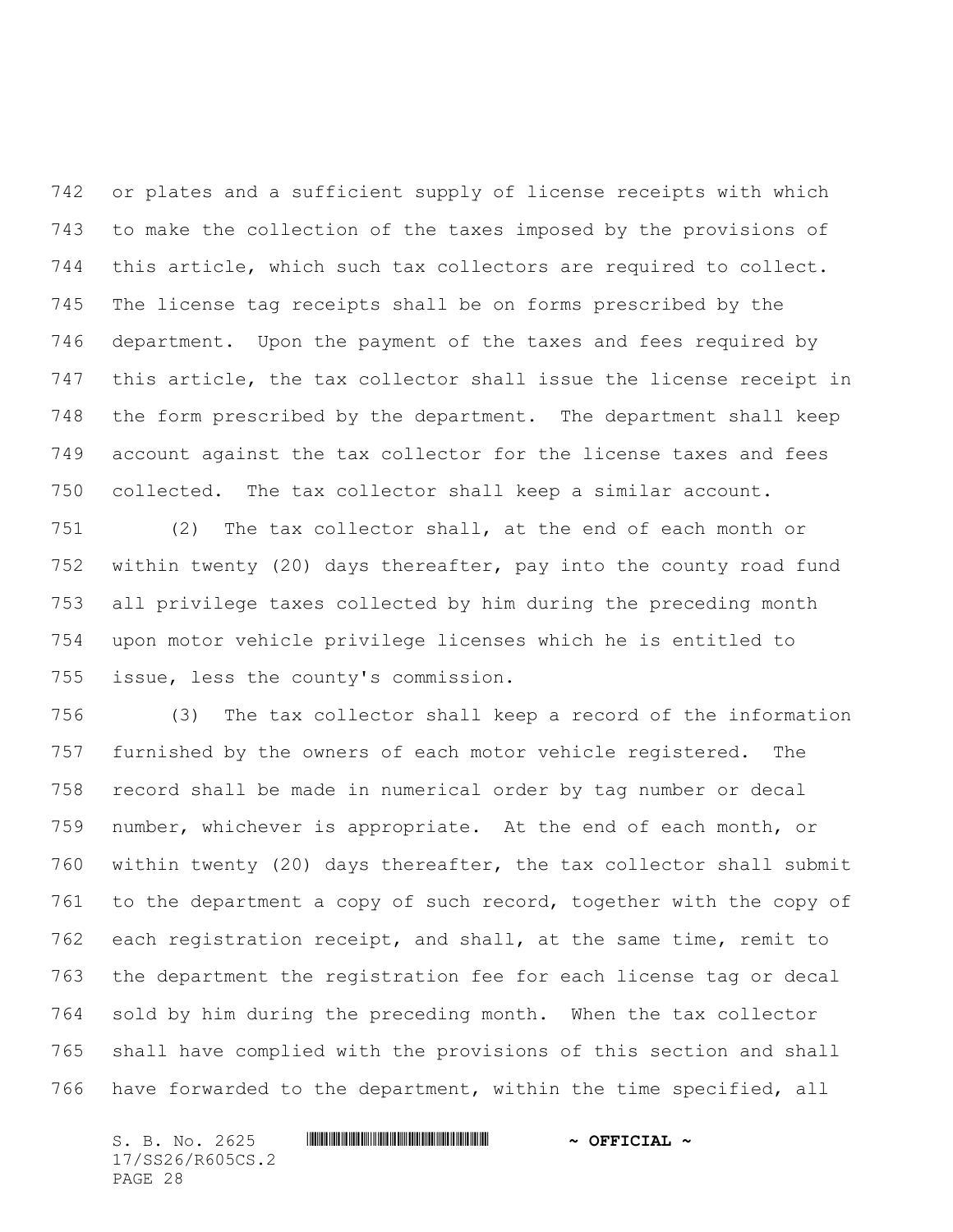or plates and a sufficient supply of license receipts with which to make the collection of the taxes imposed by the provisions of this article, which such tax collectors are required to collect. The license tag receipts shall be on forms prescribed by the department. Upon the payment of the taxes and fees required by this article, the tax collector shall issue the license receipt in the form prescribed by the department. The department shall keep account against the tax collector for the license taxes and fees collected. The tax collector shall keep a similar account.

(2) The tax collector shall, at the end of each month or within twenty (20) days thereafter, pay into the county road fund all privilege taxes collected by him during the preceding month upon motor vehicle privilege licenses which he is entitled to issue, less the county's commission.

(3) The tax collector shall keep a record of the information furnished by the owners of each motor vehicle registered. The record shall be made in numerical order by tag number or decal number, whichever is appropriate. At the end of each month, or within twenty (20) days thereafter, the tax collector shall submit to the department a copy of such record, together with the copy of each registration receipt, and shall, at the same time, remit to the department the registration fee for each license tag or decal sold by him during the preceding month. When the tax collector shall have complied with the provisions of this section and shall have forwarded to the department, within the time specified, all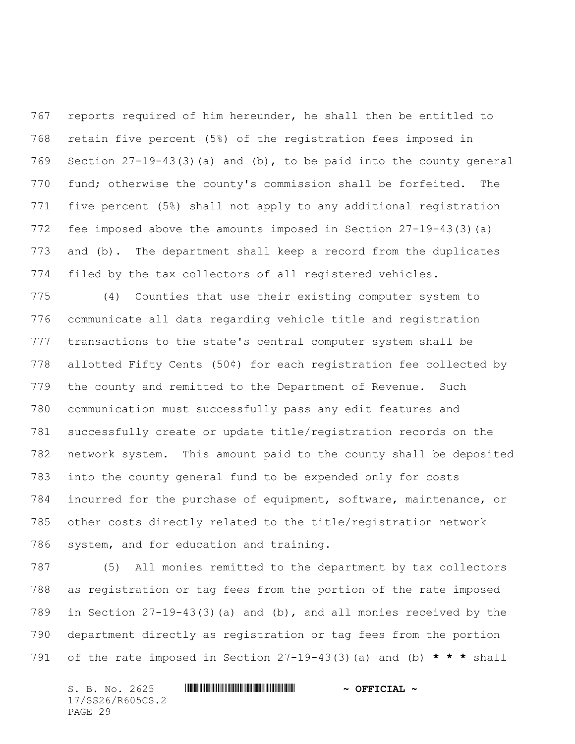reports required of him hereunder, he shall then be entitled to retain five percent (5%) of the registration fees imposed in Section 27-19-43(3)(a) and (b), to be paid into the county general fund; otherwise the county's commission shall be forfeited. The five percent (5%) shall not apply to any additional registration fee imposed above the amounts imposed in Section 27-19-43(3)(a) and (b). The department shall keep a record from the duplicates filed by the tax collectors of all registered vehicles.

(4) Counties that use their existing computer system to communicate all data regarding vehicle title and registration transactions to the state's central computer system shall be allotted Fifty Cents (50¢) for each registration fee collected by the county and remitted to the Department of Revenue. Such communication must successfully pass any edit features and successfully create or update title/registration records on the network system. This amount paid to the county shall be deposited into the county general fund to be expended only for costs incurred for the purchase of equipment, software, maintenance, or other costs directly related to the title/registration network system, and for education and training.

(5) All monies remitted to the department by tax collectors as registration or tag fees from the portion of the rate imposed in Section 27-19-43(3)(a) and (b), and all monies received by the department directly as registration or tag fees from the portion of the rate imposed in Section 27-19-43(3)(a) and (b) **\* \* \*** shall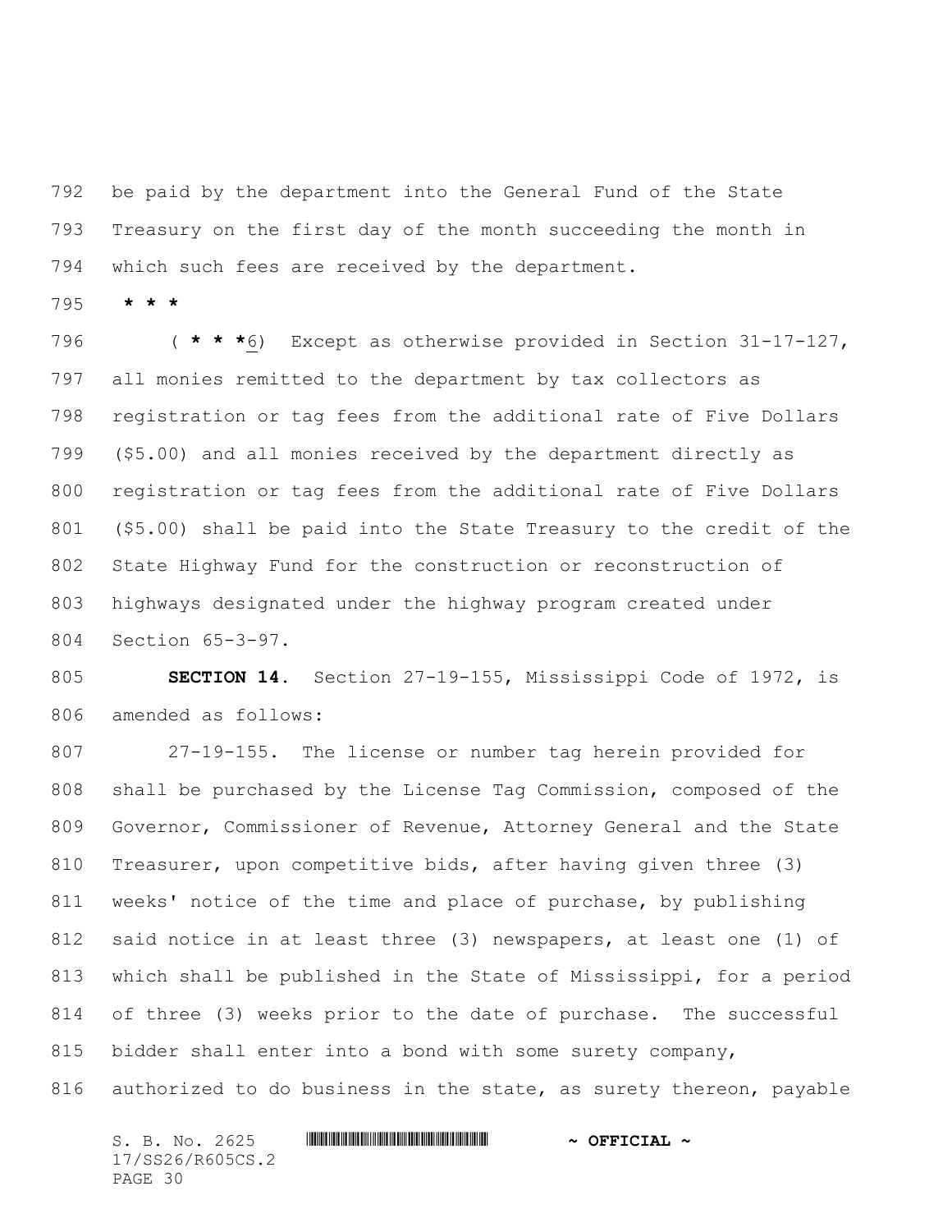be paid by the department into the General Fund of the State Treasury on the first day of the month succeeding the month in which such fees are received by the department.

**\* \* \***

( **\* \* \***6) Except as otherwise provided in Section 31-17-127, all monies remitted to the department by tax collectors as registration or tag fees from the additional rate of Five Dollars ($5.00) and all monies received by the department directly as registration or tag fees from the additional rate of Five Dollars ($5.00) shall be paid into the State Treasury to the credit of the State Highway Fund for the construction or reconstruction of highways designated under the highway program created under Section 65-3-97.

**SECTION 14.** Section 27-19-155, Mississippi Code of 1972, is amended as follows:

27-19-155. The license or number tag herein provided for shall be purchased by the License Tag Commission, composed of the Governor, Commissioner of Revenue, Attorney General and the State Treasurer, upon competitive bids, after having given three (3) weeks' notice of the time and place of purchase, by publishing said notice in at least three (3) newspapers, at least one (1) of which shall be published in the State of Mississippi, for a period of three (3) weeks prior to the date of purchase. The successful bidder shall enter into a bond with some surety company, authorized to do business in the state, as surety thereon, payable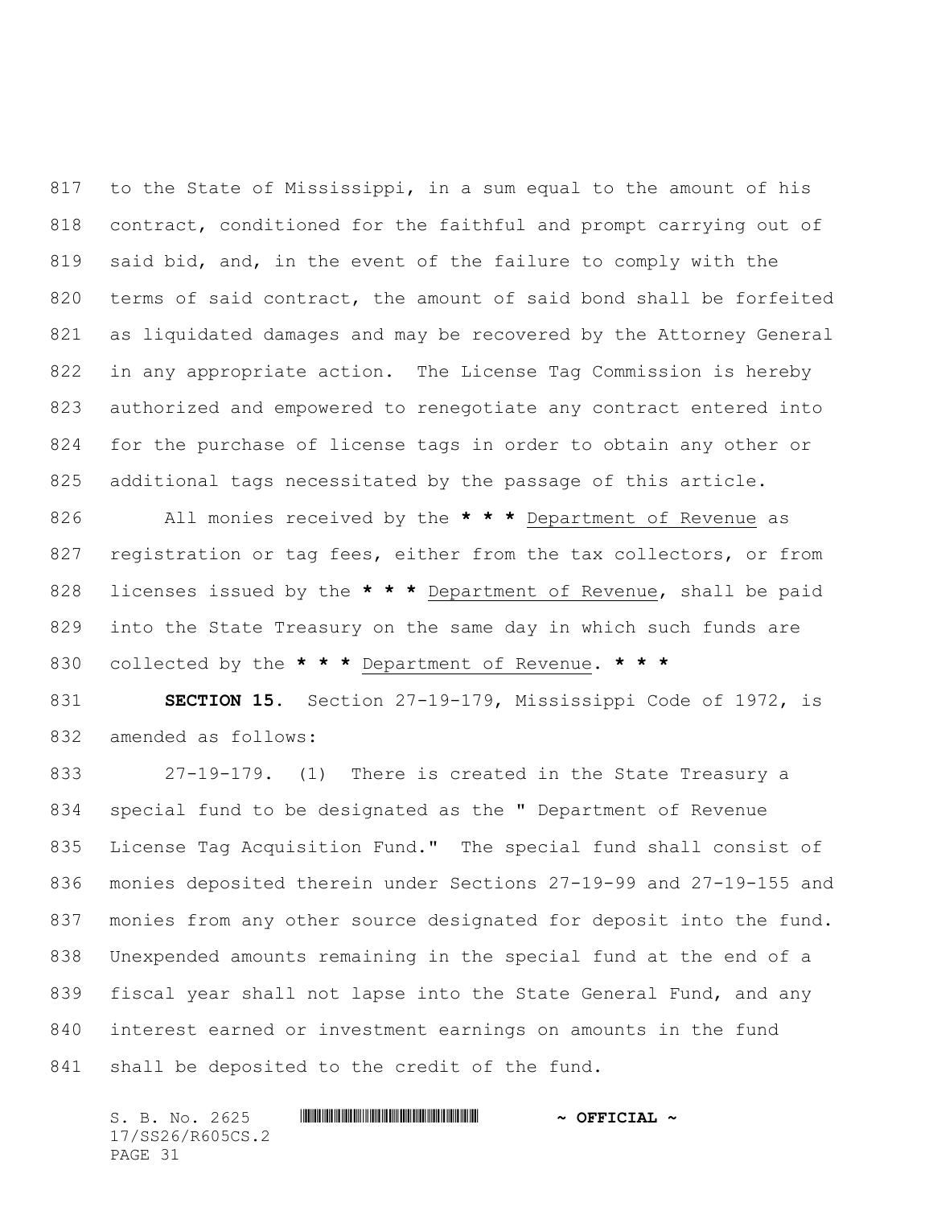to the State of Mississippi, in a sum equal to the amount of his contract, conditioned for the faithful and prompt carrying out of said bid, and, in the event of the failure to comply with the terms of said contract, the amount of said bond shall be forfeited as liquidated damages and may be recovered by the Attorney General in any appropriate action. The License Tag Commission is hereby authorized and empowered to renegotiate any contract entered into for the purchase of license tags in order to obtain any other or additional tags necessitated by the passage of this article.

All monies received by the **\* \* \*** Department of Revenue as registration or tag fees, either from the tax collectors, or from licenses issued by the **\* \* \*** Department of Revenue, shall be paid into the State Treasury on the same day in which such funds are collected by the **\* \* \*** Department of Revenue. **\* \* \***

**SECTION 15.** Section 27-19-179, Mississippi Code of 1972, is amended as follows:

27-19-179. (1) There is created in the State Treasury a special fund to be designated as the " Department of Revenue License Tag Acquisition Fund." The special fund shall consist of monies deposited therein under Sections 27-19-99 and 27-19-155 and monies from any other source designated for deposit into the fund. Unexpended amounts remaining in the special fund at the end of a fiscal year shall not lapse into the State General Fund, and any interest earned or investment earnings on amounts in the fund shall be deposited to the credit of the fund.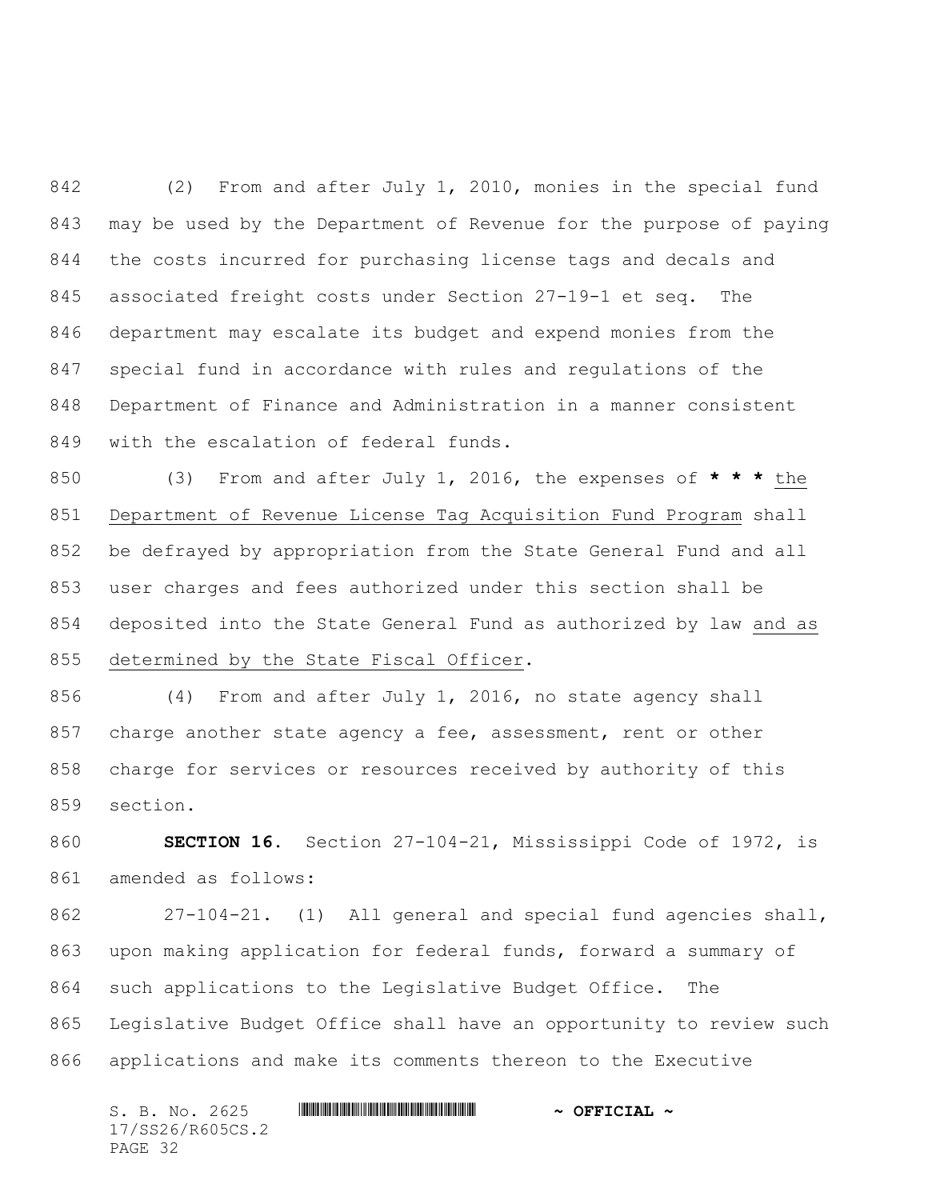(2) From and after July 1, 2010, monies in the special fund may be used by the Department of Revenue for the purpose of paying the costs incurred for purchasing license tags and decals and associated freight costs under Section 27-19-1 et seq. The department may escalate its budget and expend monies from the special fund in accordance with rules and regulations of the Department of Finance and Administration in a manner consistent with the escalation of federal funds.

(3) From and after July 1, 2016, the expenses of * * * the Department of Revenue License Tag Acquisition Fund Program shall be defrayed by appropriation from the State General Fund and all user charges and fees authorized under this section shall be deposited into the State General Fund as authorized by law and as determined by the State Fiscal Officer.

(4) From and after July 1, 2016, no state agency shall charge another state agency a fee, assessment, rent or other charge for services or resources received by authority of this section.

**SECTION 16.** Section 27-104-21, Mississippi Code of 1972, is amended as follows:

27-104-21. (1) All general and special fund agencies shall, upon making application for federal funds, forward a summary of such applications to the Legislative Budget Office. The Legislative Budget Office shall have an opportunity to review such applications and make its comments thereon to the Executive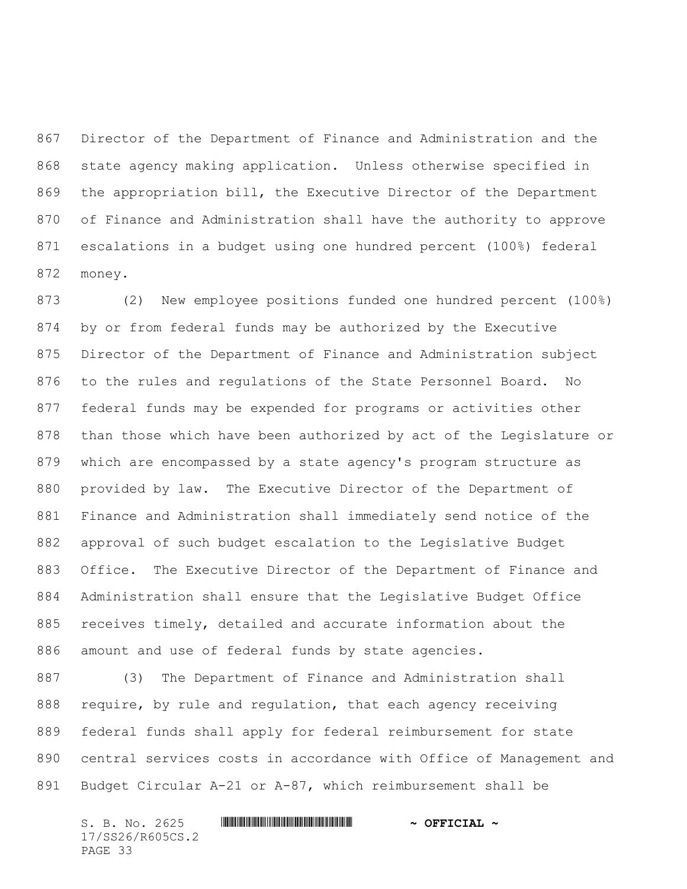Director of the Department of Finance and Administration and the state agency making application. Unless otherwise specified in the appropriation bill, the Executive Director of the Department of Finance and Administration shall have the authority to approve escalations in a budget using one hundred percent (100%) federal money.

(2) New employee positions funded one hundred percent (100%) by or from federal funds may be authorized by the Executive Director of the Department of Finance and Administration subject to the rules and regulations of the State Personnel Board. No federal funds may be expended for programs or activities other than those which have been authorized by act of the Legislature or which are encompassed by a state agency's program structure as provided by law. The Executive Director of the Department of Finance and Administration shall immediately send notice of the approval of such budget escalation to the Legislative Budget Office. The Executive Director of the Department of Finance and Administration shall ensure that the Legislative Budget Office receives timely, detailed and accurate information about the amount and use of federal funds by state agencies.

(3) The Department of Finance and Administration shall require, by rule and regulation, that each agency receiving federal funds shall apply for federal reimbursement for state central services costs in accordance with Office of Management and Budget Circular A-21 or A-87, which reimbursement shall be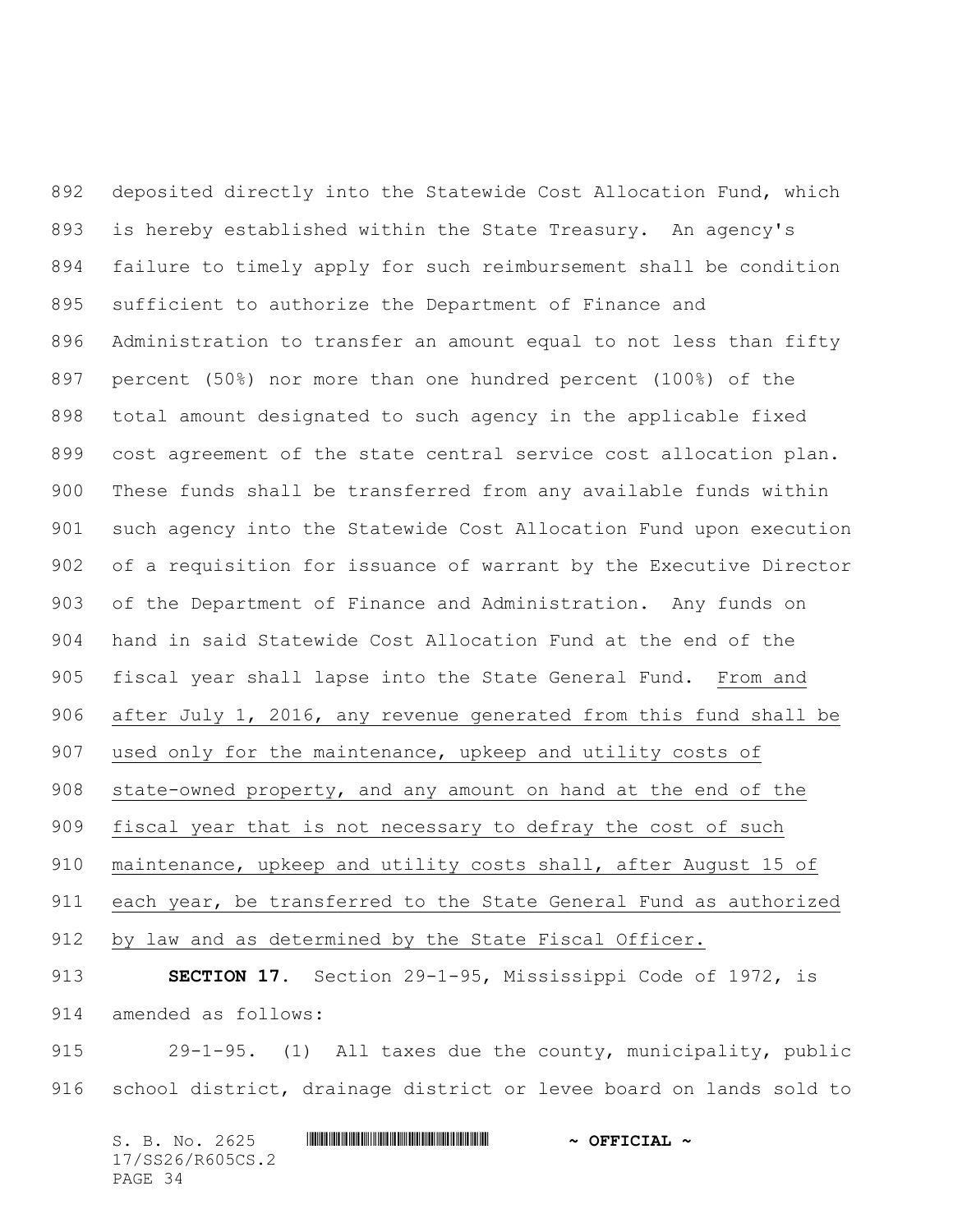deposited directly into the Statewide Cost Allocation Fund, which is hereby established within the State Treasury. An agency's failure to timely apply for such reimbursement shall be condition sufficient to authorize the Department of Finance and Administration to transfer an amount equal to not less than fifty percent (50%) nor more than one hundred percent (100%) of the total amount designated to such agency in the applicable fixed cost agreement of the state central service cost allocation plan. These funds shall be transferred from any available funds within such agency into the Statewide Cost Allocation Fund upon execution of a requisition for issuance of warrant by the Executive Director of the Department of Finance and Administration. Any funds on hand in said Statewide Cost Allocation Fund at the end of the fiscal year shall lapse into the State General Fund. <u>From and after July 1, 2016, any revenue generated from this fund shall be used only for the maintenance, upkeep and utility costs of state-owned property, and any amount on hand at the end of the fiscal year that is not necessary to defray the cost of such maintenance, upkeep and utility costs shall, after August 15 of each year, be transferred to the State General Fund as authorized by law and as determined by the State Fiscal Officer.</u>

**SECTION 17.** Section 29-1-95, Mississippi Code of 1972, is amended as follows:

29-1-95. (1) All taxes due the county, municipality, public school district, drainage district or levee board on lands sold to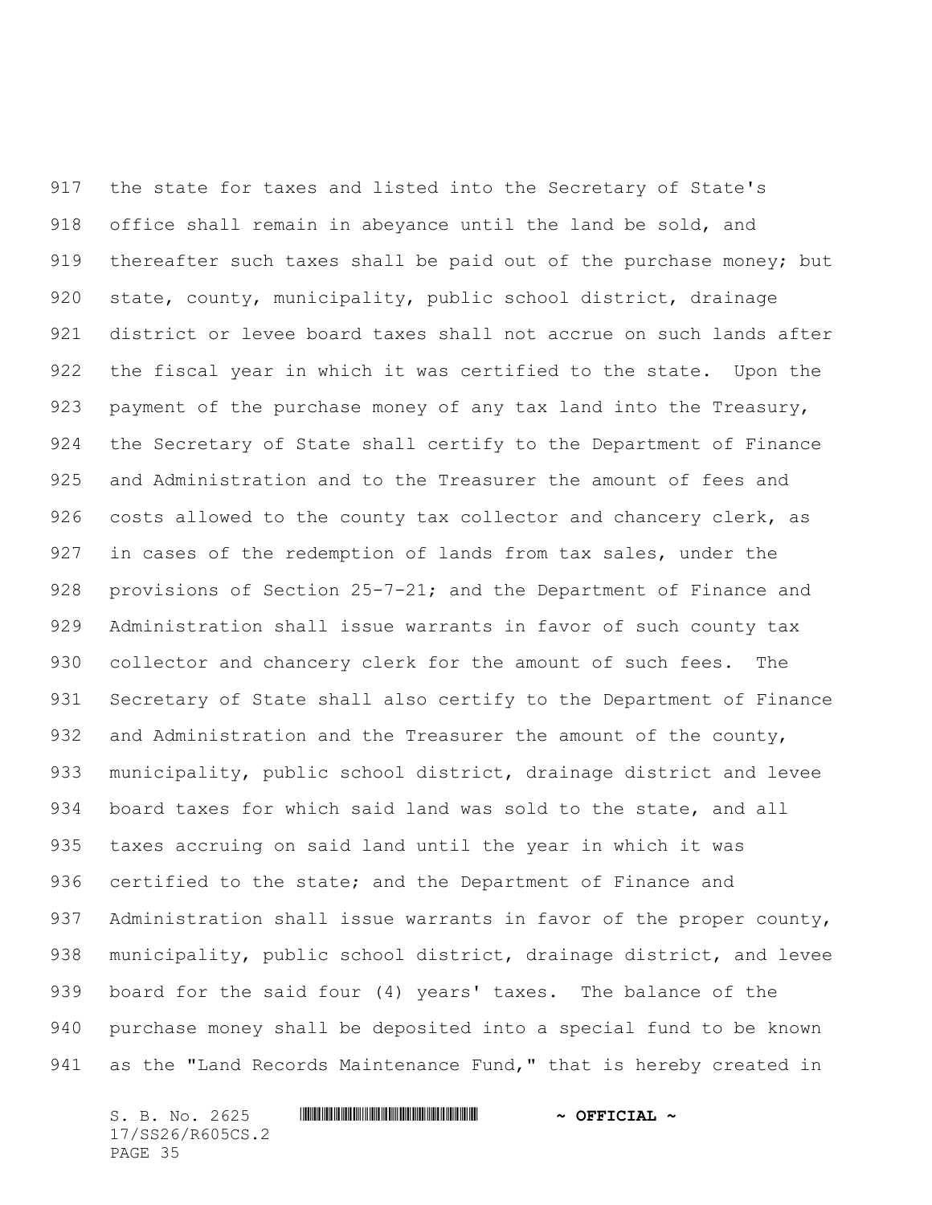the state for taxes and listed into the Secretary of State's office shall remain in abeyance until the land be sold, and thereafter such taxes shall be paid out of the purchase money; but state, county, municipality, public school district, drainage district or levee board taxes shall not accrue on such lands after the fiscal year in which it was certified to the state. Upon the payment of the purchase money of any tax land into the Treasury, the Secretary of State shall certify to the Department of Finance and Administration and to the Treasurer the amount of fees and costs allowed to the county tax collector and chancery clerk, as in cases of the redemption of lands from tax sales, under the provisions of Section 25-7-21; and the Department of Finance and Administration shall issue warrants in favor of such county tax collector and chancery clerk for the amount of such fees. The Secretary of State shall also certify to the Department of Finance and Administration and the Treasurer the amount of the county, municipality, public school district, drainage district and levee board taxes for which said land was sold to the state, and all taxes accruing on said land until the year in which it was certified to the state; and the Department of Finance and Administration shall issue warrants in favor of the proper county, municipality, public school district, drainage district, and levee board for the said four (4) years' taxes. The balance of the purchase money shall be deposited into a special fund to be known as the "Land Records Maintenance Fund," that is hereby created in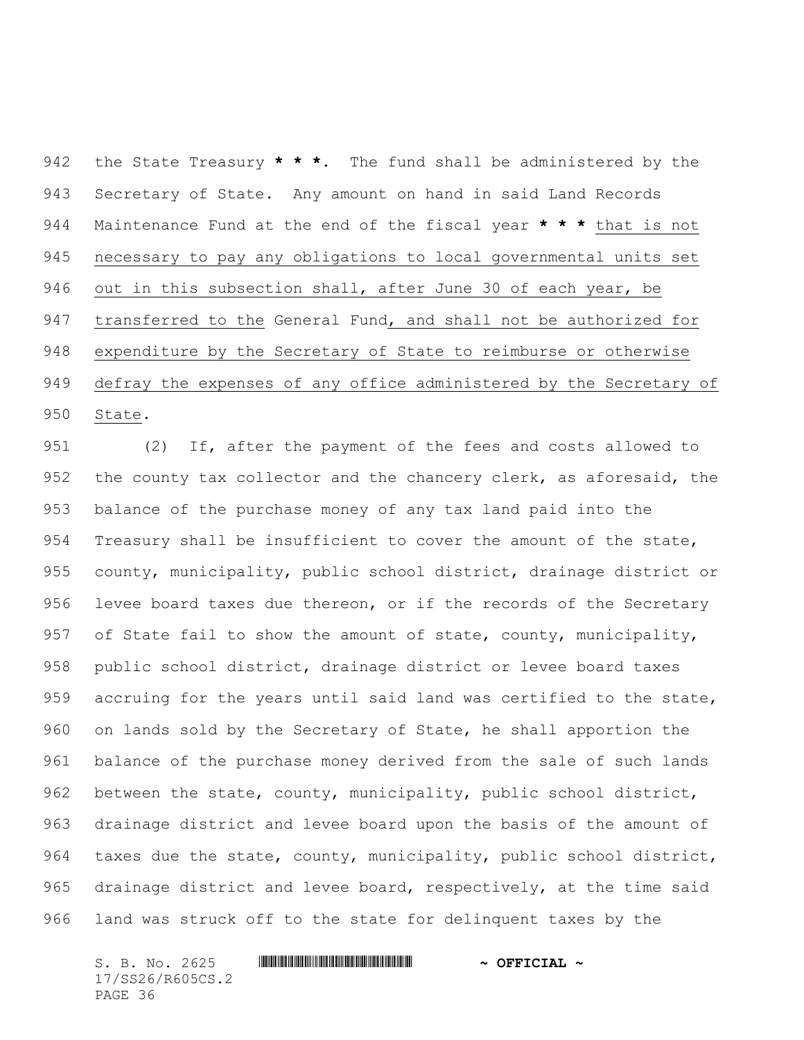the State Treasury * * *. The fund shall be administered by the Secretary of State. Any amount on hand in said Land Records Maintenance Fund at the end of the fiscal year * * * that is not necessary to pay any obligations to local governmental units set out in this subsection shall, after June 30 of each year, be transferred to the General Fund, and shall not be authorized for expenditure by the Secretary of State to reimburse or otherwise defray the expenses of any office administered by the Secretary of State.

(2) If, after the payment of the fees and costs allowed to the county tax collector and the chancery clerk, as aforesaid, the balance of the purchase money of any tax land paid into the Treasury shall be insufficient to cover the amount of the state, county, municipality, public school district, drainage district or levee board taxes due thereon, or if the records of the Secretary of State fail to show the amount of state, county, municipality, public school district, drainage district or levee board taxes accruing for the years until said land was certified to the state, on lands sold by the Secretary of State, he shall apportion the balance of the purchase money derived from the sale of such lands between the state, county, municipality, public school district, drainage district and levee board upon the basis of the amount of taxes due the state, county, municipality, public school district, drainage district and levee board, respectively, at the time said land was struck off to the state for delinquent taxes by the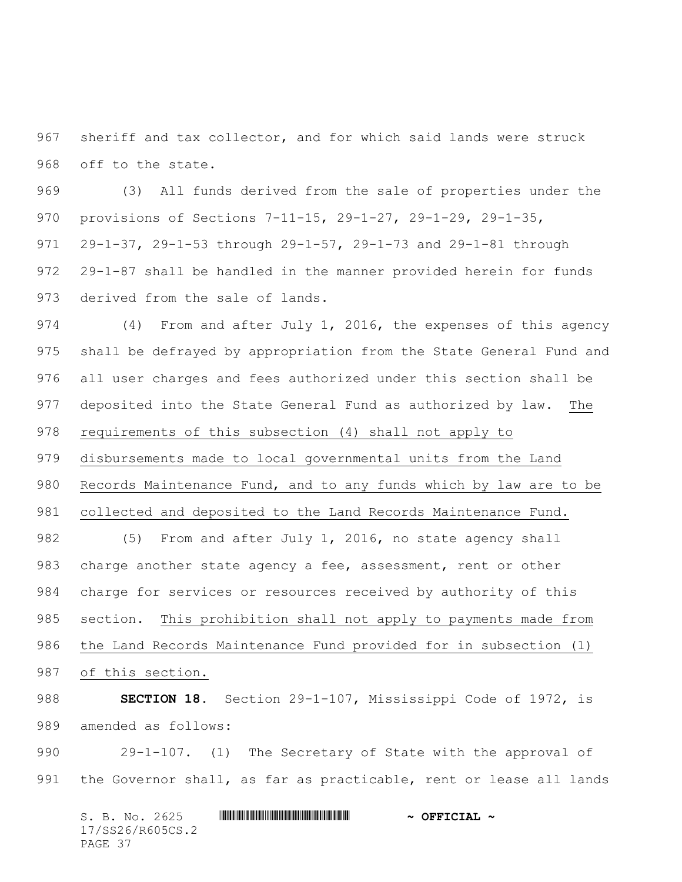sheriff and tax collector, and for which said lands were struck off to the state.

(3) All funds derived from the sale of properties under the provisions of Sections 7-11-15, 29-1-27, 29-1-29, 29-1-35, 29-1-37, 29-1-53 through 29-1-57, 29-1-73 and 29-1-81 through 29-1-87 shall be handled in the manner provided herein for funds derived from the sale of lands.

(4) From and after July 1, 2016, the expenses of this agency shall be defrayed by appropriation from the State General Fund and all user charges and fees authorized under this section shall be deposited into the State General Fund as authorized by law. <u>The requirements of this subsection (4) shall not apply to disbursements made to local governmental units from the Land Records Maintenance Fund, and to any funds which by law are to be collected and deposited to the Land Records Maintenance Fund.</u>

(5) From and after July 1, 2016, no state agency shall charge another state agency a fee, assessment, rent or other charge for services or resources received by authority of this section. <u>This prohibition shall not apply to payments made from the Land Records Maintenance Fund provided for in subsection (1) of this section.</u>

**SECTION 18.** Section 29-1-107, Mississippi Code of 1972, is amended as follows:

29-1-107. (1) The Secretary of State with the approval of the Governor shall, as far as practicable, rent or lease all lands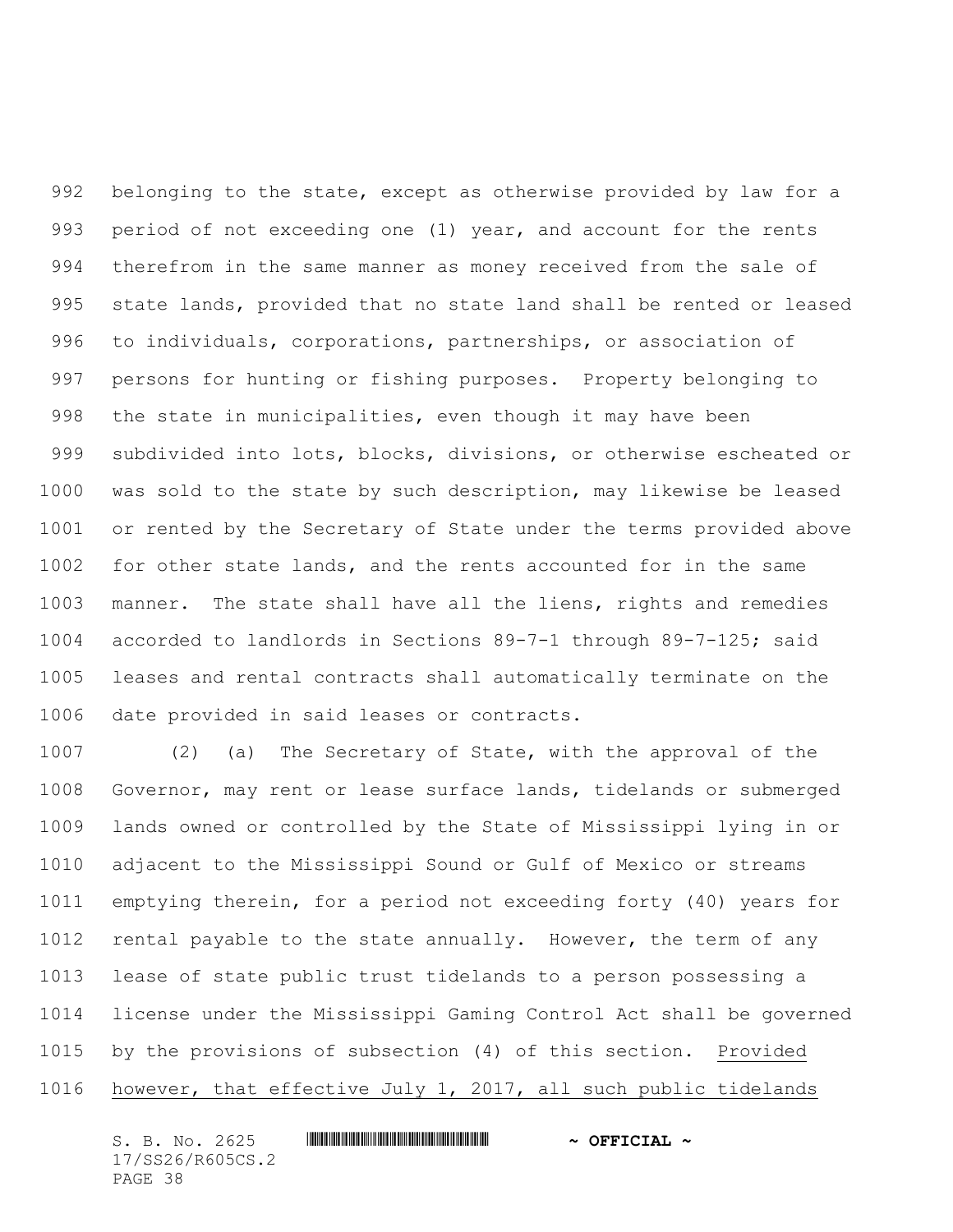belonging to the state, except as otherwise provided by law for a period of not exceeding one (1) year, and account for the rents therefrom in the same manner as money received from the sale of state lands, provided that no state land shall be rented or leased to individuals, corporations, partnerships, or association of persons for hunting or fishing purposes. Property belonging to the state in municipalities, even though it may have been subdivided into lots, blocks, divisions, or otherwise escheated or was sold to the state by such description, may likewise be leased or rented by the Secretary of State under the terms provided above for other state lands, and the rents accounted for in the same manner. The state shall have all the liens, rights and remedies accorded to landlords in Sections 89-7-1 through 89-7-125; said leases and rental contracts shall automatically terminate on the date provided in said leases or contracts.

(2) (a) The Secretary of State, with the approval of the Governor, may rent or lease surface lands, tidelands or submerged lands owned or controlled by the State of Mississippi lying in or adjacent to the Mississippi Sound or Gulf of Mexico or streams emptying therein, for a period not exceeding forty (40) years for rental payable to the state annually. However, the term of any lease of state public trust tidelands to a person possessing a license under the Mississippi Gaming Control Act shall be governed by the provisions of subsection (4) of this section. <u>Provided however, that effective July 1, 2017, all such public tidelands</u>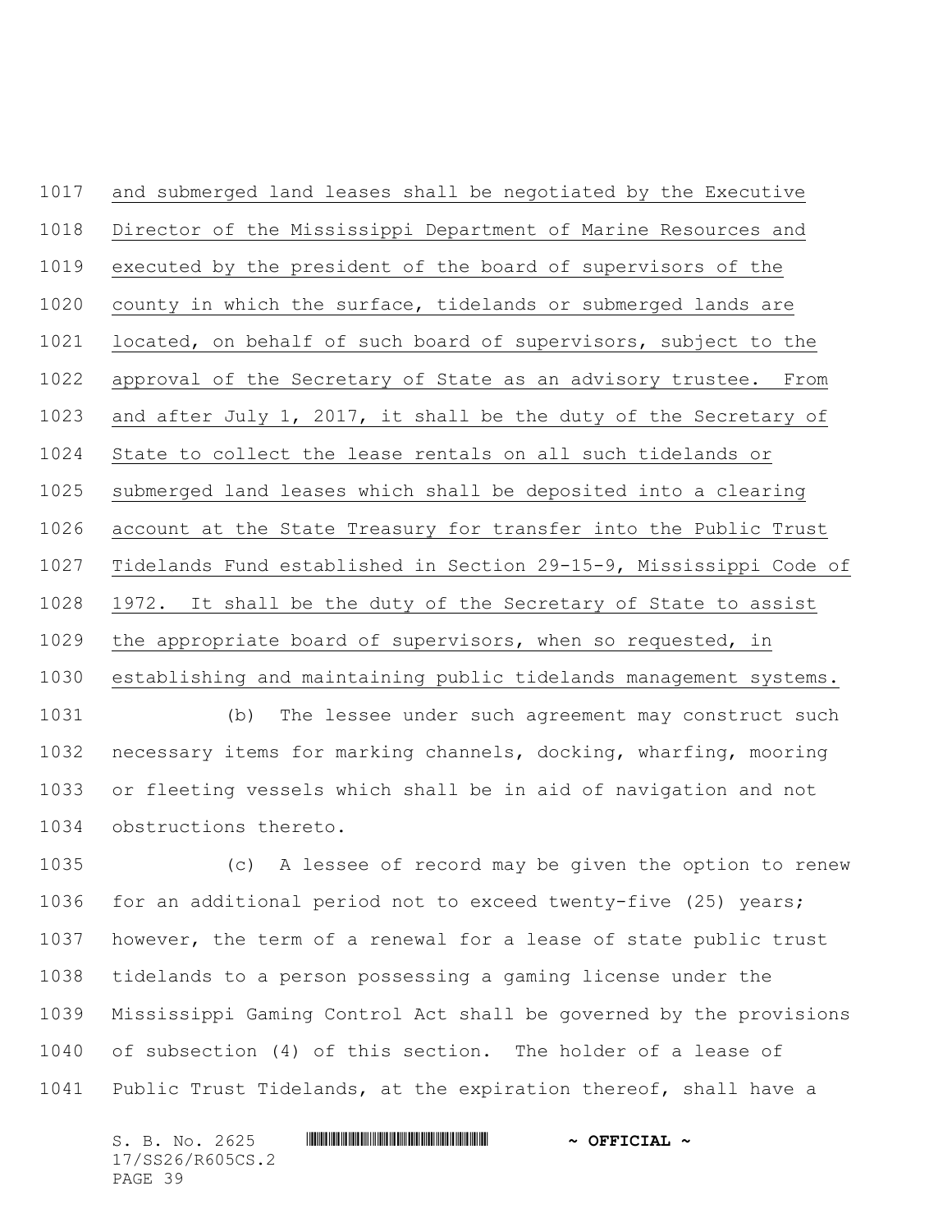and submerged land leases shall be negotiated by the Executive Director of the Mississippi Department of Marine Resources and executed by the president of the board of supervisors of the county in which the surface, tidelands or submerged lands are located, on behalf of such board of supervisors, subject to the approval of the Secretary of State as an advisory trustee. From and after July 1, 2017, it shall be the duty of the Secretary of State to collect the lease rentals on all such tidelands or submerged land leases which shall be deposited into a clearing account at the State Treasury for transfer into the Public Trust Tidelands Fund established in Section 29-15-9, Mississippi Code of 1972. It shall be the duty of the Secretary of State to assist the appropriate board of supervisors, when so requested, in establishing and maintaining public tidelands management systems.

(b) The lessee under such agreement may construct such necessary items for marking channels, docking, wharfing, mooring or fleeting vessels which shall be in aid of navigation and not obstructions thereto.

(c) A lessee of record may be given the option to renew for an additional period not to exceed twenty-five (25) years; however, the term of a renewal for a lease of state public trust tidelands to a person possessing a gaming license under the Mississippi Gaming Control Act shall be governed by the provisions of subsection (4) of this section. The holder of a lease of Public Trust Tidelands, at the expiration thereof, shall have a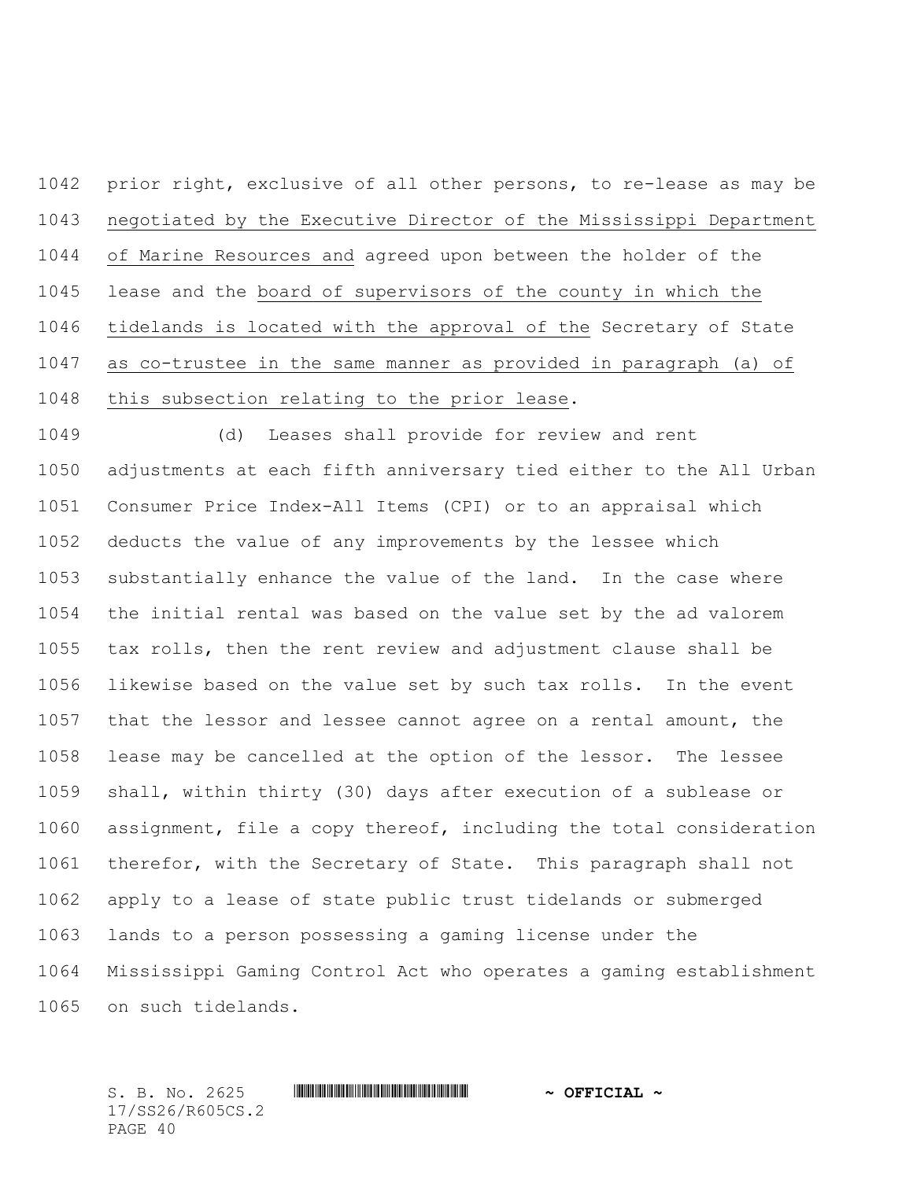prior right, exclusive of all other persons, to re-lease as may be negotiated by the Executive Director of the Mississippi Department of Marine Resources and agreed upon between the holder of the lease and the board of supervisors of the county in which the tidelands is located with the approval of the Secretary of State as co-trustee in the same manner as provided in paragraph (a) of this subsection relating to the prior lease.

(d) Leases shall provide for review and rent adjustments at each fifth anniversary tied either to the All Urban Consumer Price Index-All Items (CPI) or to an appraisal which deducts the value of any improvements by the lessee which substantially enhance the value of the land. In the case where the initial rental was based on the value set by the ad valorem tax rolls, then the rent review and adjustment clause shall be likewise based on the value set by such tax rolls. In the event that the lessor and lessee cannot agree on a rental amount, the lease may be cancelled at the option of the lessor. The lessee shall, within thirty (30) days after execution of a sublease or assignment, file a copy thereof, including the total consideration therefor, with the Secretary of State. This paragraph shall not apply to a lease of state public trust tidelands or submerged lands to a person possessing a gaming license under the Mississippi Gaming Control Act who operates a gaming establishment on such tidelands.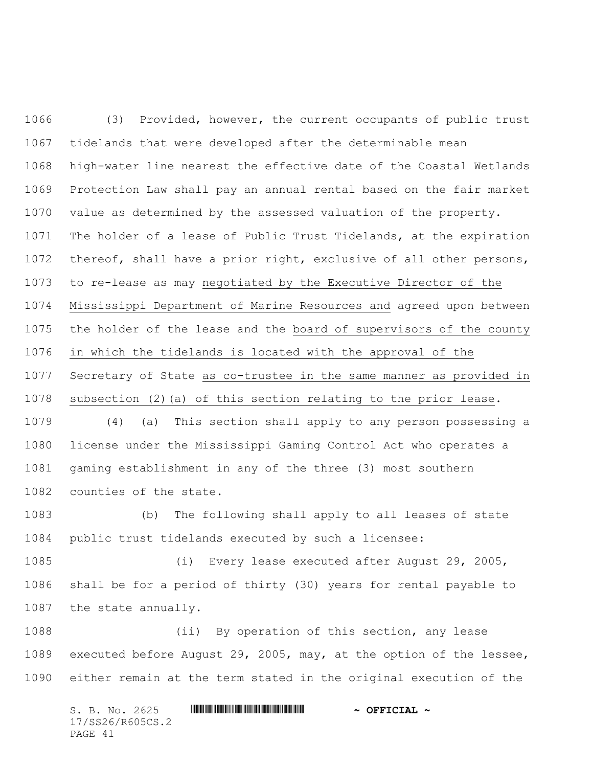(3) Provided, however, the current occupants of public trust tidelands that were developed after the determinable mean high-water line nearest the effective date of the Coastal Wetlands Protection Law shall pay an annual rental based on the fair market value as determined by the assessed valuation of the property. The holder of a lease of Public Trust Tidelands, at the expiration thereof, shall have a prior right, exclusive of all other persons, to re-lease as may negotiated by the Executive Director of the Mississippi Department of Marine Resources and agreed upon between the holder of the lease and the board of supervisors of the county in which the tidelands is located with the approval of the Secretary of State as co-trustee in the same manner as provided in subsection (2)(a) of this section relating to the prior lease.

(4) (a) This section shall apply to any person possessing a license under the Mississippi Gaming Control Act who operates a gaming establishment in any of the three (3) most southern counties of the state.

(b) The following shall apply to all leases of state public trust tidelands executed by such a licensee:

(i) Every lease executed after August 29, 2005, shall be for a period of thirty (30) years for rental payable to the state annually.

(ii) By operation of this section, any lease executed before August 29, 2005, may, at the option of the lessee, either remain at the term stated in the original execution of the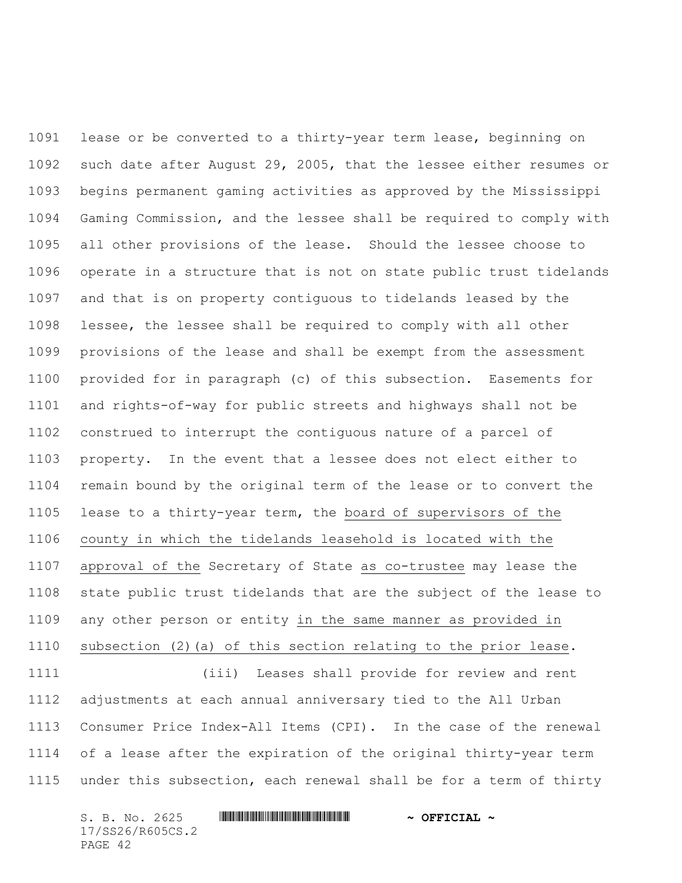lease or be converted to a thirty-year term lease, beginning on such date after August 29, 2005, that the lessee either resumes or begins permanent gaming activities as approved by the Mississippi Gaming Commission, and the lessee shall be required to comply with all other provisions of the lease. Should the lessee choose to operate in a structure that is not on state public trust tidelands and that is on property contiguous to tidelands leased by the lessee, the lessee shall be required to comply with all other provisions of the lease and shall be exempt from the assessment provided for in paragraph (c) of this subsection. Easements for and rights-of-way for public streets and highways shall not be construed to interrupt the contiguous nature of a parcel of property. In the event that a lessee does not elect either to remain bound by the original term of the lease or to convert the lease to a thirty-year term, the board of supervisors of the county in which the tidelands leasehold is located with the approval of the Secretary of State as co-trustee may lease the state public trust tidelands that are the subject of the lease to any other person or entity in the same manner as provided in subsection (2)(a) of this section relating to the prior lease.

(iii) Leases shall provide for review and rent adjustments at each annual anniversary tied to the All Urban Consumer Price Index-All Items (CPI). In the case of the renewal of a lease after the expiration of the original thirty-year term under this subsection, each renewal shall be for a term of thirty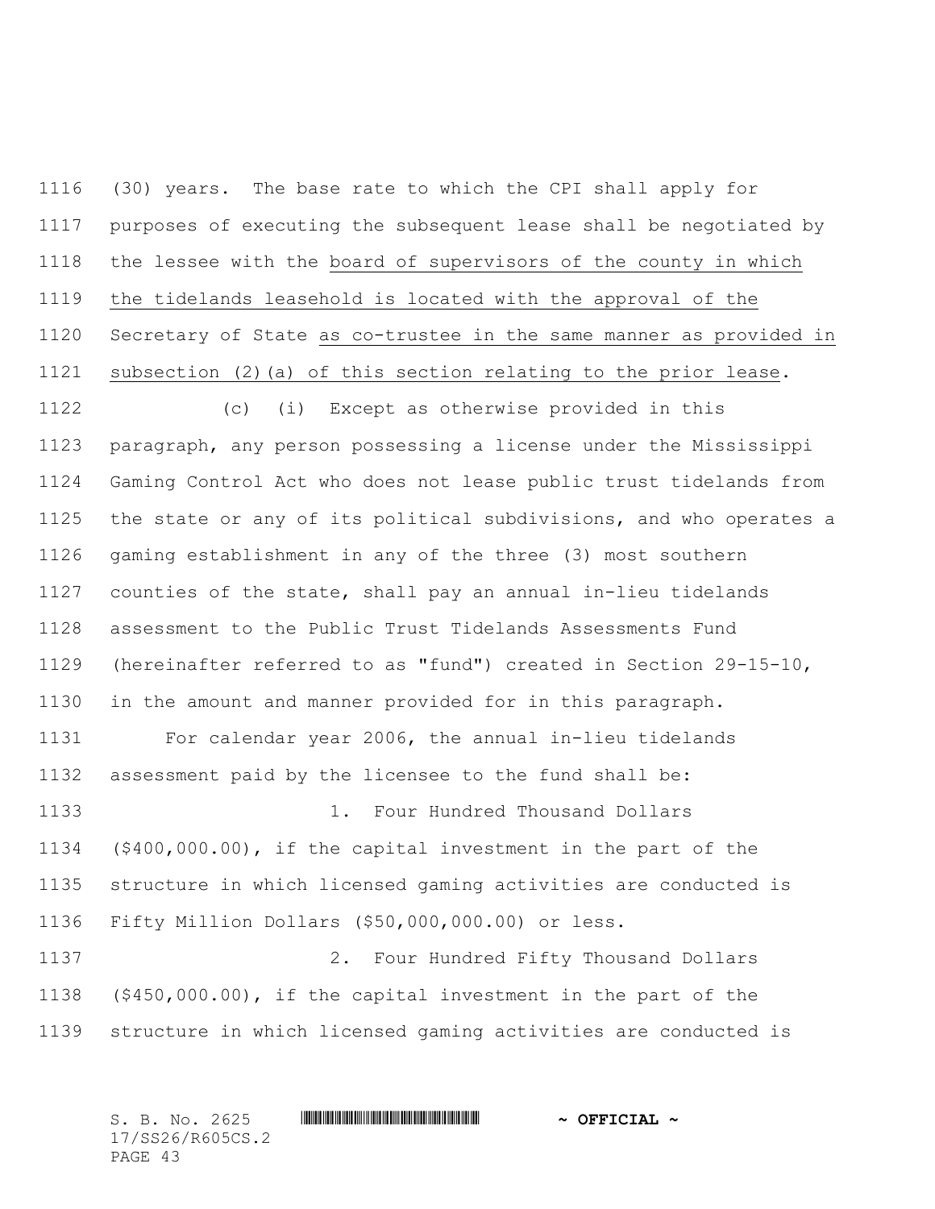(30) years. The base rate to which the CPI shall apply for purposes of executing the subsequent lease shall be negotiated by the lessee with the board of supervisors of the county in which the tidelands leasehold is located with the approval of the Secretary of State as co-trustee in the same manner as provided in subsection (2)(a) of this section relating to the prior lease.

(c) (i) Except as otherwise provided in this paragraph, any person possessing a license under the Mississippi Gaming Control Act who does not lease public trust tidelands from the state or any of its political subdivisions, and who operates a gaming establishment in any of the three (3) most southern counties of the state, shall pay an annual in-lieu tidelands assessment to the Public Trust Tidelands Assessments Fund (hereinafter referred to as "fund") created in Section 29-15-10, in the amount and manner provided for in this paragraph.

For calendar year 2006, the annual in-lieu tidelands assessment paid by the licensee to the fund shall be:

1. Four Hundred Thousand Dollars ($400,000.00), if the capital investment in the part of the structure in which licensed gaming activities are conducted is Fifty Million Dollars ($50,000,000.00) or less.

2. Four Hundred Fifty Thousand Dollars ($450,000.00), if the capital investment in the part of the structure in which licensed gaming activities are conducted is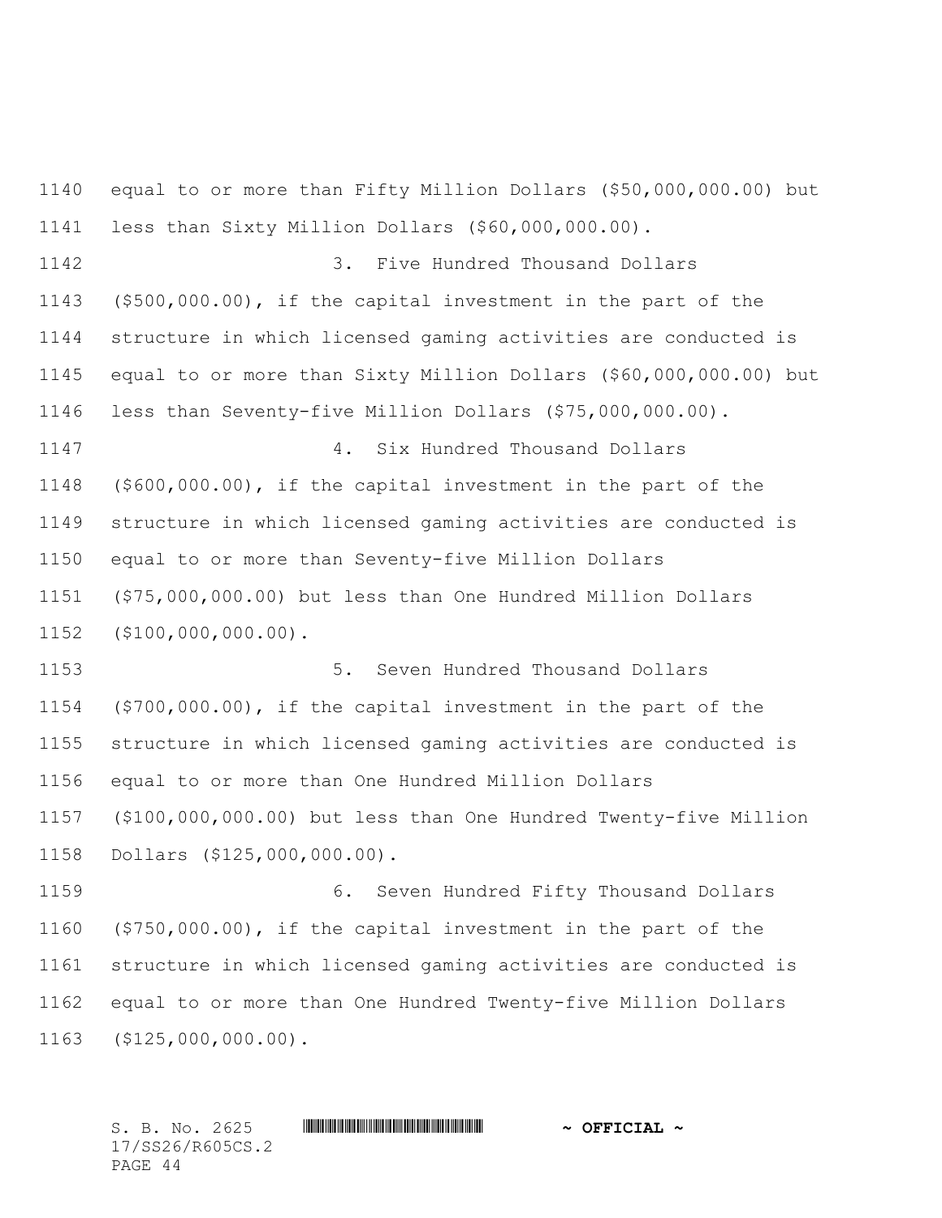equal to or more than Fifty Million Dollars ($50,000,000.00) but less than Sixty Million Dollars ($60,000,000.00).

3. Five Hundred Thousand Dollars ($500,000.00), if the capital investment in the part of the structure in which licensed gaming activities are conducted is equal to or more than Sixty Million Dollars ($60,000,000.00) but less than Seventy-five Million Dollars ($75,000,000.00).

4. Six Hundred Thousand Dollars ($600,000.00), if the capital investment in the part of the structure in which licensed gaming activities are conducted is equal to or more than Seventy-five Million Dollars ($75,000,000.00) but less than One Hundred Million Dollars ($100,000,000.00).

5. Seven Hundred Thousand Dollars ($700,000.00), if the capital investment in the part of the structure in which licensed gaming activities are conducted is equal to or more than One Hundred Million Dollars ($100,000,000.00) but less than One Hundred Twenty-five Million Dollars ($125,000,000.00).

6. Seven Hundred Fifty Thousand Dollars ($750,000.00), if the capital investment in the part of the structure in which licensed gaming activities are conducted is equal to or more than One Hundred Twenty-five Million Dollars ($125,000,000.00).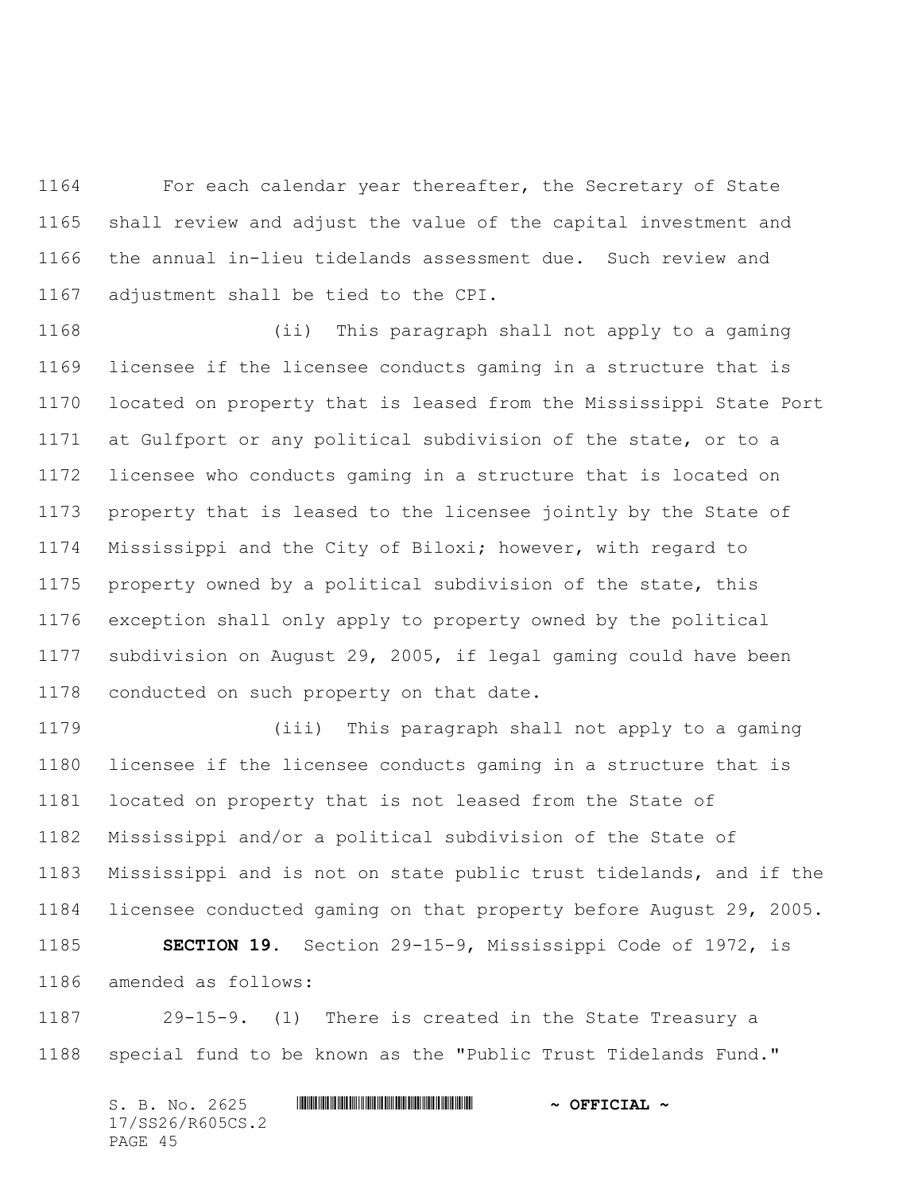For each calendar year thereafter, the Secretary of State shall review and adjust the value of the capital investment and the annual in-lieu tidelands assessment due. Such review and adjustment shall be tied to the CPI.

(ii) This paragraph shall not apply to a gaming licensee if the licensee conducts gaming in a structure that is located on property that is leased from the Mississippi State Port at Gulfport or any political subdivision of the state, or to a licensee who conducts gaming in a structure that is located on property that is leased to the licensee jointly by the State of Mississippi and the City of Biloxi; however, with regard to property owned by a political subdivision of the state, this exception shall only apply to property owned by the political subdivision on August 29, 2005, if legal gaming could have been conducted on such property on that date.

(iii) This paragraph shall not apply to a gaming licensee if the licensee conducts gaming in a structure that is located on property that is not leased from the State of Mississippi and/or a political subdivision of the State of Mississippi and is not on state public trust tidelands, and if the licensee conducted gaming on that property before August 29, 2005.

**SECTION 19.** Section 29-15-9, Mississippi Code of 1972, is amended as follows:

29-15-9. (1) There is created in the State Treasury a special fund to be known as the "Public Trust Tidelands Fund."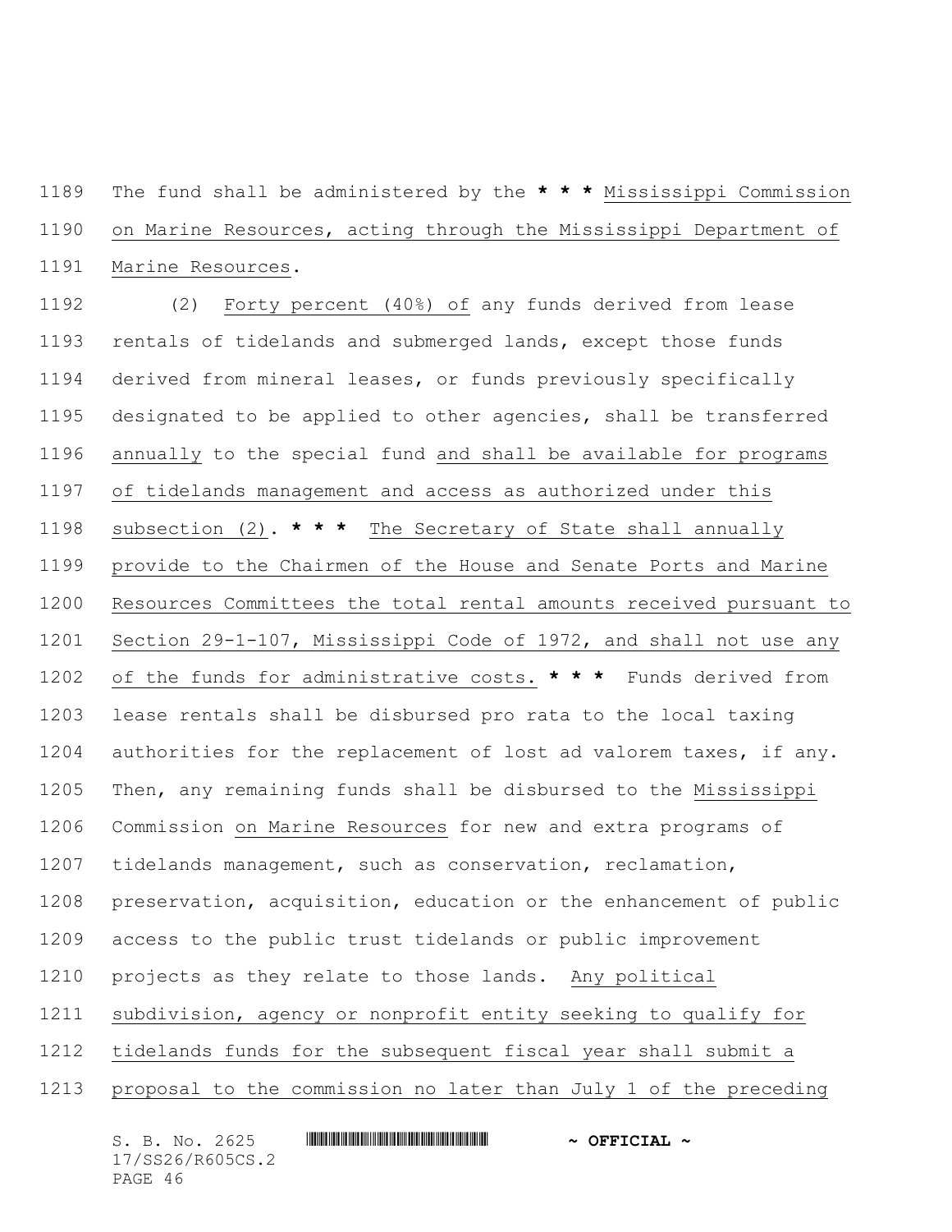The fund shall be administered by the * * * Mississippi Commission on Marine Resources, acting through the Mississippi Department of Marine Resources.

(2) Forty percent (40%) of any funds derived from lease rentals of tidelands and submerged lands, except those funds derived from mineral leases, or funds previously specifically designated to be applied to other agencies, shall be transferred annually to the special fund and shall be available for programs of tidelands management and access as authorized under this subsection (2). * * * The Secretary of State shall annually provide to the Chairmen of the House and Senate Ports and Marine Resources Committees the total rental amounts received pursuant to Section 29-1-107, Mississippi Code of 1972, and shall not use any of the funds for administrative costs. * * * Funds derived from lease rentals shall be disbursed pro rata to the local taxing authorities for the replacement of lost ad valorem taxes, if any. Then, any remaining funds shall be disbursed to the Mississippi Commission on Marine Resources for new and extra programs of tidelands management, such as conservation, reclamation, preservation, acquisition, education or the enhancement of public access to the public trust tidelands or public improvement projects as they relate to those lands. Any political subdivision, agency or nonprofit entity seeking to qualify for tidelands funds for the subsequent fiscal year shall submit a proposal to the commission no later than July 1 of the preceding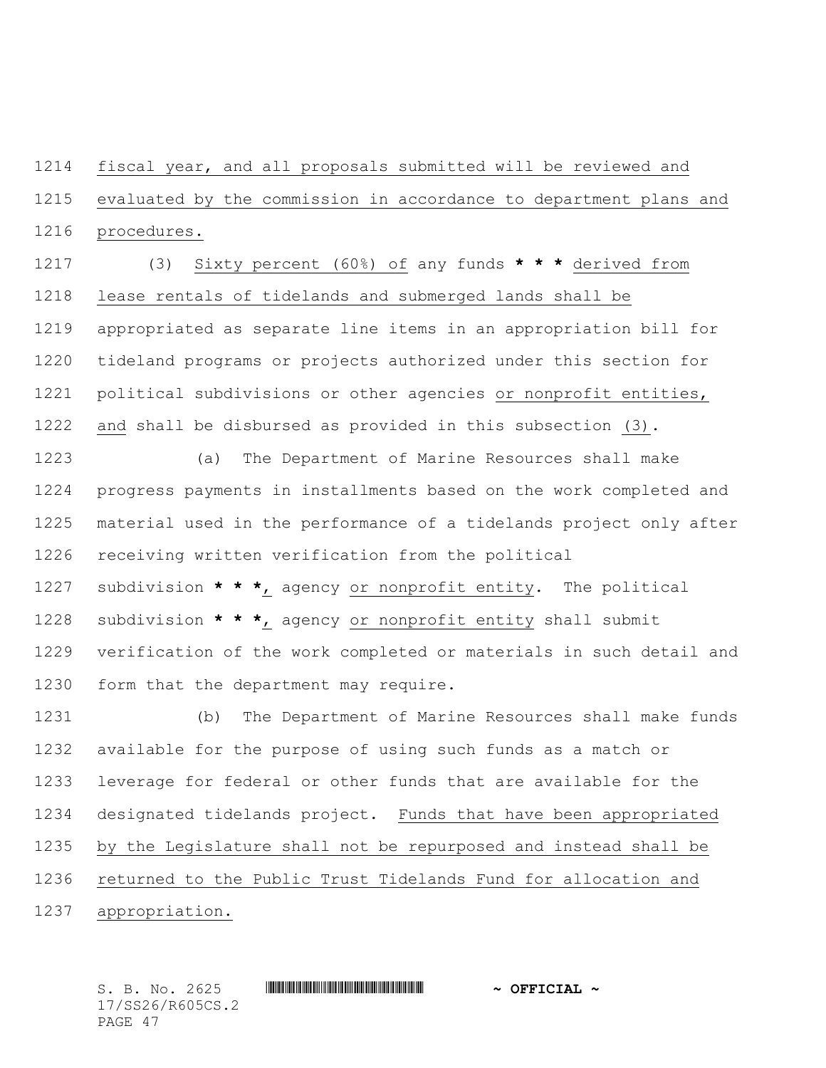fiscal year, and all proposals submitted will be reviewed and evaluated by the commission in accordance to department plans and procedures.

(3) Sixty percent (60%) of any funds * * * derived from lease rentals of tidelands and submerged lands shall be appropriated as separate line items in an appropriation bill for tideland programs or projects authorized under this section for political subdivisions or other agencies or nonprofit entities, and shall be disbursed as provided in this subsection (3).

(a) The Department of Marine Resources shall make progress payments in installments based on the work completed and material used in the performance of a tidelands project only after receiving written verification from the political subdivision * * *, agency or nonprofit entity. The political subdivision * * *, agency or nonprofit entity shall submit verification of the work completed or materials in such detail and form that the department may require.

(b) The Department of Marine Resources shall make funds available for the purpose of using such funds as a match or leverage for federal or other funds that are available for the designated tidelands project. Funds that have been appropriated by the Legislature shall not be repurposed and instead shall be returned to the Public Trust Tidelands Fund for allocation and appropriation.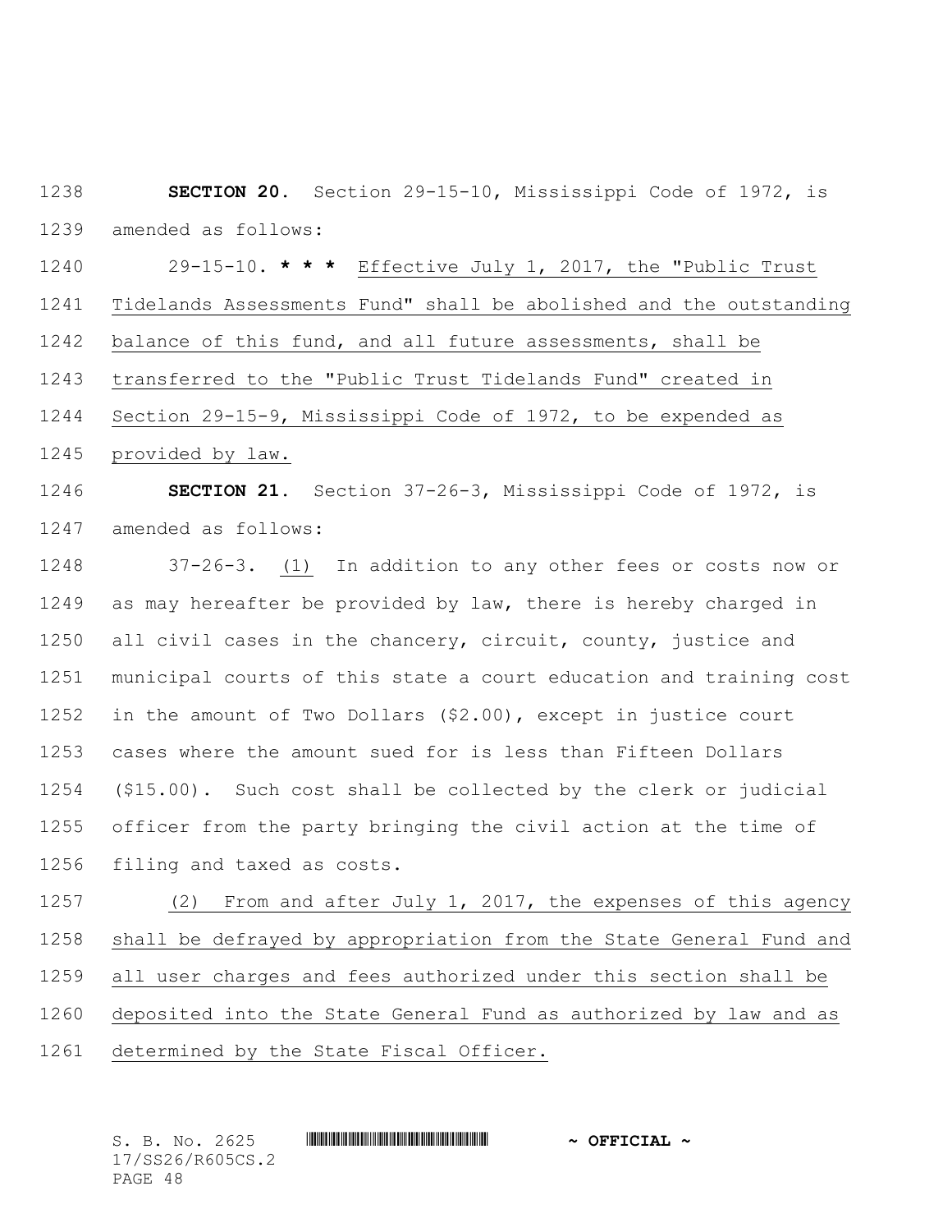**SECTION 20.** Section 29-15-10, Mississippi Code of 1972, is amended as follows:

29-15-10. * * * Effective July 1, 2017, the "Public Trust Tidelands Assessments Fund" shall be abolished and the outstanding balance of this fund, and all future assessments, shall be transferred to the "Public Trust Tidelands Fund" created in Section 29-15-9, Mississippi Code of 1972, to be expended as provided by law.

**SECTION 21.** Section 37-26-3, Mississippi Code of 1972, is amended as follows:

37-26-3. (1) In addition to any other fees or costs now or as may hereafter be provided by law, there is hereby charged in all civil cases in the chancery, circuit, county, justice and municipal courts of this state a court education and training cost in the amount of Two Dollars ($2.00), except in justice court cases where the amount sued for is less than Fifteen Dollars ($15.00). Such cost shall be collected by the clerk or judicial officer from the party bringing the civil action at the time of filing and taxed as costs.

(2) From and after July 1, 2017, the expenses of this agency shall be defrayed by appropriation from the State General Fund and all user charges and fees authorized under this section shall be deposited into the State General Fund as authorized by law and as determined by the State Fiscal Officer.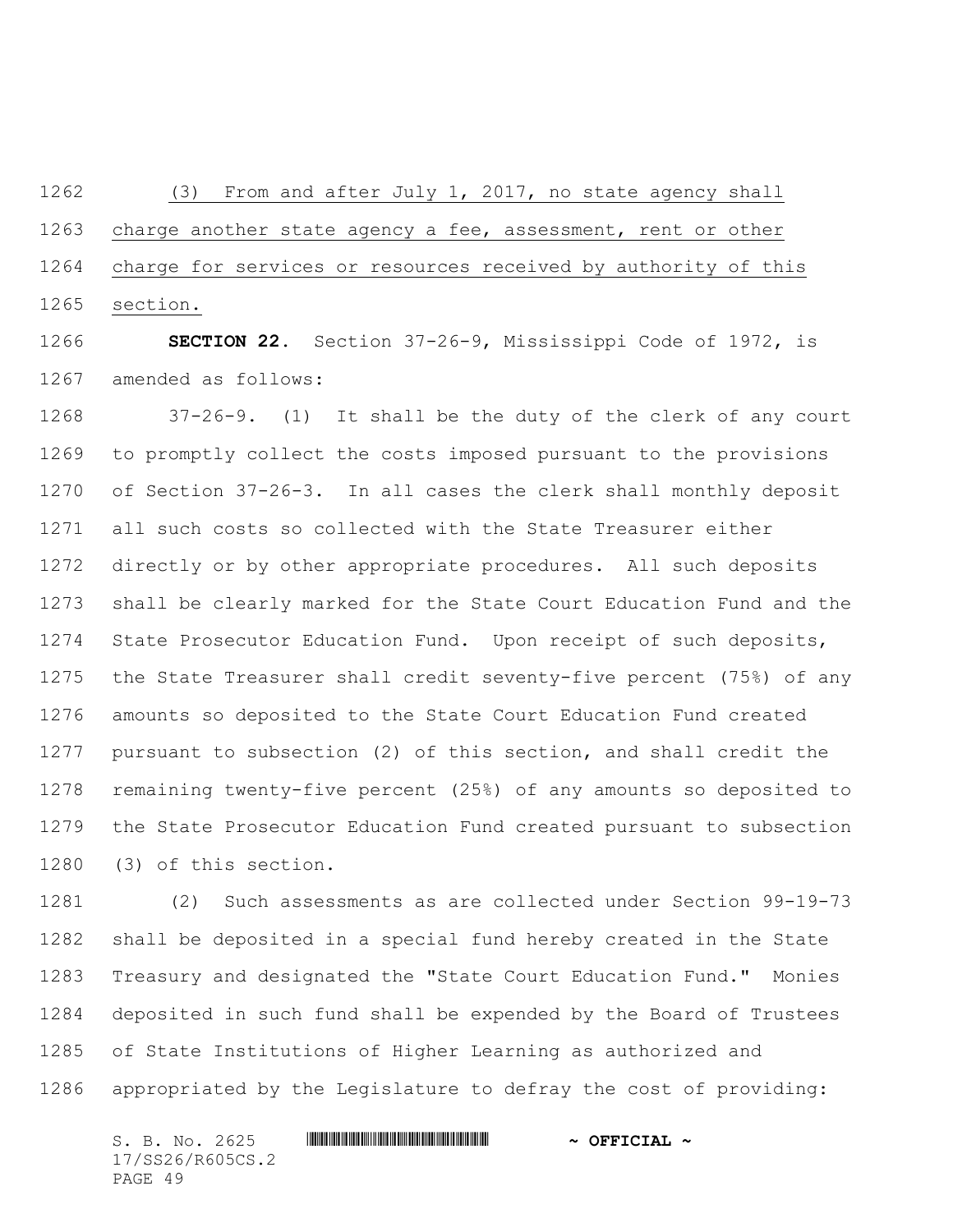(3) From and after July 1, 2017, no state agency shall charge another state agency a fee, assessment, rent or other charge for services or resources received by authority of this section.

**SECTION 22.** Section 37-26-9, Mississippi Code of 1972, is amended as follows:

37-26-9. (1) It shall be the duty of the clerk of any court to promptly collect the costs imposed pursuant to the provisions of Section 37-26-3. In all cases the clerk shall monthly deposit all such costs so collected with the State Treasurer either directly or by other appropriate procedures. All such deposits shall be clearly marked for the State Court Education Fund and the State Prosecutor Education Fund. Upon receipt of such deposits, the State Treasurer shall credit seventy-five percent (75%) of any amounts so deposited to the State Court Education Fund created pursuant to subsection (2) of this section, and shall credit the remaining twenty-five percent (25%) of any amounts so deposited to the State Prosecutor Education Fund created pursuant to subsection (3) of this section.

(2) Such assessments as are collected under Section 99-19-73 shall be deposited in a special fund hereby created in the State Treasury and designated the "State Court Education Fund." Monies deposited in such fund shall be expended by the Board of Trustees of State Institutions of Higher Learning as authorized and appropriated by the Legislature to defray the cost of providing: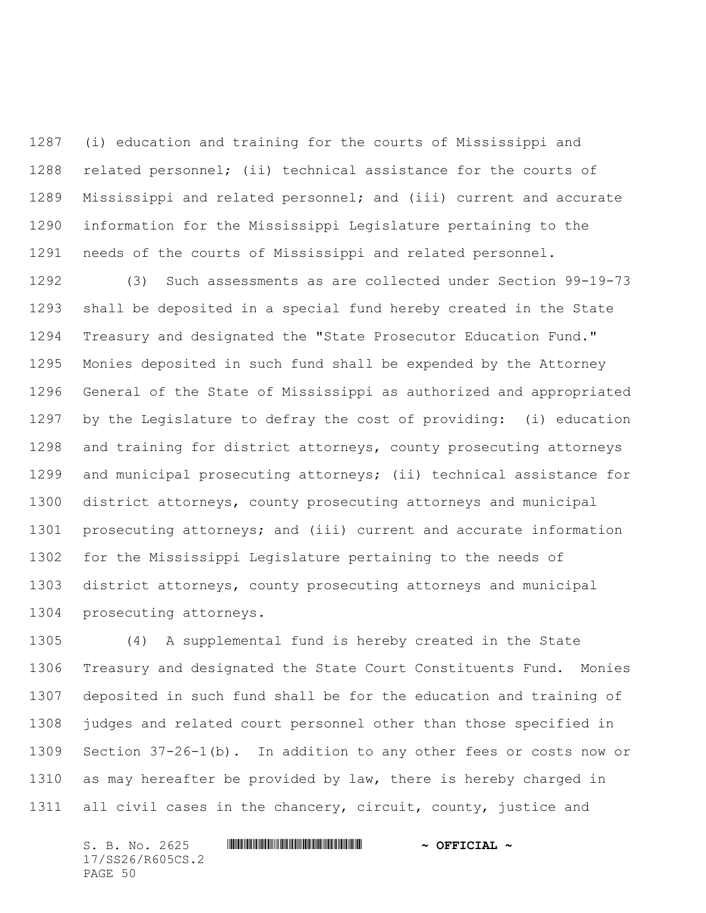(i) education and training for the courts of Mississippi and related personnel; (ii) technical assistance for the courts of Mississippi and related personnel; and (iii) current and accurate information for the Mississippi Legislature pertaining to the needs of the courts of Mississippi and related personnel.

(3) Such assessments as are collected under Section 99-19-73 shall be deposited in a special fund hereby created in the State Treasury and designated the "State Prosecutor Education Fund." Monies deposited in such fund shall be expended by the Attorney General of the State of Mississippi as authorized and appropriated by the Legislature to defray the cost of providing: (i) education and training for district attorneys, county prosecuting attorneys and municipal prosecuting attorneys; (ii) technical assistance for district attorneys, county prosecuting attorneys and municipal prosecuting attorneys; and (iii) current and accurate information for the Mississippi Legislature pertaining to the needs of district attorneys, county prosecuting attorneys and municipal prosecuting attorneys.

(4) A supplemental fund is hereby created in the State Treasury and designated the State Court Constituents Fund. Monies deposited in such fund shall be for the education and training of judges and related court personnel other than those specified in Section 37-26-1(b). In addition to any other fees or costs now or as may hereafter be provided by law, there is hereby charged in all civil cases in the chancery, circuit, county, justice and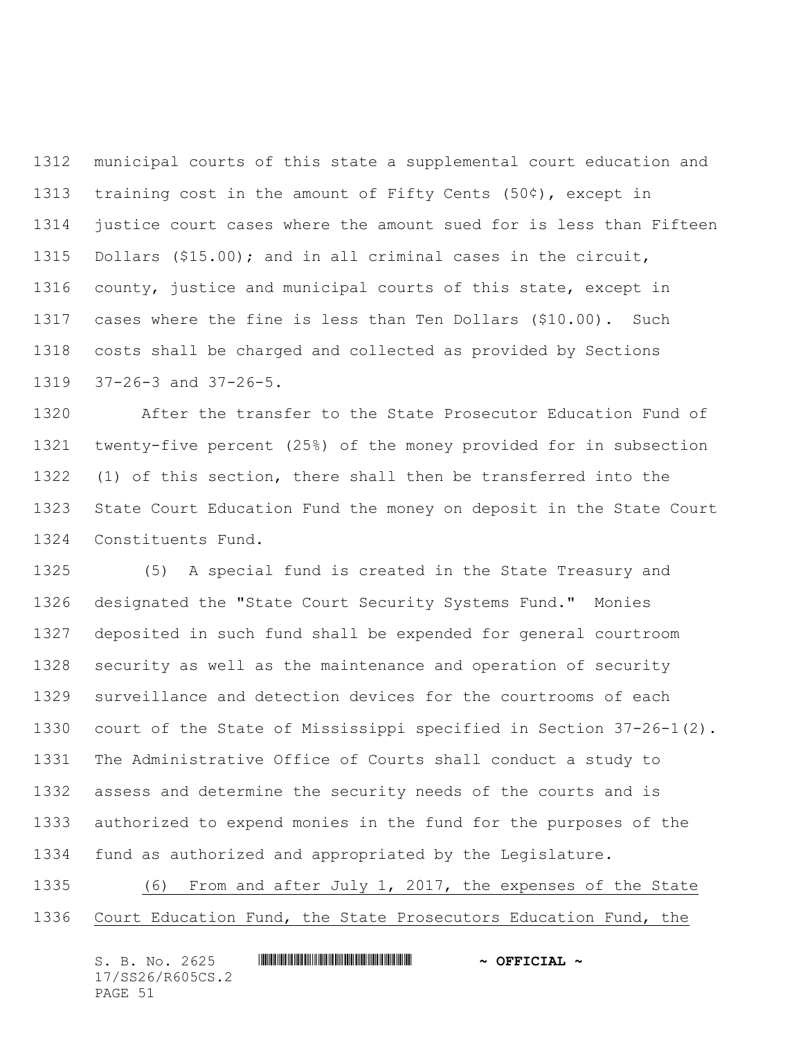municipal courts of this state a supplemental court education and training cost in the amount of Fifty Cents (50¢), except in justice court cases where the amount sued for is less than Fifteen Dollars ($15.00); and in all criminal cases in the circuit, county, justice and municipal courts of this state, except in cases where the fine is less than Ten Dollars ($10.00). Such costs shall be charged and collected as provided by Sections 37-26-3 and 37-26-5.

After the transfer to the State Prosecutor Education Fund of twenty-five percent (25%) of the money provided for in subsection (1) of this section, there shall then be transferred into the State Court Education Fund the money on deposit in the State Court Constituents Fund.

(5) A special fund is created in the State Treasury and designated the "State Court Security Systems Fund." Monies deposited in such fund shall be expended for general courtroom security as well as the maintenance and operation of security surveillance and detection devices for the courtrooms of each court of the State of Mississippi specified in Section 37-26-1(2). The Administrative Office of Courts shall conduct a study to assess and determine the security needs of the courts and is authorized to expend monies in the fund for the purposes of the fund as authorized and appropriated by the Legislature.

<u>(6) From and after July 1, 2017, the expenses of the State Court Education Fund, the State Prosecutors Education Fund, the</u>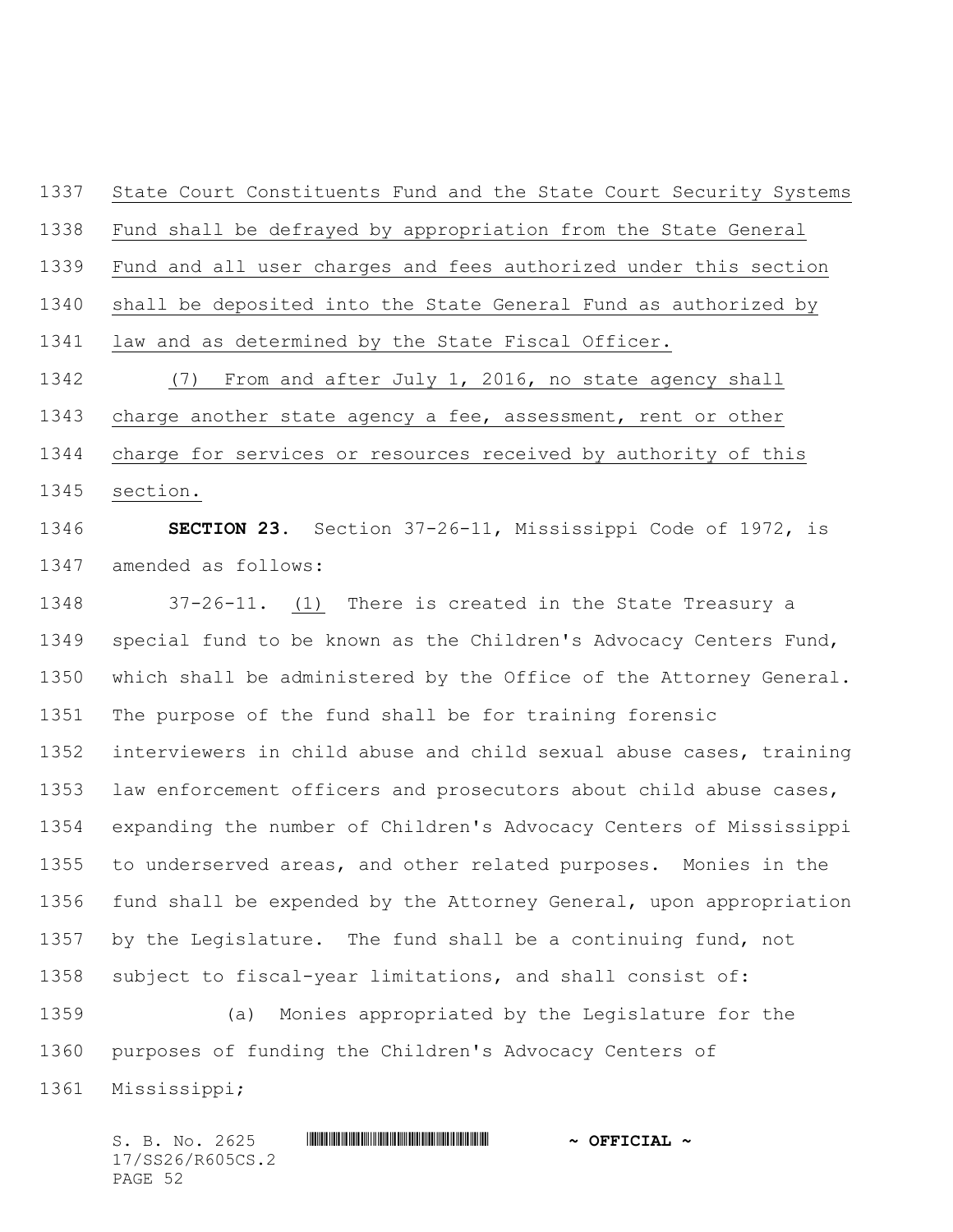State Court Constituents Fund and the State Court Security Systems Fund shall be defrayed by appropriation from the State General Fund and all user charges and fees authorized under this section shall be deposited into the State General Fund as authorized by law and as determined by the State Fiscal Officer.

(7) From and after July 1, 2016, no state agency shall charge another state agency a fee, assessment, rent or other charge for services or resources received by authority of this section.

**SECTION 23.** Section 37-26-11, Mississippi Code of 1972, is amended as follows:

37-26-11. (1) There is created in the State Treasury a special fund to be known as the Children's Advocacy Centers Fund, which shall be administered by the Office of the Attorney General. The purpose of the fund shall be for training forensic interviewers in child abuse and child sexual abuse cases, training law enforcement officers and prosecutors about child abuse cases, expanding the number of Children's Advocacy Centers of Mississippi to underserved areas, and other related purposes. Monies in the fund shall be expended by the Attorney General, upon appropriation by the Legislature. The fund shall be a continuing fund, not subject to fiscal-year limitations, and shall consist of:

(a) Monies appropriated by the Legislature for the purposes of funding the Children's Advocacy Centers of Mississippi;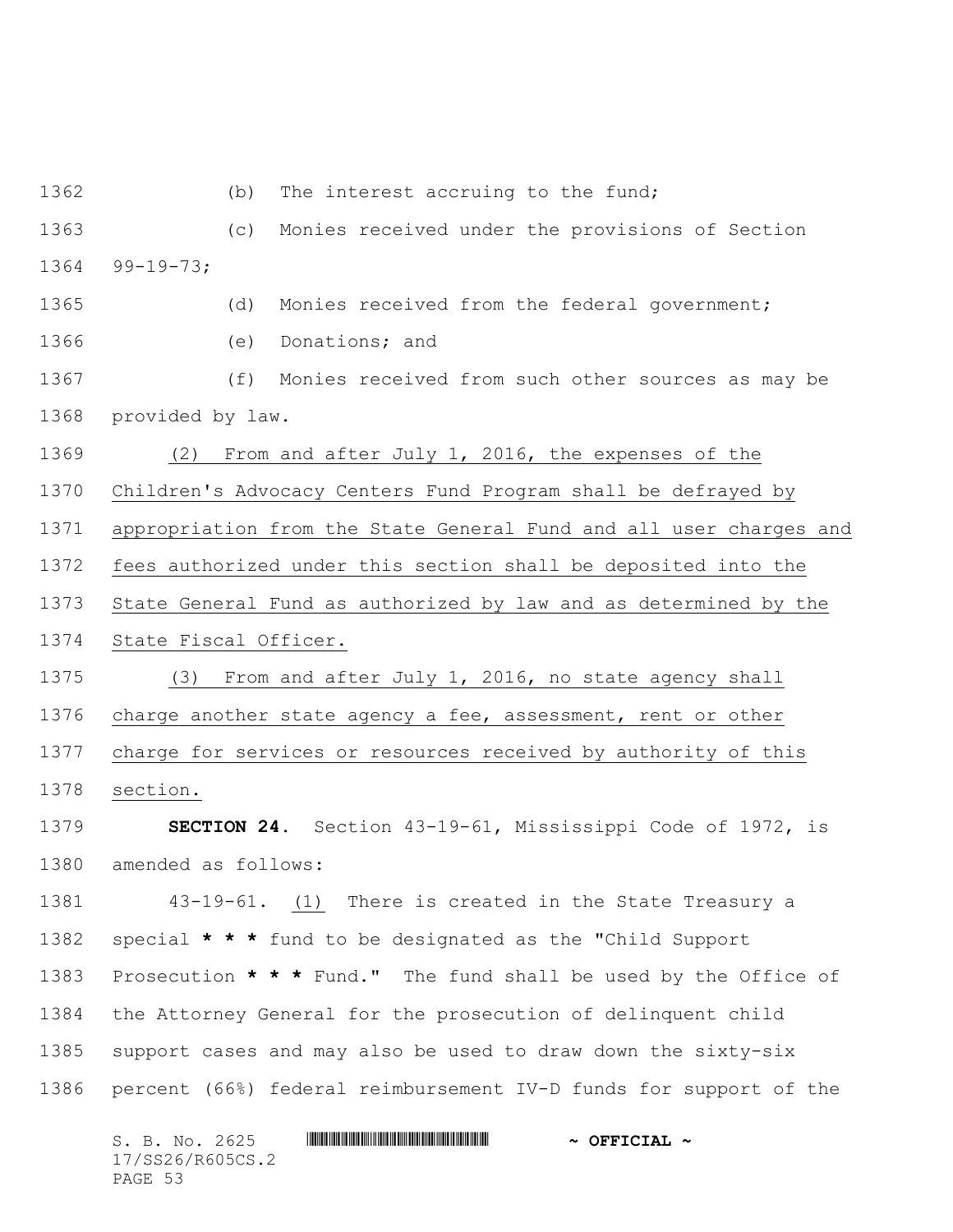(b) The interest accruing to the fund;

(c) Monies received under the provisions of Section 99-19-73;

(d) Monies received from the federal government;

(e) Donations; and

(f) Monies received from such other sources as may be provided by law.

(2) From and after July 1, 2016, the expenses of the Children's Advocacy Centers Fund Program shall be defrayed by appropriation from the State General Fund and all user charges and fees authorized under this section shall be deposited into the State General Fund as authorized by law and as determined by the State Fiscal Officer.

(3) From and after July 1, 2016, no state agency shall charge another state agency a fee, assessment, rent or other charge for services or resources received by authority of this section.

**SECTION 24.** Section 43-19-61, Mississippi Code of 1972, is amended as follows:

43-19-61. (1) There is created in the State Treasury a special **\* \* \*** fund to be designated as the "Child Support Prosecution **\* \* \*** Fund." The fund shall be used by the Office of the Attorney General for the prosecution of delinquent child support cases and may also be used to draw down the sixty-six percent (66%) federal reimbursement IV-D funds for support of the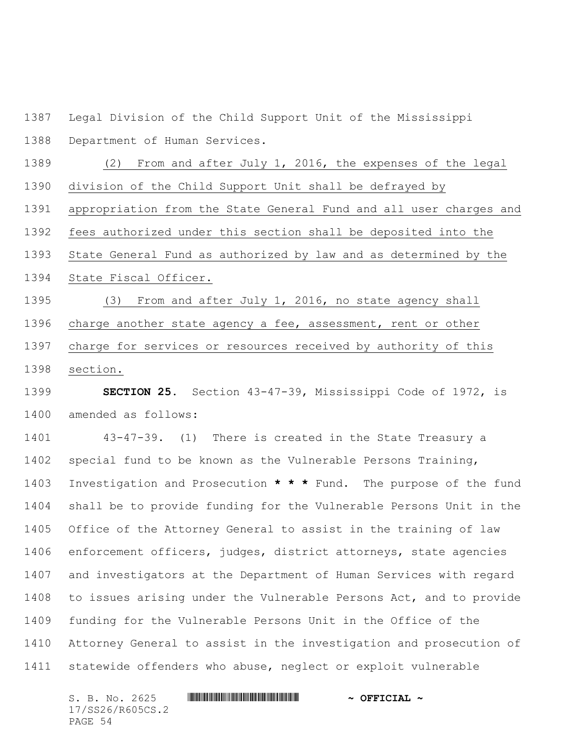Legal Division of the Child Support Unit of the Mississippi Department of Human Services.

(2) From and after July 1, 2016, the expenses of the legal division of the Child Support Unit shall be defrayed by appropriation from the State General Fund and all user charges and fees authorized under this section shall be deposited into the State General Fund as authorized by law and as determined by the State Fiscal Officer.

(3) From and after July 1, 2016, no state agency shall charge another state agency a fee, assessment, rent or other charge for services or resources received by authority of this section.

**SECTION 25.** Section 43-47-39, Mississippi Code of 1972, is amended as follows:

43-47-39. (1) There is created in the State Treasury a special fund to be known as the Vulnerable Persons Training, Investigation and Prosecution * * * Fund. The purpose of the fund shall be to provide funding for the Vulnerable Persons Unit in the Office of the Attorney General to assist in the training of law enforcement officers, judges, district attorneys, state agencies and investigators at the Department of Human Services with regard to issues arising under the Vulnerable Persons Act, and to provide funding for the Vulnerable Persons Unit in the Office of the Attorney General to assist in the investigation and prosecution of statewide offenders who abuse, neglect or exploit vulnerable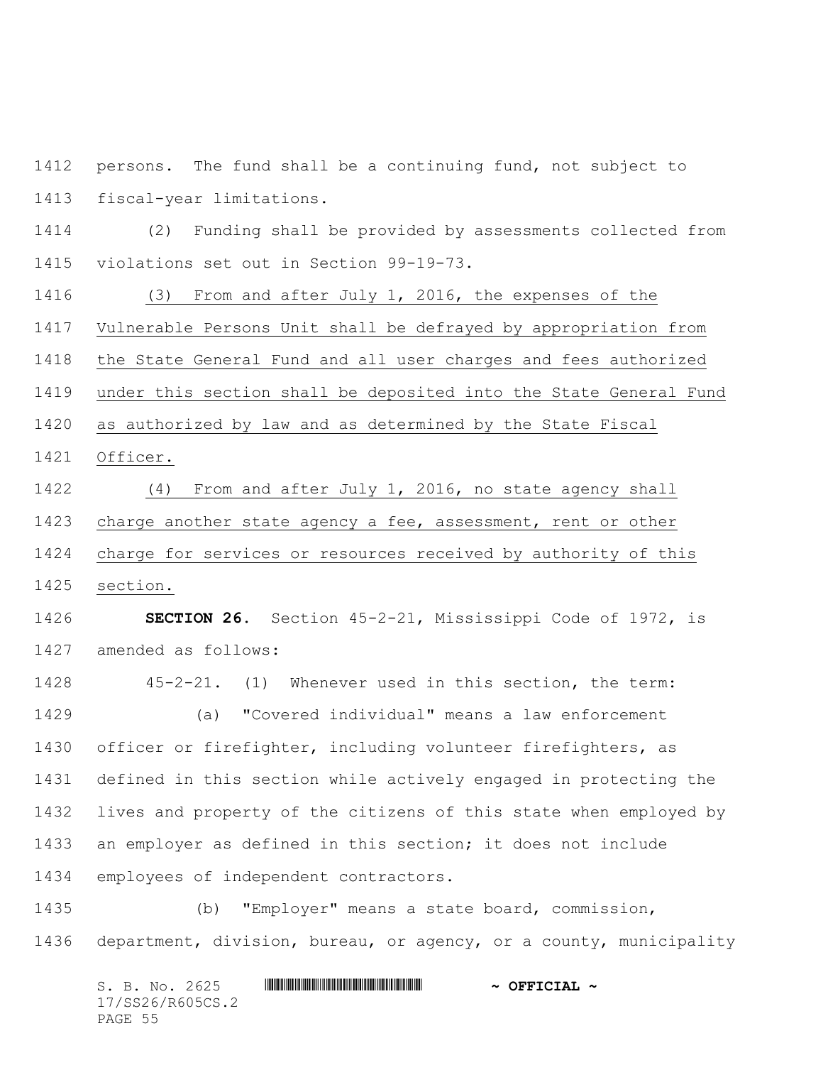persons. The fund shall be a continuing fund, not subject to fiscal-year limitations.

(2) Funding shall be provided by assessments collected from violations set out in Section 99-19-73.

<u>(3) From and after July 1, 2016, the expenses of the Vulnerable Persons Unit shall be defrayed by appropriation from the State General Fund and all user charges and fees authorized under this section shall be deposited into the State General Fund as authorized by law and as determined by the State Fiscal Officer.</u>

<u>(4) From and after July 1, 2016, no state agency shall charge another state agency a fee, assessment, rent or other charge for services or resources received by authority of this section.</u>

**SECTION 26.** Section 45-2-21, Mississippi Code of 1972, is amended as follows:

45-2-21. (1) Whenever used in this section, the term:

(a) "Covered individual" means a law enforcement officer or firefighter, including volunteer firefighters, as defined in this section while actively engaged in protecting the lives and property of the citizens of this state when employed by an employer as defined in this section; it does not include employees of independent contractors.

(b) "Employer" means a state board, commission, department, division, bureau, or agency, or a county, municipality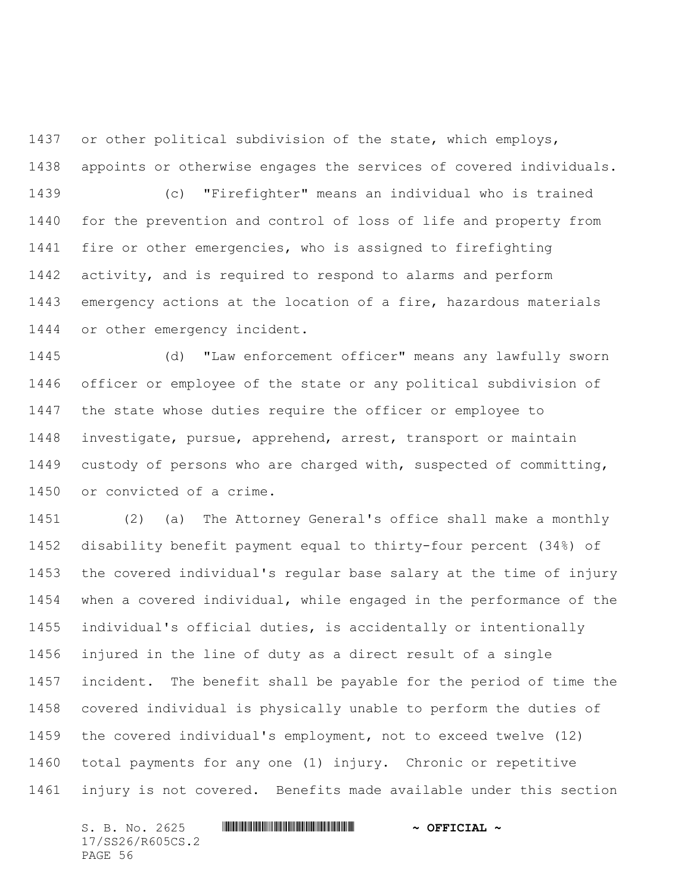or other political subdivision of the state, which employs, appoints or otherwise engages the services of covered individuals.

(c) "Firefighter" means an individual who is trained for the prevention and control of loss of life and property from fire or other emergencies, who is assigned to firefighting activity, and is required to respond to alarms and perform emergency actions at the location of a fire, hazardous materials or other emergency incident.

(d) "Law enforcement officer" means any lawfully sworn officer or employee of the state or any political subdivision of the state whose duties require the officer or employee to investigate, pursue, apprehend, arrest, transport or maintain custody of persons who are charged with, suspected of committing, or convicted of a crime.

(2) (a) The Attorney General's office shall make a monthly disability benefit payment equal to thirty-four percent (34%) of the covered individual's regular base salary at the time of injury when a covered individual, while engaged in the performance of the individual's official duties, is accidentally or intentionally injured in the line of duty as a direct result of a single incident. The benefit shall be payable for the period of time the covered individual is physically unable to perform the duties of the covered individual's employment, not to exceed twelve (12) total payments for any one (1) injury. Chronic or repetitive injury is not covered. Benefits made available under this section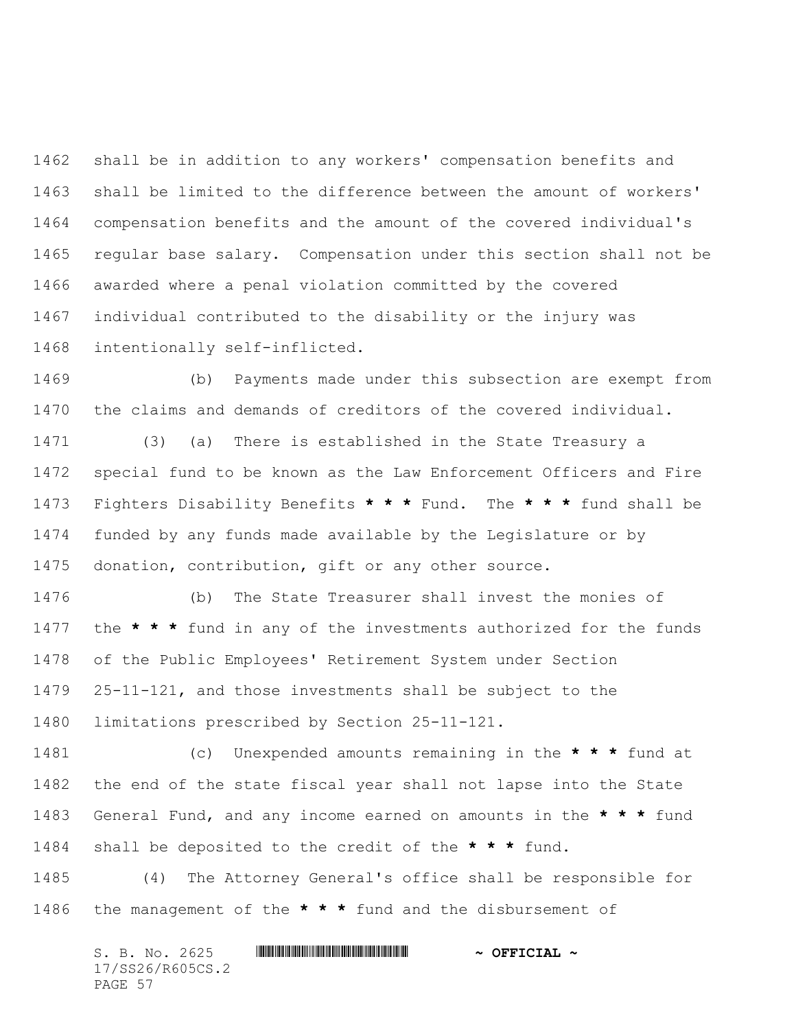shall be in addition to any workers' compensation benefits and shall be limited to the difference between the amount of workers' compensation benefits and the amount of the covered individual's regular base salary. Compensation under this section shall not be awarded where a penal violation committed by the covered individual contributed to the disability or the injury was intentionally self-inflicted.

(b) Payments made under this subsection are exempt from the claims and demands of creditors of the covered individual.

(3) (a) There is established in the State Treasury a special fund to be known as the Law Enforcement Officers and Fire Fighters Disability Benefits **\* \* \*** Fund. The **\* \* \*** fund shall be funded by any funds made available by the Legislature or by donation, contribution, gift or any other source.

(b) The State Treasurer shall invest the monies of the **\* \* \*** fund in any of the investments authorized for the funds of the Public Employees' Retirement System under Section 25-11-121, and those investments shall be subject to the limitations prescribed by Section 25-11-121.

(c) Unexpended amounts remaining in the **\* \* \*** fund at the end of the state fiscal year shall not lapse into the State General Fund, and any income earned on amounts in the **\* \* \*** fund shall be deposited to the credit of the **\* \* \*** fund.

(4) The Attorney General's office shall be responsible for the management of the **\* \* \*** fund and the disbursement of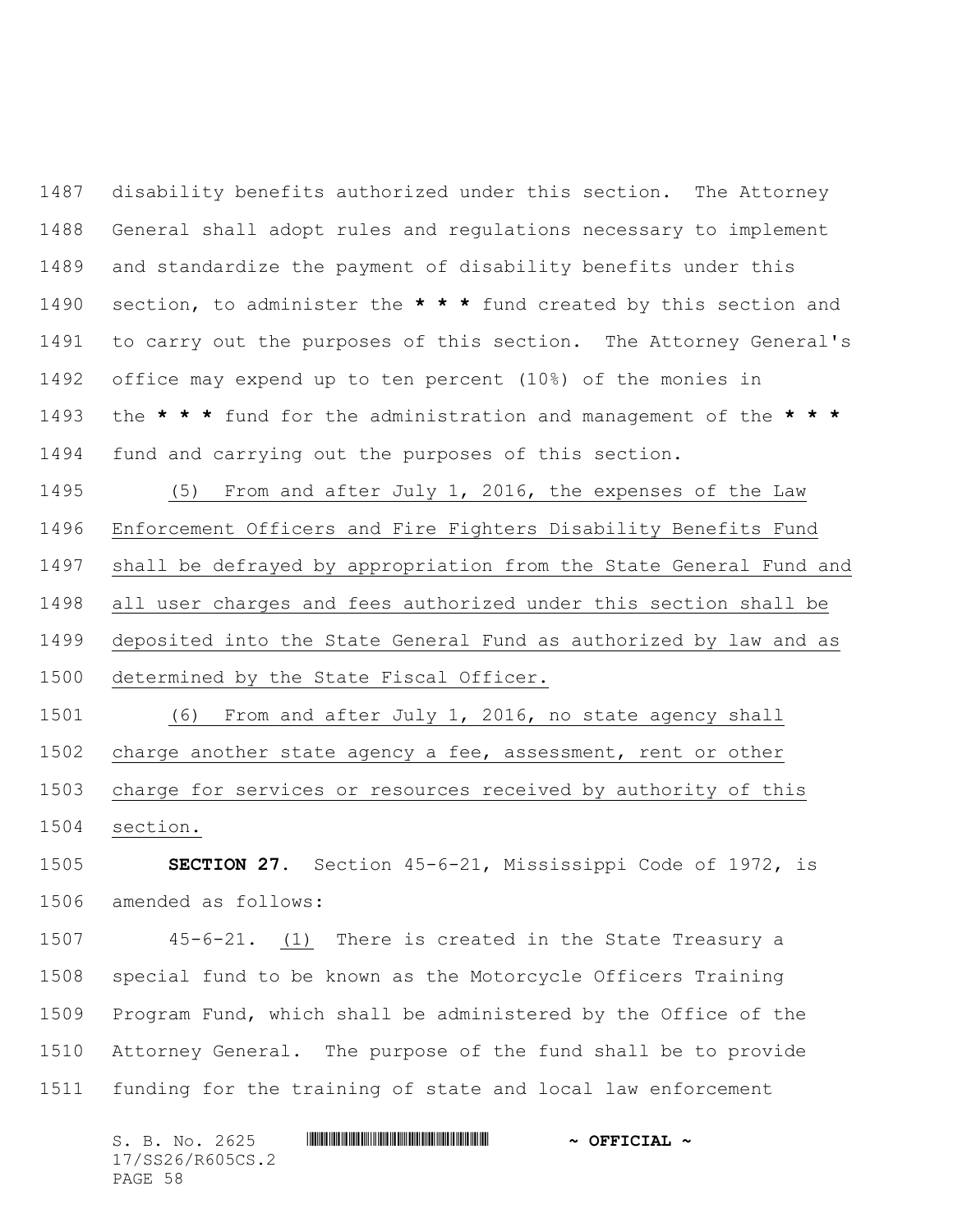disability benefits authorized under this section. The Attorney General shall adopt rules and regulations necessary to implement and standardize the payment of disability benefits under this section, to administer the **\* \* \*** fund created by this section and to carry out the purposes of this section. The Attorney General's office may expend up to ten percent (10%) of the monies in the **\* \* \*** fund for the administration and management of the **\* \* \*** fund and carrying out the purposes of this section.

(5) From and after July 1, 2016, the expenses of the Law Enforcement Officers and Fire Fighters Disability Benefits Fund shall be defrayed by appropriation from the State General Fund and all user charges and fees authorized under this section shall be deposited into the State General Fund as authorized by law and as determined by the State Fiscal Officer.

(6) From and after July 1, 2016, no state agency shall charge another state agency a fee, assessment, rent or other charge for services or resources received by authority of this section.

**SECTION 27.** Section 45-6-21, Mississippi Code of 1972, is amended as follows:

45-6-21. (1) There is created in the State Treasury a special fund to be known as the Motorcycle Officers Training Program Fund, which shall be administered by the Office of the Attorney General. The purpose of the fund shall be to provide funding for the training of state and local law enforcement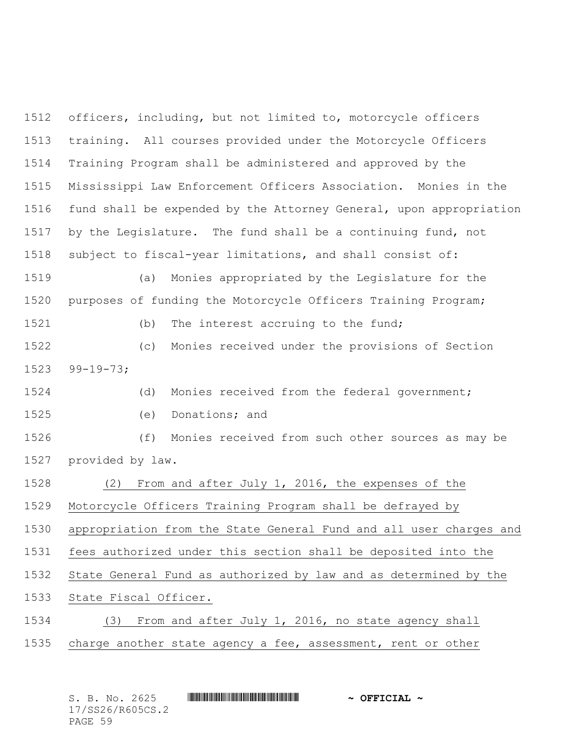officers, including, but not limited to, motorcycle officers training. All courses provided under the Motorcycle Officers Training Program shall be administered and approved by the Mississippi Law Enforcement Officers Association. Monies in the fund shall be expended by the Attorney General, upon appropriation by the Legislature. The fund shall be a continuing fund, not subject to fiscal-year limitations, and shall consist of:

(a) Monies appropriated by the Legislature for the purposes of funding the Motorcycle Officers Training Program;

(b) The interest accruing to the fund;

(c) Monies received under the provisions of Section 99-19-73;

(d) Monies received from the federal government;

(e) Donations; and

(f) Monies received from such other sources as may be provided by law.

(2) From and after July 1, 2016, the expenses of the Motorcycle Officers Training Program shall be defrayed by appropriation from the State General Fund and all user charges and fees authorized under this section shall be deposited into the State General Fund as authorized by law and as determined by the State Fiscal Officer.

(3) From and after July 1, 2016, no state agency shall charge another state agency a fee, assessment, rent or other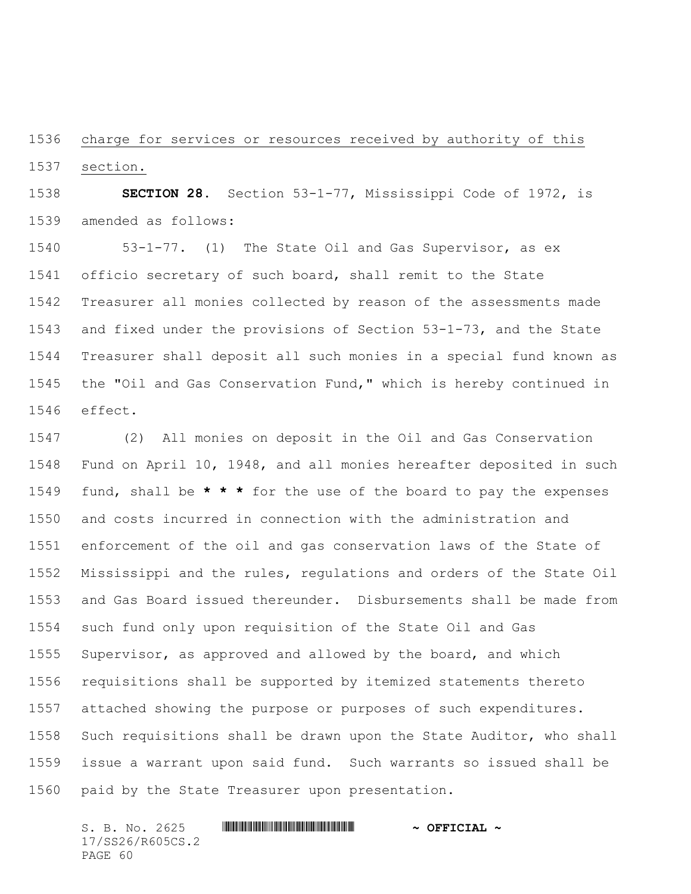charge for services or resources received by authority of this section.

**SECTION 28.** Section 53-1-77, Mississippi Code of 1972, is amended as follows:

53-1-77. (1) The State Oil and Gas Supervisor, as ex officio secretary of such board, shall remit to the State Treasurer all monies collected by reason of the assessments made and fixed under the provisions of Section 53-1-73, and the State Treasurer shall deposit all such monies in a special fund known as the "Oil and Gas Conservation Fund," which is hereby continued in effect.

(2) All monies on deposit in the Oil and Gas Conservation Fund on April 10, 1948, and all monies hereafter deposited in such fund, shall be **\* \* \*** for the use of the board to pay the expenses and costs incurred in connection with the administration and enforcement of the oil and gas conservation laws of the State of Mississippi and the rules, regulations and orders of the State Oil and Gas Board issued thereunder. Disbursements shall be made from such fund only upon requisition of the State Oil and Gas Supervisor, as approved and allowed by the board, and which requisitions shall be supported by itemized statements thereto attached showing the purpose or purposes of such expenditures. Such requisitions shall be drawn upon the State Auditor, who shall issue a warrant upon said fund. Such warrants so issued shall be paid by the State Treasurer upon presentation.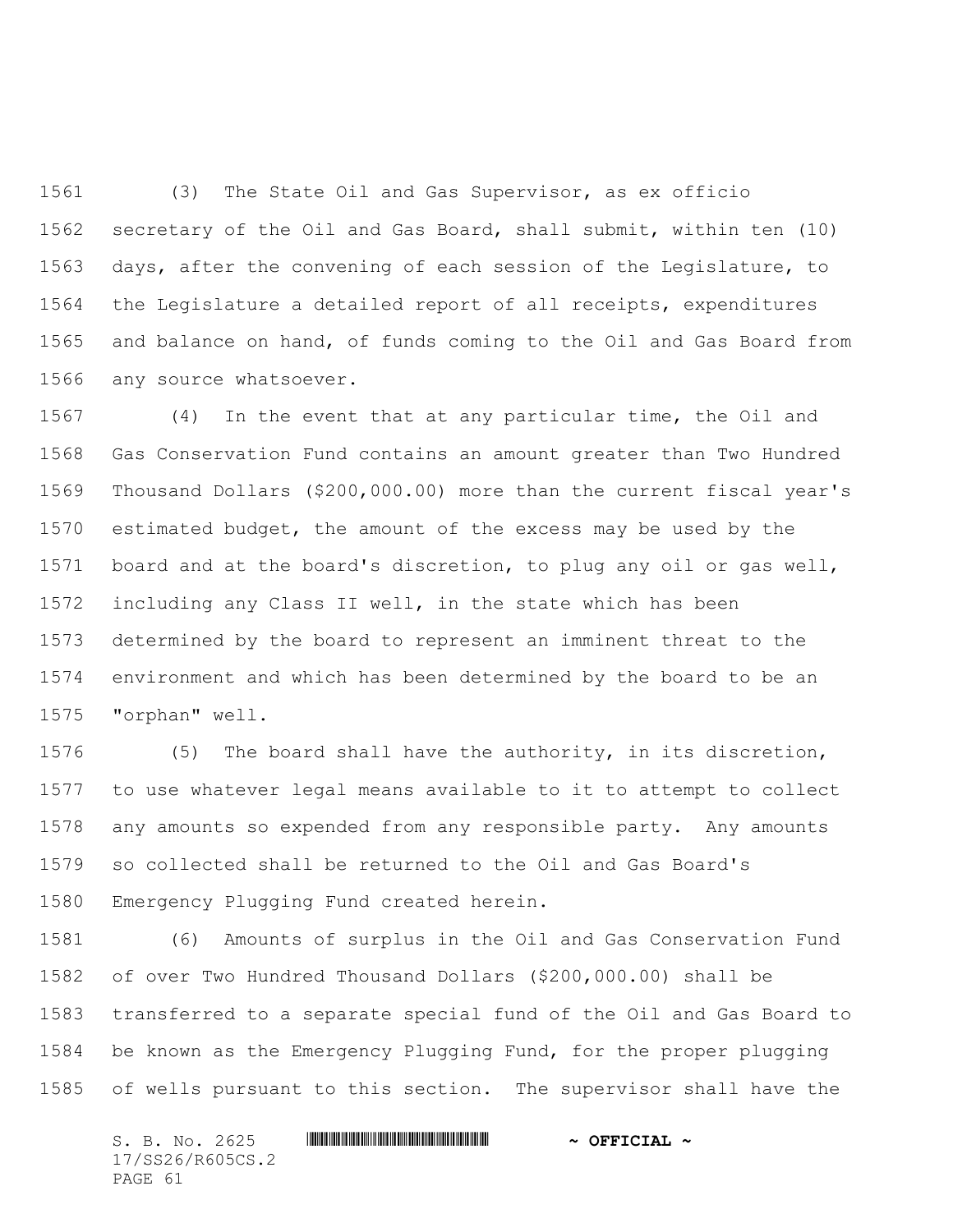(3) The State Oil and Gas Supervisor, as ex officio secretary of the Oil and Gas Board, shall submit, within ten (10) days, after the convening of each session of the Legislature, to the Legislature a detailed report of all receipts, expenditures and balance on hand, of funds coming to the Oil and Gas Board from any source whatsoever.

(4) In the event that at any particular time, the Oil and Gas Conservation Fund contains an amount greater than Two Hundred Thousand Dollars ($200,000.00) more than the current fiscal year's estimated budget, the amount of the excess may be used by the board and at the board's discretion, to plug any oil or gas well, including any Class II well, in the state which has been determined by the board to represent an imminent threat to the environment and which has been determined by the board to be an "orphan" well.

(5) The board shall have the authority, in its discretion, to use whatever legal means available to it to attempt to collect any amounts so expended from any responsible party. Any amounts so collected shall be returned to the Oil and Gas Board's Emergency Plugging Fund created herein.

(6) Amounts of surplus in the Oil and Gas Conservation Fund of over Two Hundred Thousand Dollars ($200,000.00) shall be transferred to a separate special fund of the Oil and Gas Board to be known as the Emergency Plugging Fund, for the proper plugging of wells pursuant to this section. The supervisor shall have the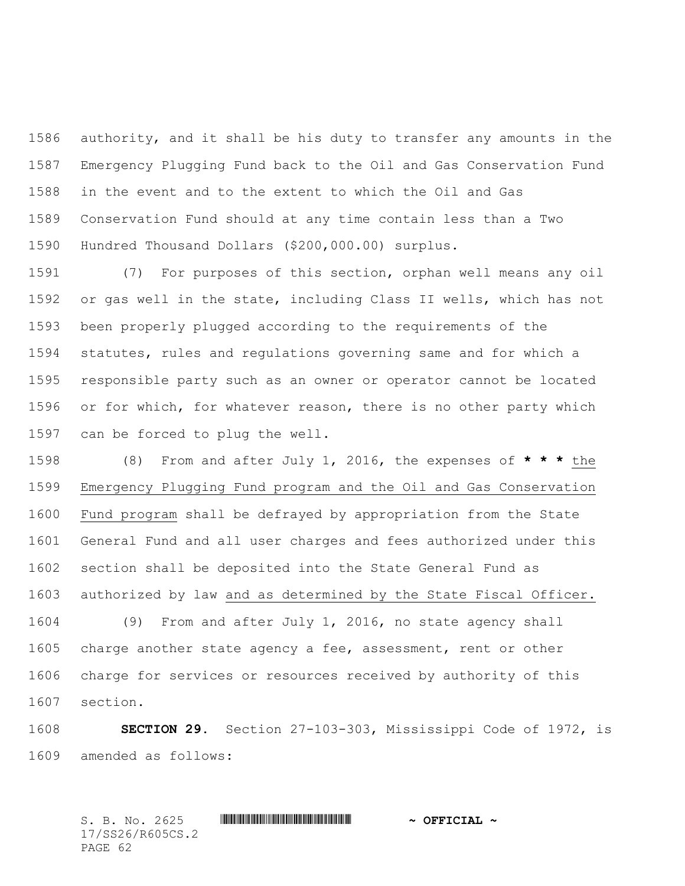authority, and it shall be his duty to transfer any amounts in the Emergency Plugging Fund back to the Oil and Gas Conservation Fund in the event and to the extent to which the Oil and Gas Conservation Fund should at any time contain less than a Two Hundred Thousand Dollars ($200,000.00) surplus.

(7) For purposes of this section, orphan well means any oil or gas well in the state, including Class II wells, which has not been properly plugged according to the requirements of the statutes, rules and regulations governing same and for which a responsible party such as an owner or operator cannot be located or for which, for whatever reason, there is no other party which can be forced to plug the well.

(8) From and after July 1, 2016, the expenses of **\* \* \*** <u>the Emergency Plugging Fund program and the Oil and Gas Conservation Fund program</u> shall be defrayed by appropriation from the State General Fund and all user charges and fees authorized under this section shall be deposited into the State General Fund as authorized by law <u>and as determined by the State Fiscal Officer.</u>

(9) From and after July 1, 2016, no state agency shall charge another state agency a fee, assessment, rent or other charge for services or resources received by authority of this section.

**SECTION 29.** Section 27-103-303, Mississippi Code of 1972, is amended as follows: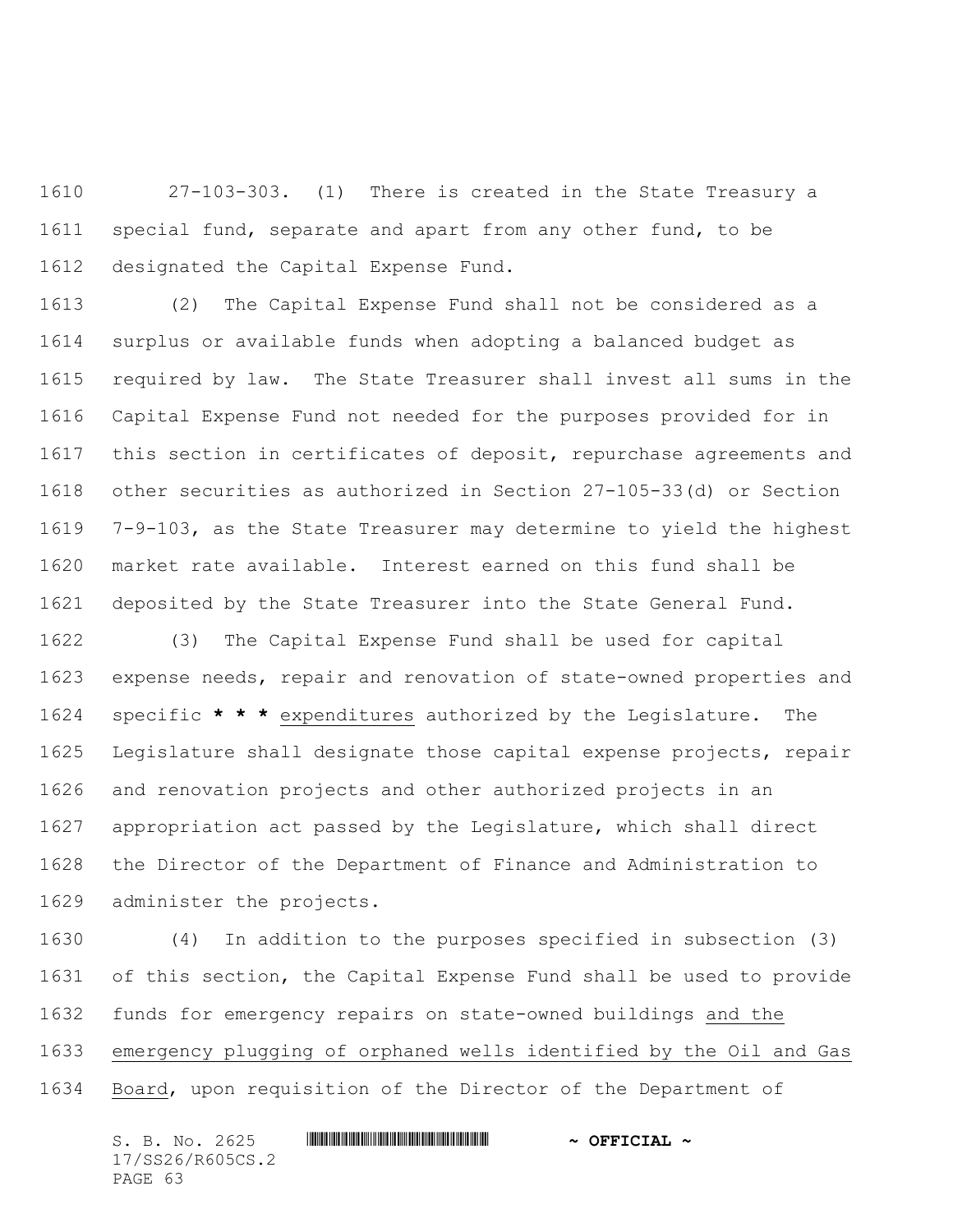27-103-303. (1) There is created in the State Treasury a special fund, separate and apart from any other fund, to be designated the Capital Expense Fund.

(2) The Capital Expense Fund shall not be considered as a surplus or available funds when adopting a balanced budget as required by law. The State Treasurer shall invest all sums in the Capital Expense Fund not needed for the purposes provided for in this section in certificates of deposit, repurchase agreements and other securities as authorized in Section 27-105-33(d) or Section 7-9-103, as the State Treasurer may determine to yield the highest market rate available. Interest earned on this fund shall be deposited by the State Treasurer into the State General Fund.

(3) The Capital Expense Fund shall be used for capital expense needs, repair and renovation of state-owned properties and specific **\* \* \*** <u>expenditures</u> authorized by the Legislature. The Legislature shall designate those capital expense projects, repair and renovation projects and other authorized projects in an appropriation act passed by the Legislature, which shall direct the Director of the Department of Finance and Administration to administer the projects.

(4) In addition to the purposes specified in subsection (3) of this section, the Capital Expense Fund shall be used to provide funds for emergency repairs on state-owned buildings <u>and the emergency plugging of orphaned wells identified by the Oil and Gas Board</u>, upon requisition of the Director of the Department of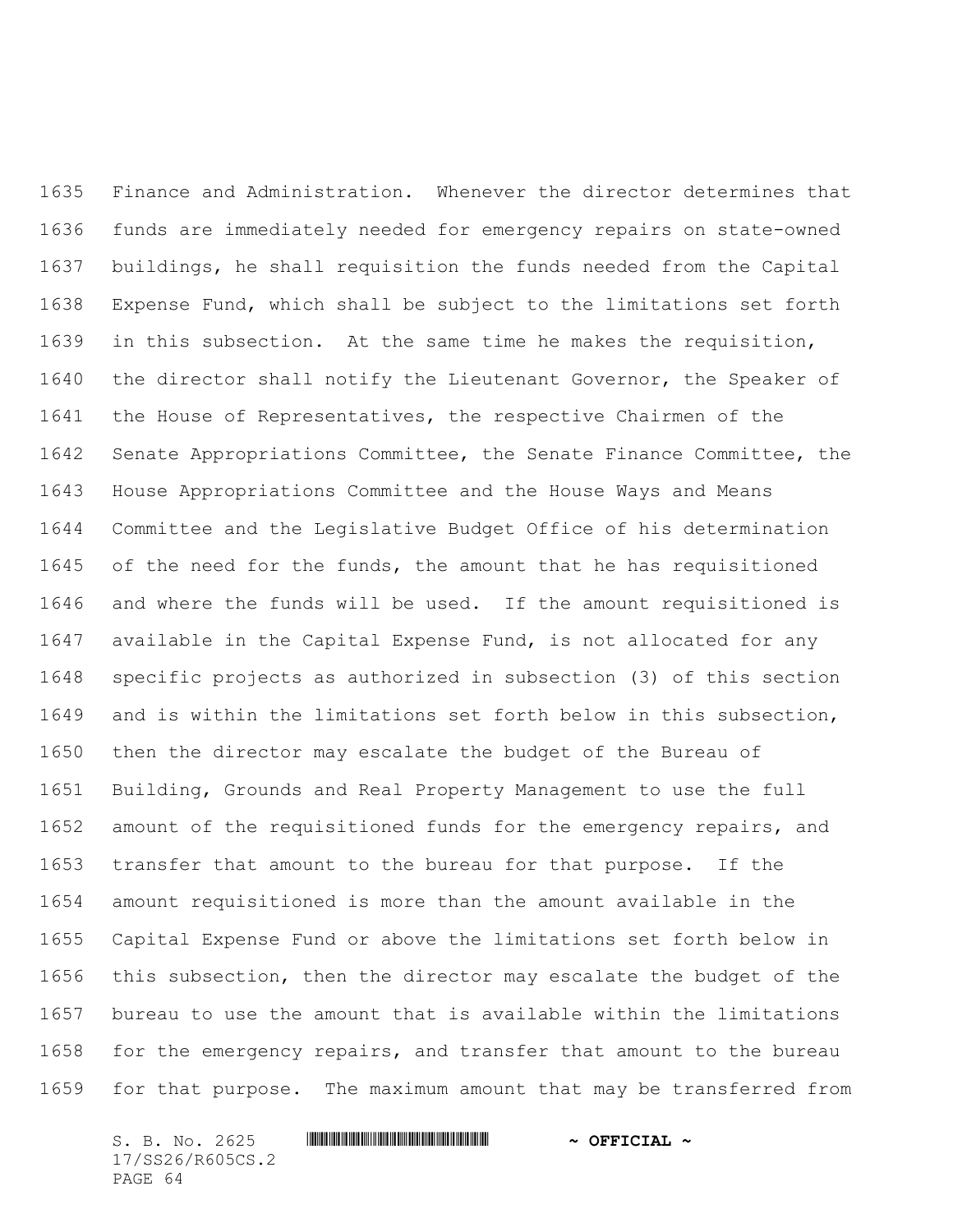Finance and Administration. Whenever the director determines that funds are immediately needed for emergency repairs on state-owned buildings, he shall requisition the funds needed from the Capital Expense Fund, which shall be subject to the limitations set forth in this subsection. At the same time he makes the requisition, the director shall notify the Lieutenant Governor, the Speaker of the House of Representatives, the respective Chairmen of the Senate Appropriations Committee, the Senate Finance Committee, the House Appropriations Committee and the House Ways and Means Committee and the Legislative Budget Office of his determination of the need for the funds, the amount that he has requisitioned and where the funds will be used. If the amount requisitioned is available in the Capital Expense Fund, is not allocated for any specific projects as authorized in subsection (3) of this section and is within the limitations set forth below in this subsection, then the director may escalate the budget of the Bureau of Building, Grounds and Real Property Management to use the full amount of the requisitioned funds for the emergency repairs, and transfer that amount to the bureau for that purpose. If the amount requisitioned is more than the amount available in the Capital Expense Fund or above the limitations set forth below in this subsection, then the director may escalate the budget of the bureau to use the amount that is available within the limitations for the emergency repairs, and transfer that amount to the bureau for that purpose. The maximum amount that may be transferred from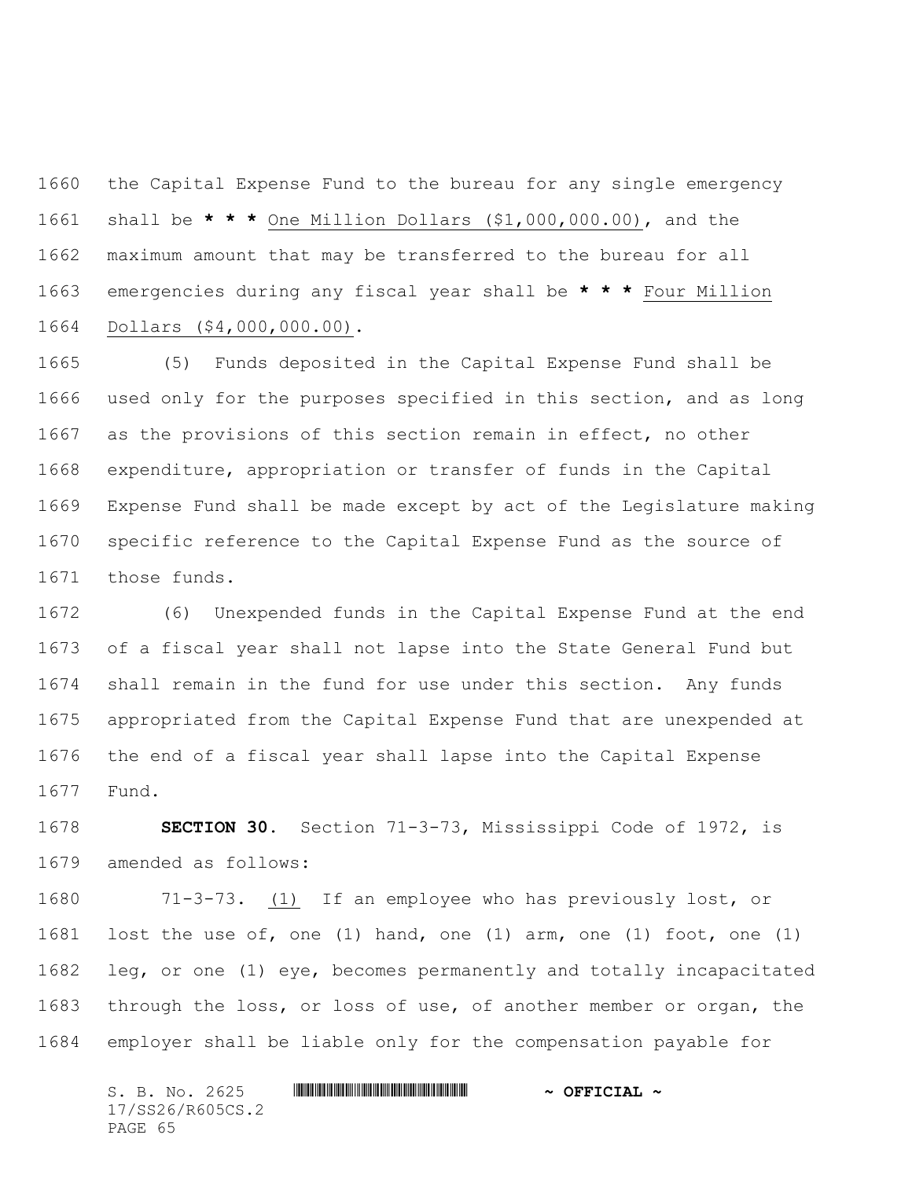the Capital Expense Fund to the bureau for any single emergency shall be **\* \* \*** <u>One Million Dollars ($1,000,000.00)</u>, and the maximum amount that may be transferred to the bureau for all emergencies during any fiscal year shall be **\* \* \*** <u>Four Million Dollars ($4,000,000.00)</u>.

(5) Funds deposited in the Capital Expense Fund shall be used only for the purposes specified in this section, and as long as the provisions of this section remain in effect, no other expenditure, appropriation or transfer of funds in the Capital Expense Fund shall be made except by act of the Legislature making specific reference to the Capital Expense Fund as the source of those funds.

(6) Unexpended funds in the Capital Expense Fund at the end of a fiscal year shall not lapse into the State General Fund but shall remain in the fund for use under this section. Any funds appropriated from the Capital Expense Fund that are unexpended at the end of a fiscal year shall lapse into the Capital Expense Fund.

**SECTION 30.** Section 71-3-73, Mississippi Code of 1972, is amended as follows:

71-3-73. <u>(1)</u> If an employee who has previously lost, or lost the use of, one (1) hand, one (1) arm, one (1) foot, one (1) leg, or one (1) eye, becomes permanently and totally incapacitated through the loss, or loss of use, of another member or organ, the employer shall be liable only for the compensation payable for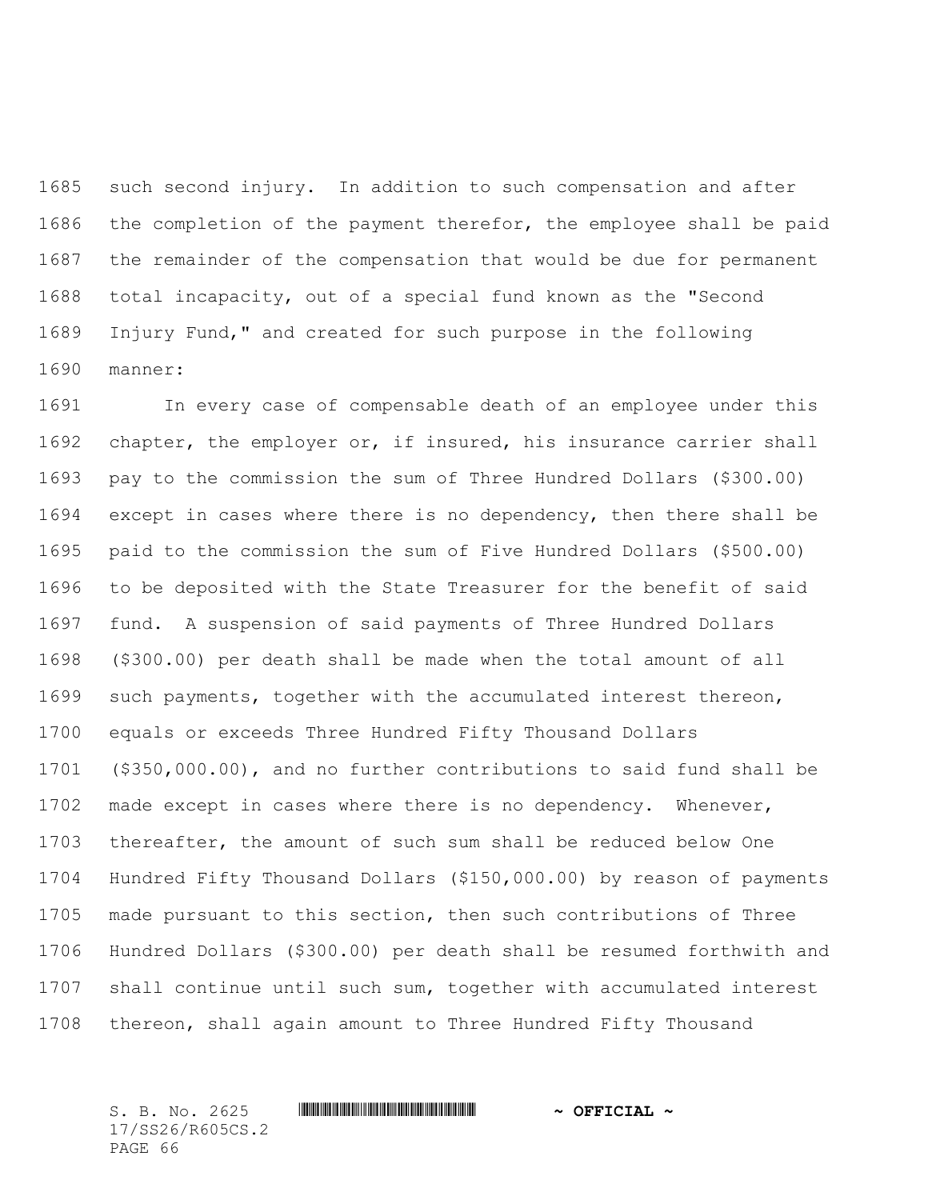such second injury. In addition to such compensation and after the completion of the payment therefor, the employee shall be paid the remainder of the compensation that would be due for permanent total incapacity, out of a special fund known as the "Second Injury Fund," and created for such purpose in the following manner:

In every case of compensable death of an employee under this chapter, the employer or, if insured, his insurance carrier shall pay to the commission the sum of Three Hundred Dollars ($300.00) except in cases where there is no dependency, then there shall be paid to the commission the sum of Five Hundred Dollars ($500.00) to be deposited with the State Treasurer for the benefit of said fund. A suspension of said payments of Three Hundred Dollars ($300.00) per death shall be made when the total amount of all such payments, together with the accumulated interest thereon, equals or exceeds Three Hundred Fifty Thousand Dollars ($350,000.00), and no further contributions to said fund shall be made except in cases where there is no dependency. Whenever, thereafter, the amount of such sum shall be reduced below One Hundred Fifty Thousand Dollars ($150,000.00) by reason of payments made pursuant to this section, then such contributions of Three Hundred Dollars ($300.00) per death shall be resumed forthwith and shall continue until such sum, together with accumulated interest thereon, shall again amount to Three Hundred Fifty Thousand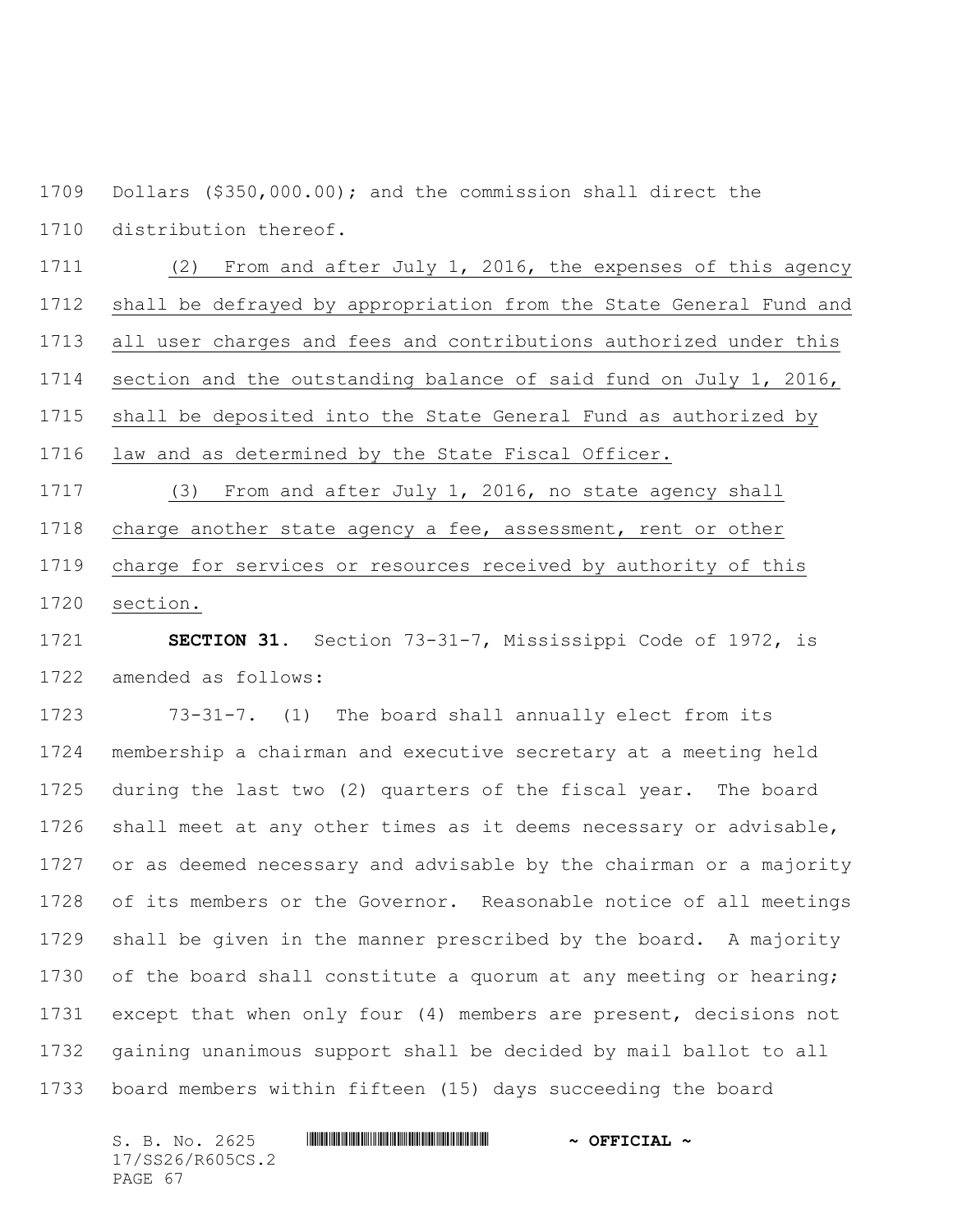Dollars ($350,000.00); and the commission shall direct the distribution thereof.

(2) From and after July 1, 2016, the expenses of this agency shall be defrayed by appropriation from the State General Fund and all user charges and fees and contributions authorized under this section and the outstanding balance of said fund on July 1, 2016, shall be deposited into the State General Fund as authorized by law and as determined by the State Fiscal Officer.

(3) From and after July 1, 2016, no state agency shall charge another state agency a fee, assessment, rent or other charge for services or resources received by authority of this section.

**SECTION 31.** Section 73-31-7, Mississippi Code of 1972, is amended as follows:

73-31-7. (1) The board shall annually elect from its membership a chairman and executive secretary at a meeting held during the last two (2) quarters of the fiscal year. The board shall meet at any other times as it deems necessary or advisable, or as deemed necessary and advisable by the chairman or a majority of its members or the Governor. Reasonable notice of all meetings shall be given in the manner prescribed by the board. A majority of the board shall constitute a quorum at any meeting or hearing; except that when only four (4) members are present, decisions not gaining unanimous support shall be decided by mail ballot to all board members within fifteen (15) days succeeding the board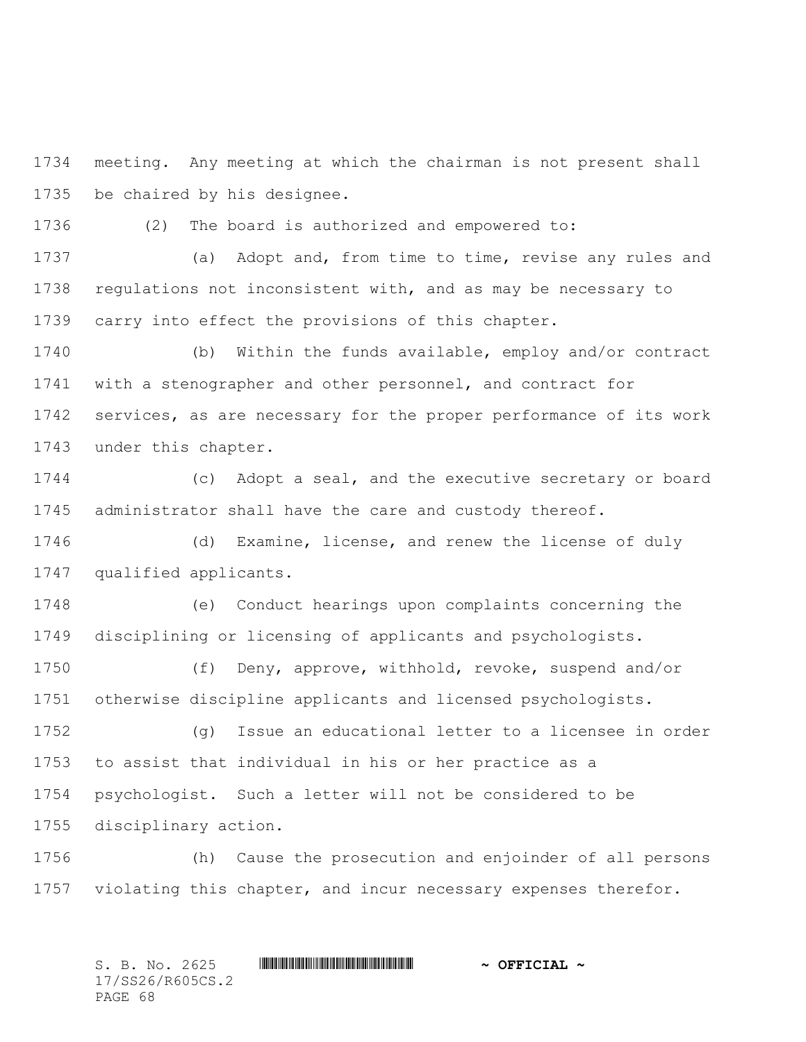meeting. Any meeting at which the chairman is not present shall be chaired by his designee.

(2) The board is authorized and empowered to:

(a) Adopt and, from time to time, revise any rules and regulations not inconsistent with, and as may be necessary to carry into effect the provisions of this chapter.

(b) Within the funds available, employ and/or contract with a stenographer and other personnel, and contract for services, as are necessary for the proper performance of its work under this chapter.

(c) Adopt a seal, and the executive secretary or board administrator shall have the care and custody thereof.

(d) Examine, license, and renew the license of duly qualified applicants.

(e) Conduct hearings upon complaints concerning the disciplining or licensing of applicants and psychologists.

(f) Deny, approve, withhold, revoke, suspend and/or otherwise discipline applicants and licensed psychologists.

(g) Issue an educational letter to a licensee in order to assist that individual in his or her practice as a psychologist. Such a letter will not be considered to be disciplinary action.

(h) Cause the prosecution and enjoinder of all persons violating this chapter, and incur necessary expenses therefor.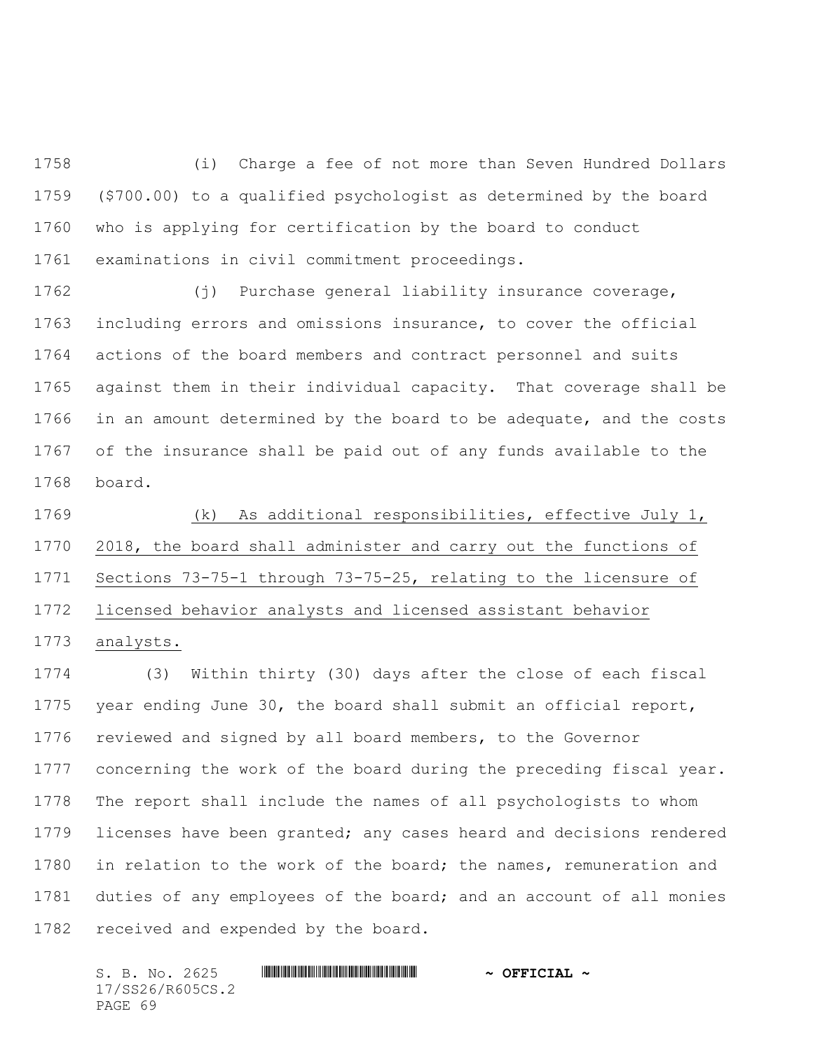(i) Charge a fee of not more than Seven Hundred Dollars ($700.00) to a qualified psychologist as determined by the board who is applying for certification by the board to conduct examinations in civil commitment proceedings.

(j) Purchase general liability insurance coverage, including errors and omissions insurance, to cover the official actions of the board members and contract personnel and suits against them in their individual capacity. That coverage shall be in an amount determined by the board to be adequate, and the costs of the insurance shall be paid out of any funds available to the board.

<u>(k) As additional responsibilities, effective July 1, 2018, the board shall administer and carry out the functions of Sections 73-75-1 through 73-75-25, relating to the licensure of licensed behavior analysts and licensed assistant behavior analysts.</u>

(3) Within thirty (30) days after the close of each fiscal year ending June 30, the board shall submit an official report, reviewed and signed by all board members, to the Governor concerning the work of the board during the preceding fiscal year. The report shall include the names of all psychologists to whom licenses have been granted; any cases heard and decisions rendered in relation to the work of the board; the names, remuneration and duties of any employees of the board; and an account of all monies received and expended by the board.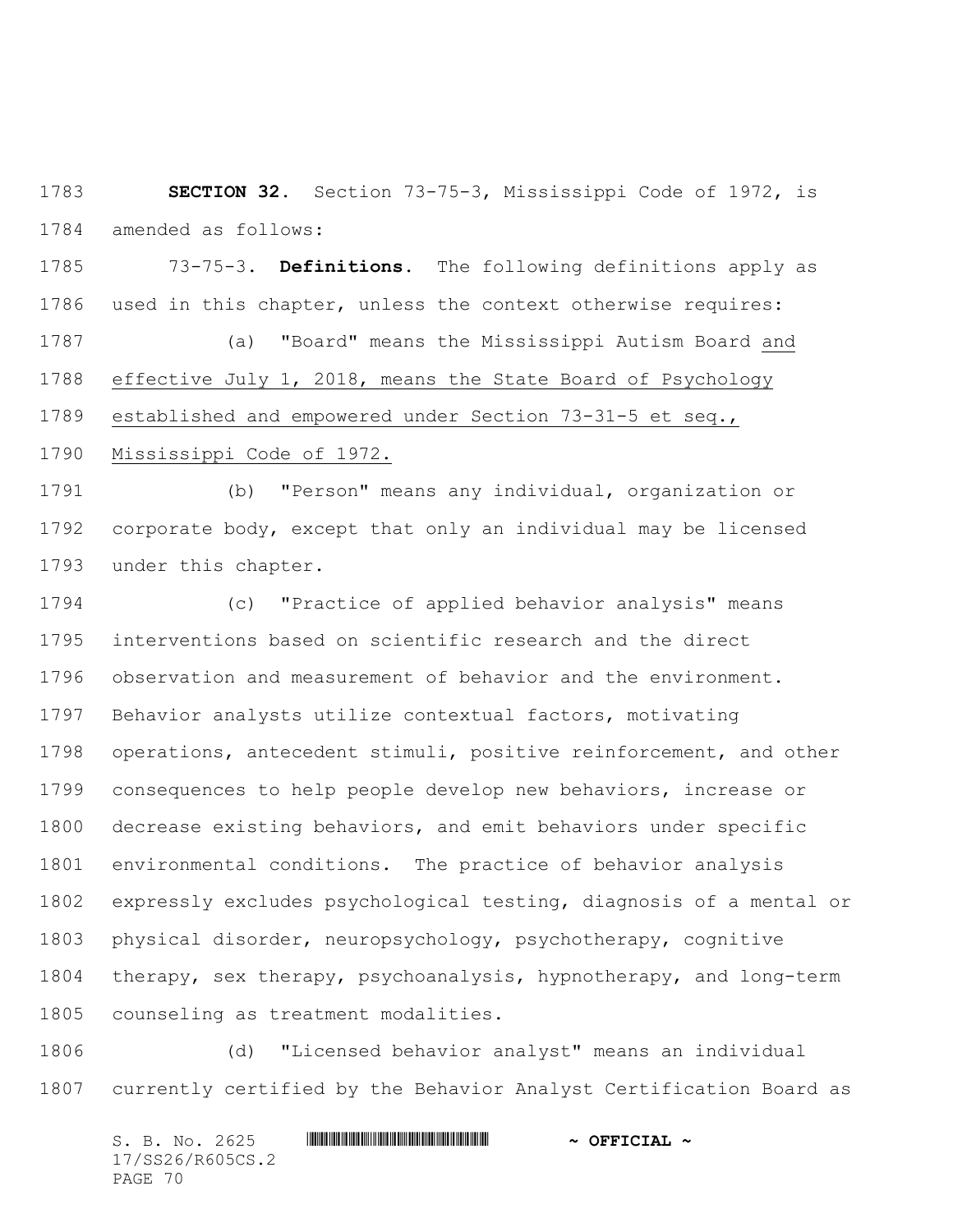**SECTION 32.** Section 73-75-3, Mississippi Code of 1972, is amended as follows:

73-75-3. **Definitions.** The following definitions apply as used in this chapter, unless the context otherwise requires:

(a) "Board" means the Mississippi Autism Board and effective July 1, 2018, means the State Board of Psychology established and empowered under Section 73-31-5 et seq., Mississippi Code of 1972.

(b) "Person" means any individual, organization or corporate body, except that only an individual may be licensed under this chapter.

(c) "Practice of applied behavior analysis" means interventions based on scientific research and the direct observation and measurement of behavior and the environment. Behavior analysts utilize contextual factors, motivating operations, antecedent stimuli, positive reinforcement, and other consequences to help people develop new behaviors, increase or decrease existing behaviors, and emit behaviors under specific environmental conditions. The practice of behavior analysis expressly excludes psychological testing, diagnosis of a mental or physical disorder, neuropsychology, psychotherapy, cognitive therapy, sex therapy, psychoanalysis, hypnotherapy, and long-term counseling as treatment modalities.

(d) "Licensed behavior analyst" means an individual currently certified by the Behavior Analyst Certification Board as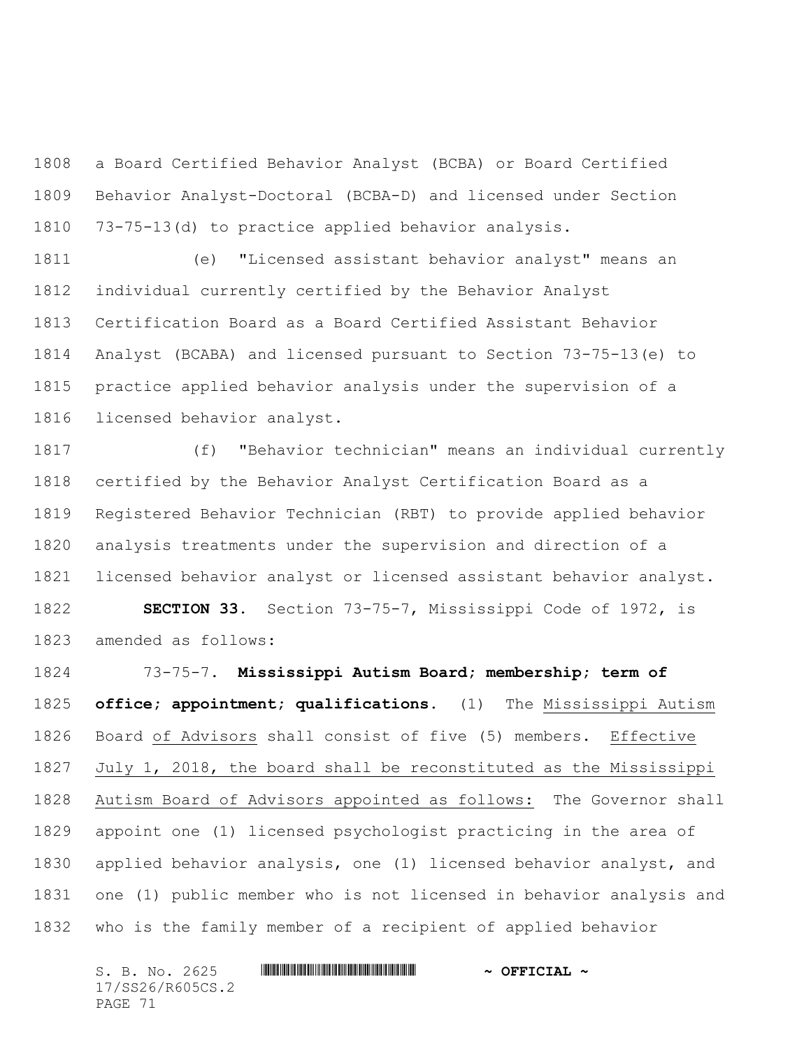a Board Certified Behavior Analyst (BCBA) or Board Certified Behavior Analyst-Doctoral (BCBA-D) and licensed under Section 73-75-13(d) to practice applied behavior analysis.

(e) "Licensed assistant behavior analyst" means an individual currently certified by the Behavior Analyst Certification Board as a Board Certified Assistant Behavior Analyst (BCABA) and licensed pursuant to Section 73-75-13(e) to practice applied behavior analysis under the supervision of a licensed behavior analyst.

(f) "Behavior technician" means an individual currently certified by the Behavior Analyst Certification Board as a Registered Behavior Technician (RBT) to provide applied behavior analysis treatments under the supervision and direction of a licensed behavior analyst or licensed assistant behavior analyst.

**SECTION 33.** Section 73-75-7, Mississippi Code of 1972, is amended as follows:

73-75-7. **Mississippi Autism Board; membership; term of office; appointment; qualifications.** (1) The Mississippi Autism Board of Advisors shall consist of five (5) members. Effective July 1, 2018, the board shall be reconstituted as the Mississippi Autism Board of Advisors appointed as follows: The Governor shall appoint one (1) licensed psychologist practicing in the area of applied behavior analysis, one (1) licensed behavior analyst, and one (1) public member who is not licensed in behavior analysis and who is the family member of a recipient of applied behavior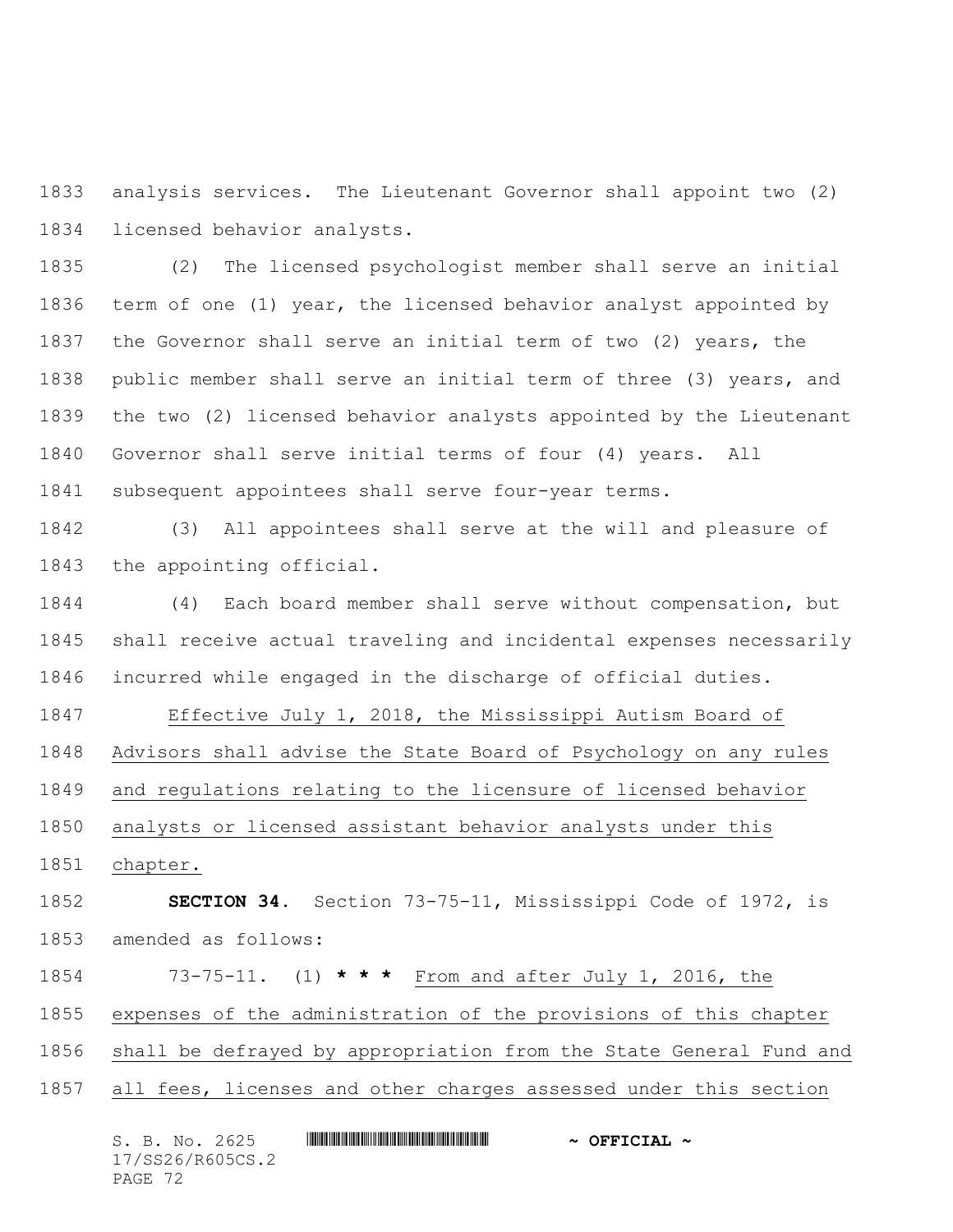analysis services. The Lieutenant Governor shall appoint two (2) licensed behavior analysts.

(2) The licensed psychologist member shall serve an initial term of one (1) year, the licensed behavior analyst appointed by the Governor shall serve an initial term of two (2) years, the public member shall serve an initial term of three (3) years, and the two (2) licensed behavior analysts appointed by the Lieutenant Governor shall serve initial terms of four (4) years. All subsequent appointees shall serve four-year terms.

(3) All appointees shall serve at the will and pleasure of the appointing official.

(4) Each board member shall serve without compensation, but shall receive actual traveling and incidental expenses necessarily incurred while engaged in the discharge of official duties.

Effective July 1, 2018, the Mississippi Autism Board of Advisors shall advise the State Board of Psychology on any rules and regulations relating to the licensure of licensed behavior analysts or licensed assistant behavior analysts under this chapter.

**SECTION 34.** Section 73-75-11, Mississippi Code of 1972, is amended as follows:

73-75-11. (1) *** * *** From and after July 1, 2016, the expenses of the administration of the provisions of this chapter shall be defrayed by appropriation from the State General Fund and all fees, licenses and other charges assessed under this section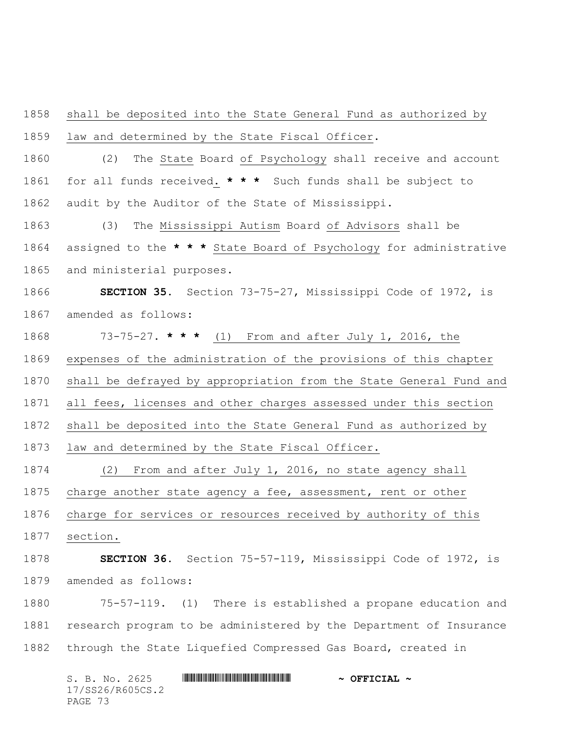shall be deposited into the State General Fund as authorized by law and determined by the State Fiscal Officer.

(2) The State Board of Psychology shall receive and account for all funds received. * * * Such funds shall be subject to audit by the Auditor of the State of Mississippi.

(3) The Mississippi Autism Board of Advisors shall be assigned to the * * * State Board of Psychology for administrative and ministerial purposes.

**SECTION 35.** Section 73-75-27, Mississippi Code of 1972, is amended as follows:

73-75-27. * * * (1) From and after July 1, 2016, the expenses of the administration of the provisions of this chapter shall be defrayed by appropriation from the State General Fund and all fees, licenses and other charges assessed under this section shall be deposited into the State General Fund as authorized by law and determined by the State Fiscal Officer.

(2) From and after July 1, 2016, no state agency shall charge another state agency a fee, assessment, rent or other charge for services or resources received by authority of this section.

**SECTION 36.** Section 75-57-119, Mississippi Code of 1972, is amended as follows:

75-57-119. (1) There is established a propane education and research program to be administered by the Department of Insurance through the State Liquefied Compressed Gas Board, created in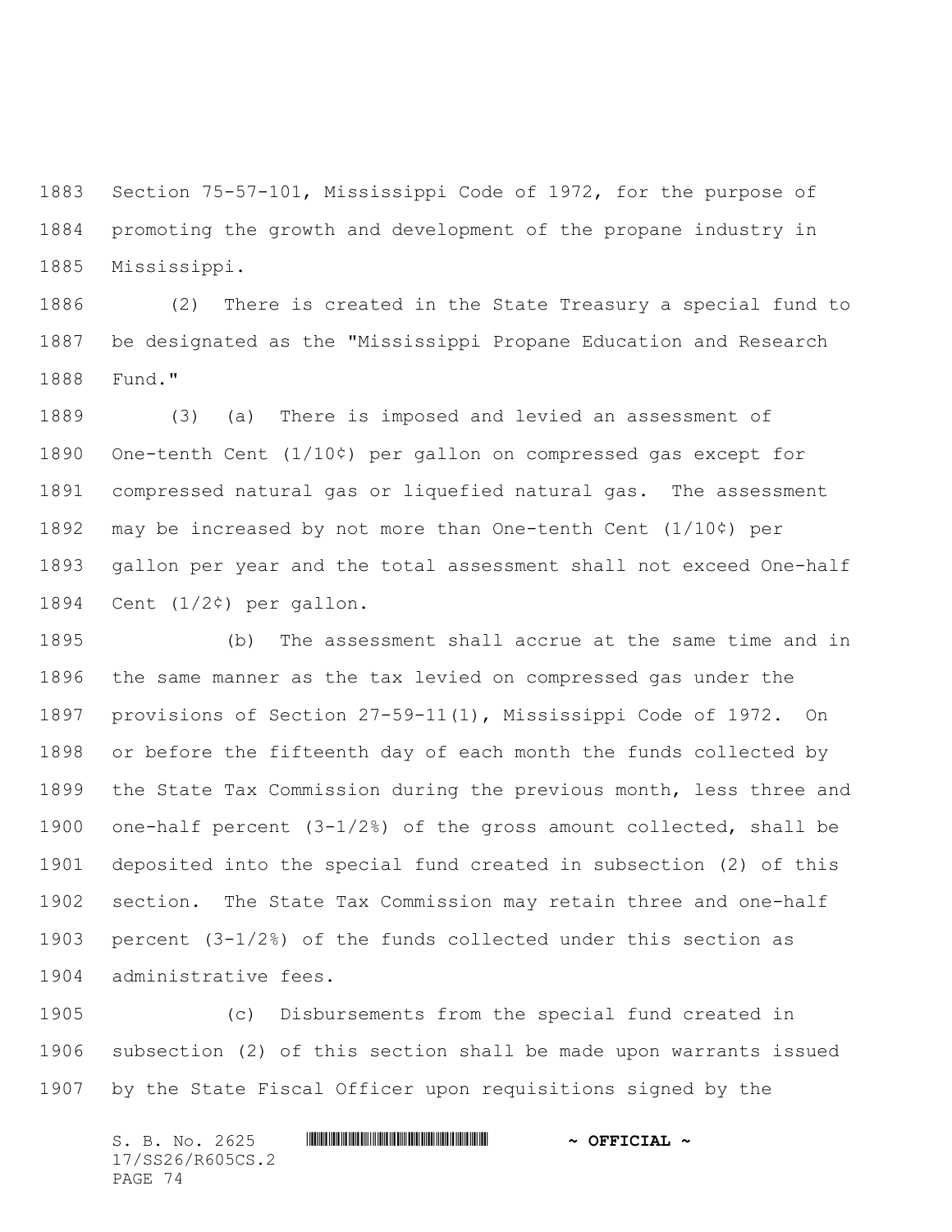Section 75-57-101, Mississippi Code of 1972, for the purpose of promoting the growth and development of the propane industry in Mississippi.

(2) There is created in the State Treasury a special fund to be designated as the "Mississippi Propane Education and Research Fund."

(3) (a) There is imposed and levied an assessment of One-tenth Cent (1/10¢) per gallon on compressed gas except for compressed natural gas or liquefied natural gas. The assessment may be increased by not more than One-tenth Cent (1/10¢) per gallon per year and the total assessment shall not exceed One-half Cent (1/2¢) per gallon.

(b) The assessment shall accrue at the same time and in the same manner as the tax levied on compressed gas under the provisions of Section 27-59-11(1), Mississippi Code of 1972. On or before the fifteenth day of each month the funds collected by the State Tax Commission during the previous month, less three and one-half percent (3-1/2%) of the gross amount collected, shall be deposited into the special fund created in subsection (2) of this section. The State Tax Commission may retain three and one-half percent (3-1/2%) of the funds collected under this section as administrative fees.

(c) Disbursements from the special fund created in subsection (2) of this section shall be made upon warrants issued by the State Fiscal Officer upon requisitions signed by the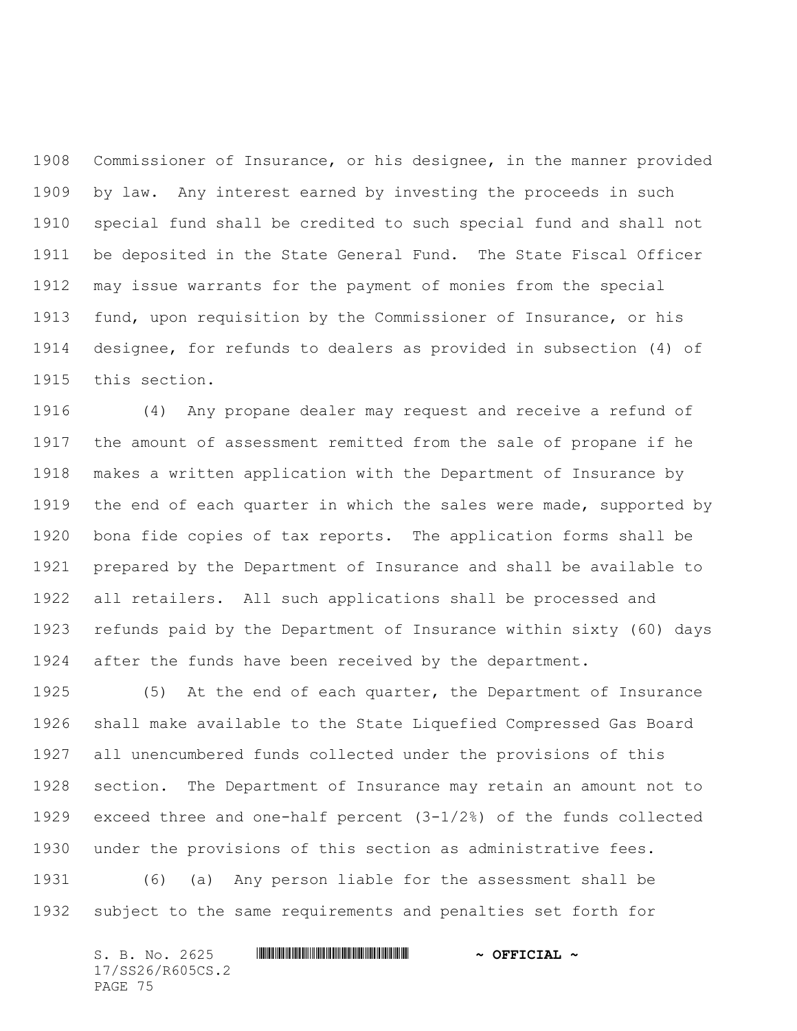Commissioner of Insurance, or his designee, in the manner provided by law. Any interest earned by investing the proceeds in such special fund shall be credited to such special fund and shall not be deposited in the State General Fund. The State Fiscal Officer may issue warrants for the payment of monies from the special fund, upon requisition by the Commissioner of Insurance, or his designee, for refunds to dealers as provided in subsection (4) of this section.

(4) Any propane dealer may request and receive a refund of the amount of assessment remitted from the sale of propane if he makes a written application with the Department of Insurance by the end of each quarter in which the sales were made, supported by bona fide copies of tax reports. The application forms shall be prepared by the Department of Insurance and shall be available to all retailers. All such applications shall be processed and refunds paid by the Department of Insurance within sixty (60) days after the funds have been received by the department.

(5) At the end of each quarter, the Department of Insurance shall make available to the State Liquefied Compressed Gas Board all unencumbered funds collected under the provisions of this section. The Department of Insurance may retain an amount not to exceed three and one-half percent (3-1/2%) of the funds collected under the provisions of this section as administrative fees.

(6) (a) Any person liable for the assessment shall be subject to the same requirements and penalties set forth for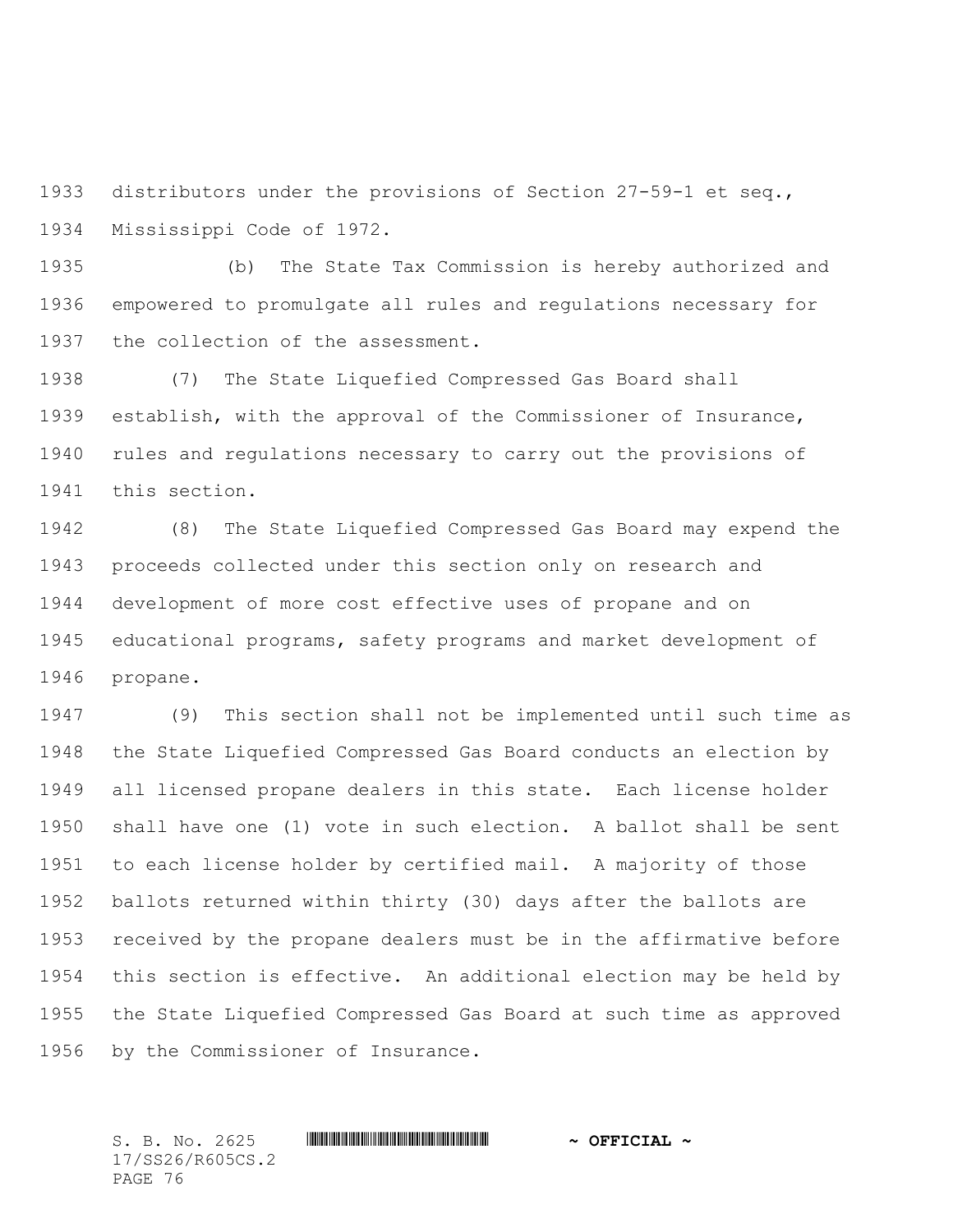distributors under the provisions of Section 27-59-1 et seq., Mississippi Code of 1972.

(b) The State Tax Commission is hereby authorized and empowered to promulgate all rules and regulations necessary for the collection of the assessment.

(7) The State Liquefied Compressed Gas Board shall establish, with the approval of the Commissioner of Insurance, rules and regulations necessary to carry out the provisions of this section.

(8) The State Liquefied Compressed Gas Board may expend the proceeds collected under this section only on research and development of more cost effective uses of propane and on educational programs, safety programs and market development of propane.

(9) This section shall not be implemented until such time as the State Liquefied Compressed Gas Board conducts an election by all licensed propane dealers in this state. Each license holder shall have one (1) vote in such election. A ballot shall be sent to each license holder by certified mail. A majority of those ballots returned within thirty (30) days after the ballots are received by the propane dealers must be in the affirmative before this section is effective. An additional election may be held by the State Liquefied Compressed Gas Board at such time as approved by the Commissioner of Insurance.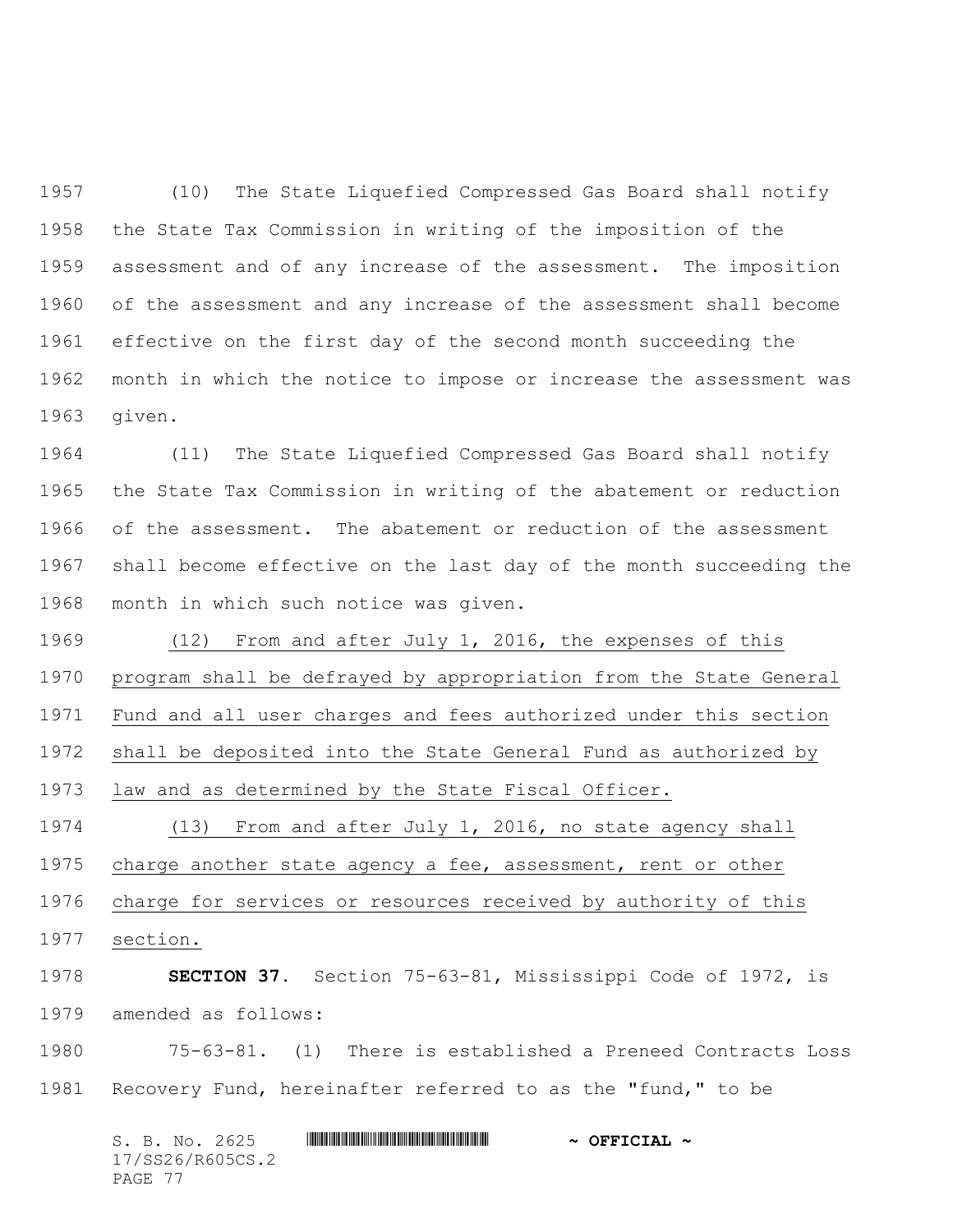(10) The State Liquefied Compressed Gas Board shall notify the State Tax Commission in writing of the imposition of the assessment and of any increase of the assessment. The imposition of the assessment and any increase of the assessment shall become effective on the first day of the second month succeeding the month in which the notice to impose or increase the assessment was given.

(11) The State Liquefied Compressed Gas Board shall notify the State Tax Commission in writing of the abatement or reduction of the assessment. The abatement or reduction of the assessment shall become effective on the last day of the month succeeding the month in which such notice was given.

(12) From and after July 1, 2016, the expenses of this program shall be defrayed by appropriation from the State General Fund and all user charges and fees authorized under this section shall be deposited into the State General Fund as authorized by law and as determined by the State Fiscal Officer.

(13) From and after July 1, 2016, no state agency shall charge another state agency a fee, assessment, rent or other charge for services or resources received by authority of this section.

**SECTION 37.** Section 75-63-81, Mississippi Code of 1972, is amended as follows:

75-63-81. (1) There is established a Preneed Contracts Loss Recovery Fund, hereinafter referred to as the "fund," to be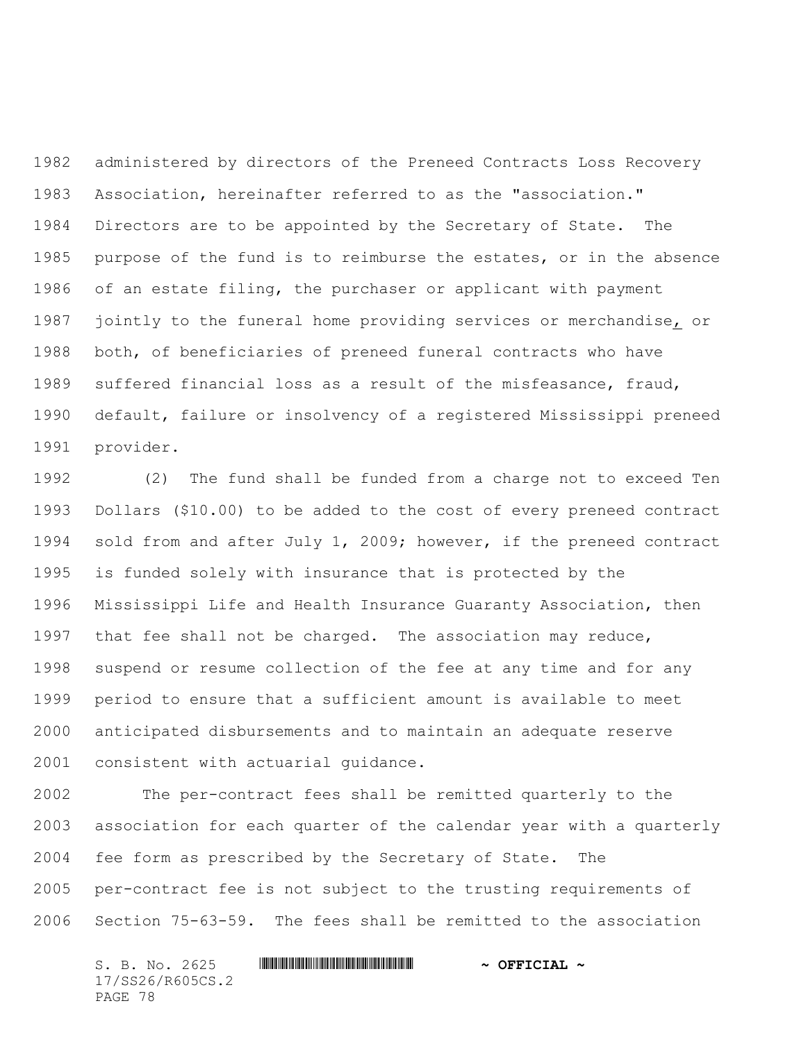administered by directors of the Preneed Contracts Loss Recovery Association, hereinafter referred to as the "association." Directors are to be appointed by the Secretary of State. The purpose of the fund is to reimburse the estates, or in the absence of an estate filing, the purchaser or applicant with payment jointly to the funeral home providing services or merchandise, or both, of beneficiaries of preneed funeral contracts who have suffered financial loss as a result of the misfeasance, fraud, default, failure or insolvency of a registered Mississippi preneed provider.

(2) The fund shall be funded from a charge not to exceed Ten Dollars ($10.00) to be added to the cost of every preneed contract sold from and after July 1, 2009; however, if the preneed contract is funded solely with insurance that is protected by the Mississippi Life and Health Insurance Guaranty Association, then that fee shall not be charged. The association may reduce, suspend or resume collection of the fee at any time and for any period to ensure that a sufficient amount is available to meet anticipated disbursements and to maintain an adequate reserve consistent with actuarial guidance.

The per-contract fees shall be remitted quarterly to the association for each quarter of the calendar year with a quarterly fee form as prescribed by the Secretary of State. The per-contract fee is not subject to the trusting requirements of Section 75-63-59. The fees shall be remitted to the association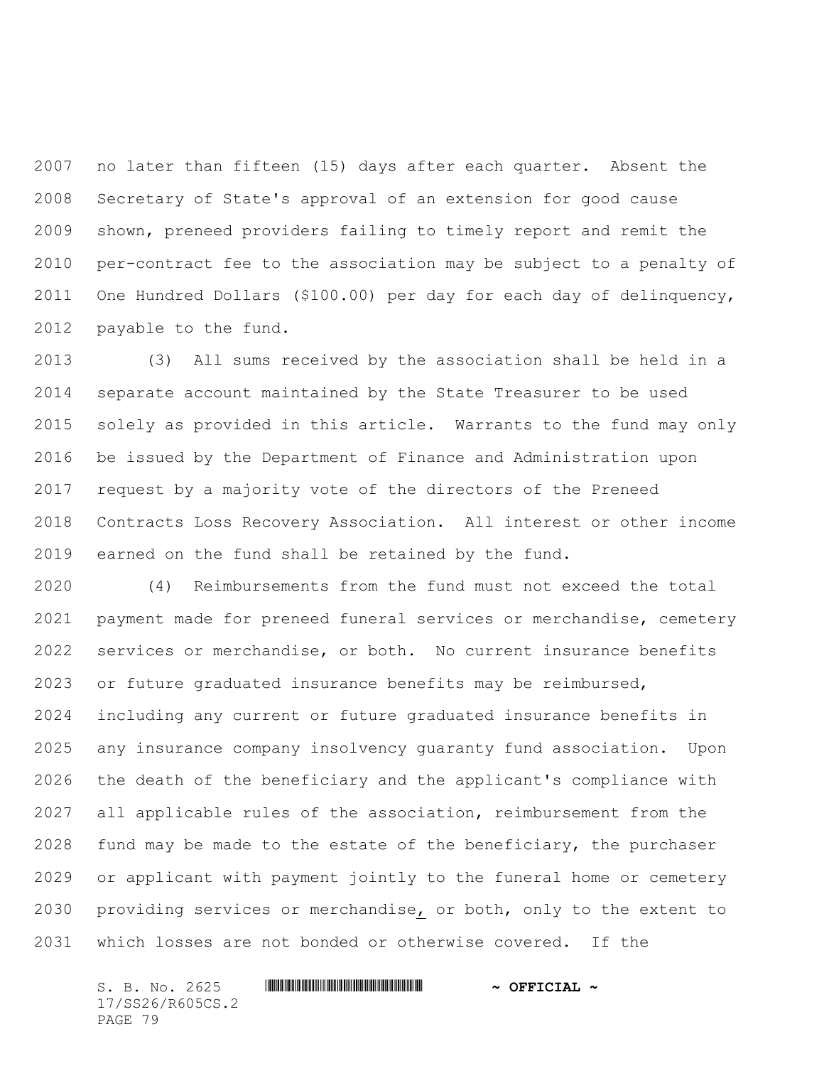no later than fifteen (15) days after each quarter. Absent the Secretary of State's approval of an extension for good cause shown, preneed providers failing to timely report and remit the per-contract fee to the association may be subject to a penalty of One Hundred Dollars ($100.00) per day for each day of delinquency, payable to the fund.

(3) All sums received by the association shall be held in a separate account maintained by the State Treasurer to be used solely as provided in this article. Warrants to the fund may only be issued by the Department of Finance and Administration upon request by a majority vote of the directors of the Preneed Contracts Loss Recovery Association. All interest or other income earned on the fund shall be retained by the fund.

(4) Reimbursements from the fund must not exceed the total payment made for preneed funeral services or merchandise, cemetery services or merchandise, or both. No current insurance benefits or future graduated insurance benefits may be reimbursed, including any current or future graduated insurance benefits in any insurance company insolvency guaranty fund association. Upon the death of the beneficiary and the applicant's compliance with all applicable rules of the association, reimbursement from the fund may be made to the estate of the beneficiary, the purchaser or applicant with payment jointly to the funeral home or cemetery providing services or merchandise, or both, only to the extent to which losses are not bonded or otherwise covered. If the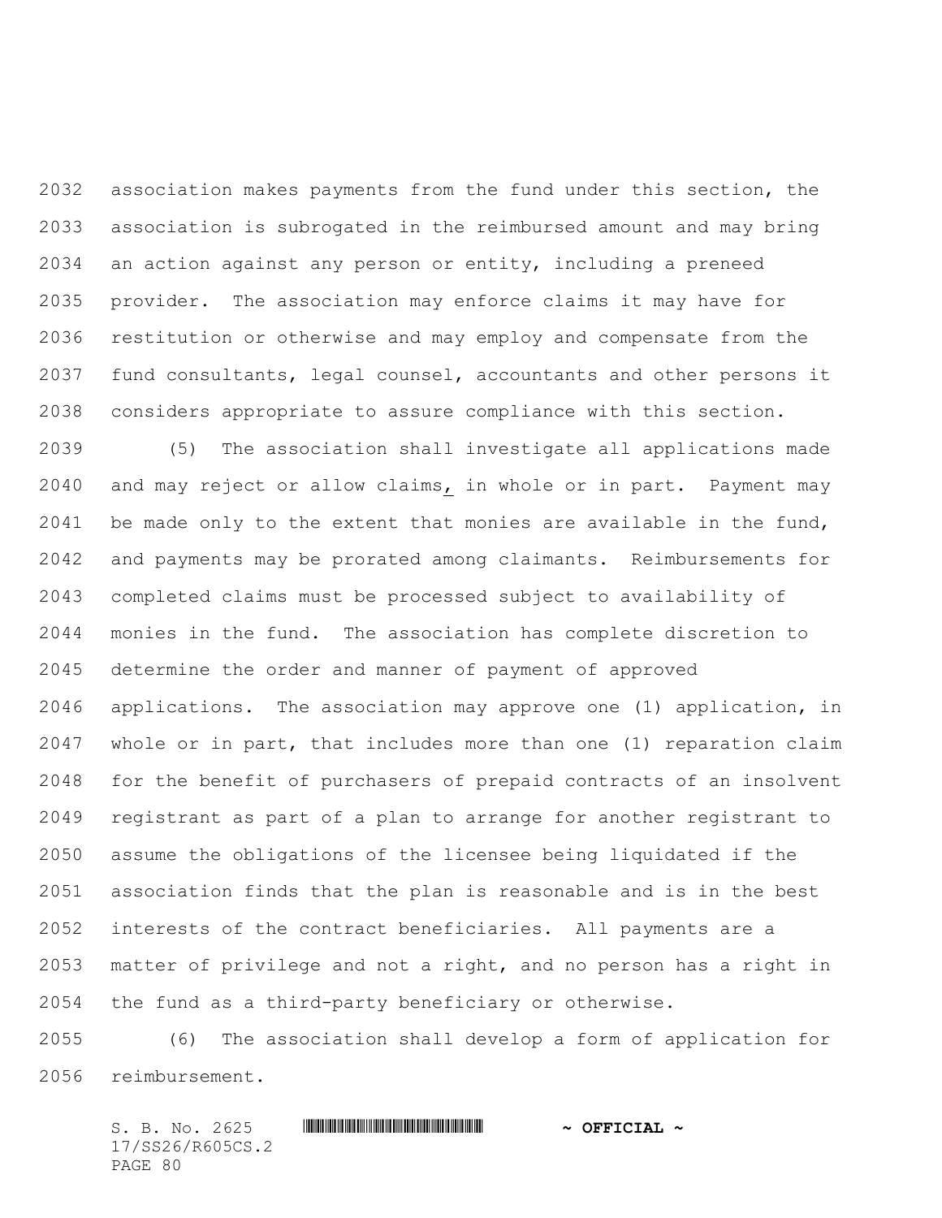association makes payments from the fund under this section, the association is subrogated in the reimbursed amount and may bring an action against any person or entity, including a preneed provider. The association may enforce claims it may have for restitution or otherwise and may employ and compensate from the fund consultants, legal counsel, accountants and other persons it considers appropriate to assure compliance with this section.

(5) The association shall investigate all applications made and may reject or allow claims, in whole or in part. Payment may be made only to the extent that monies are available in the fund, and payments may be prorated among claimants. Reimbursements for completed claims must be processed subject to availability of monies in the fund. The association has complete discretion to determine the order and manner of payment of approved applications. The association may approve one (1) application, in whole or in part, that includes more than one (1) reparation claim for the benefit of purchasers of prepaid contracts of an insolvent registrant as part of a plan to arrange for another registrant to assume the obligations of the licensee being liquidated if the association finds that the plan is reasonable and is in the best interests of the contract beneficiaries. All payments are a matter of privilege and not a right, and no person has a right in the fund as a third-party beneficiary or otherwise.

(6) The association shall develop a form of application for reimbursement.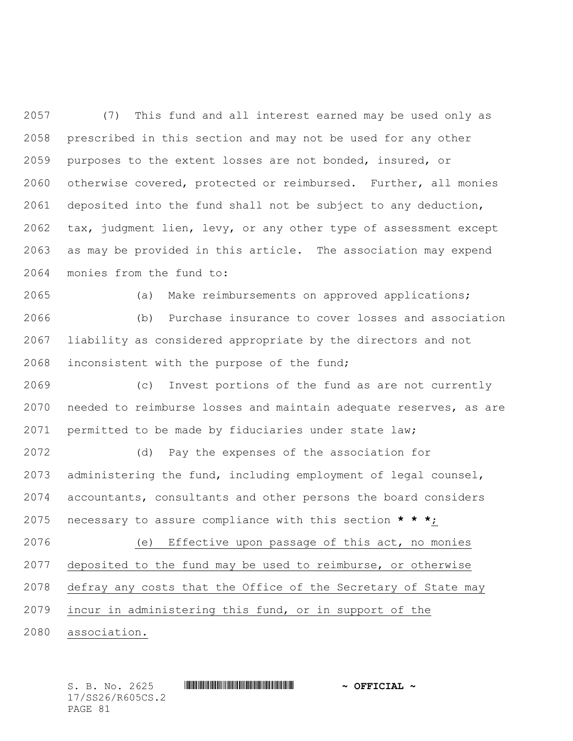(7) This fund and all interest earned may be used only as prescribed in this section and may not be used for any other purposes to the extent losses are not bonded, insured, or otherwise covered, protected or reimbursed. Further, all monies deposited into the fund shall not be subject to any deduction, tax, judgment lien, levy, or any other type of assessment except as may be provided in this article. The association may expend monies from the fund to:

(a) Make reimbursements on approved applications;

(b) Purchase insurance to cover losses and association liability as considered appropriate by the directors and not inconsistent with the purpose of the fund;

(c) Invest portions of the fund as are not currently needed to reimburse losses and maintain adequate reserves, as are permitted to be made by fiduciaries under state law;

(d) Pay the expenses of the association for administering the fund, including employment of legal counsel, accountants, consultants and other persons the board considers necessary to assure compliance with this section **\* \* \***<u>;</u>

<u>(e) Effective upon passage of this act, no monies deposited to the fund may be used to reimburse, or otherwise defray any costs that the Office of the Secretary of State may incur in administering this fund, or in support of the association.</u>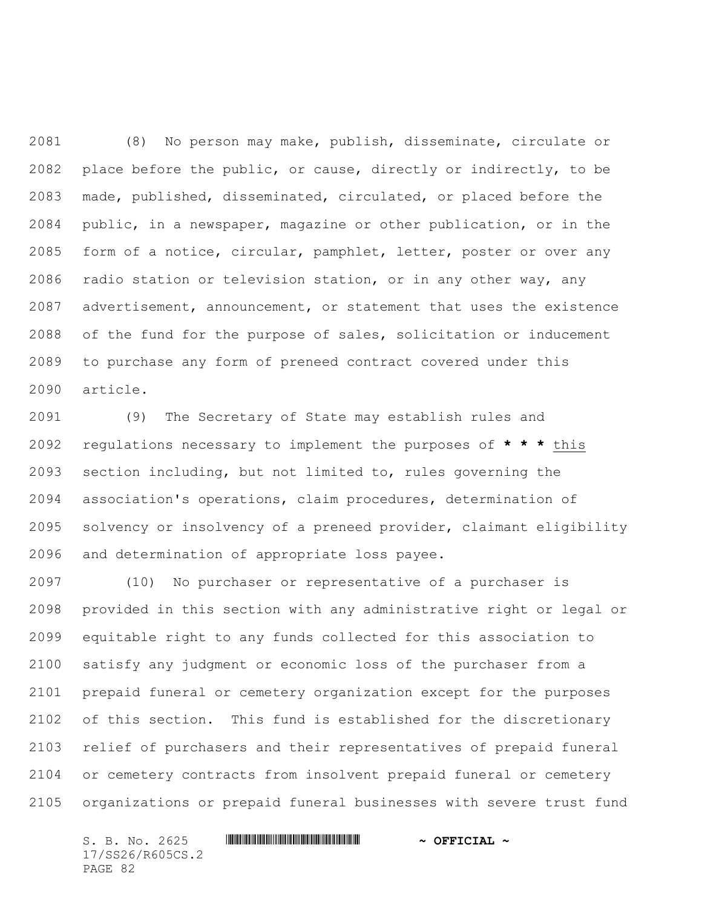(8) No person may make, publish, disseminate, circulate or place before the public, or cause, directly or indirectly, to be made, published, disseminated, circulated, or placed before the public, in a newspaper, magazine or other publication, or in the form of a notice, circular, pamphlet, letter, poster or over any radio station or television station, or in any other way, any advertisement, announcement, or statement that uses the existence of the fund for the purpose of sales, solicitation or inducement to purchase any form of preneed contract covered under this article.

(9) The Secretary of State may establish rules and regulations necessary to implement the purposes of **\* \* \*** <u>this</u> section including, but not limited to, rules governing the association's operations, claim procedures, determination of solvency or insolvency of a preneed provider, claimant eligibility and determination of appropriate loss payee.

(10) No purchaser or representative of a purchaser is provided in this section with any administrative right or legal or equitable right to any funds collected for this association to satisfy any judgment or economic loss of the purchaser from a prepaid funeral or cemetery organization except for the purposes of this section. This fund is established for the discretionary relief of purchasers and their representatives of prepaid funeral or cemetery contracts from insolvent prepaid funeral or cemetery organizations or prepaid funeral businesses with severe trust fund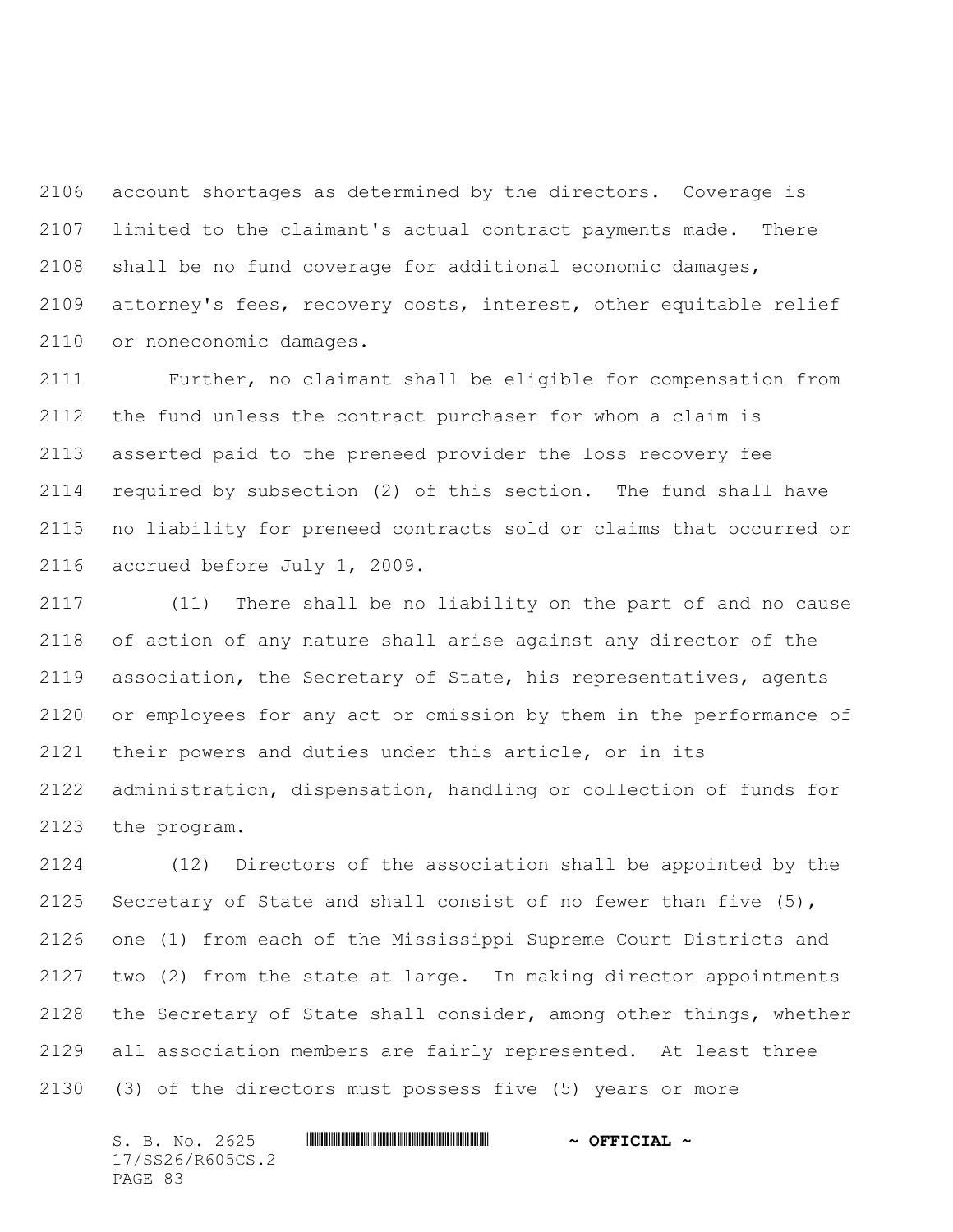account shortages as determined by the directors. Coverage is limited to the claimant's actual contract payments made. There shall be no fund coverage for additional economic damages, attorney's fees, recovery costs, interest, other equitable relief or noneconomic damages.

Further, no claimant shall be eligible for compensation from the fund unless the contract purchaser for whom a claim is asserted paid to the preneed provider the loss recovery fee required by subsection (2) of this section. The fund shall have no liability for preneed contracts sold or claims that occurred or accrued before July 1, 2009.

(11) There shall be no liability on the part of and no cause of action of any nature shall arise against any director of the association, the Secretary of State, his representatives, agents or employees for any act or omission by them in the performance of their powers and duties under this article, or in its administration, dispensation, handling or collection of funds for the program.

(12) Directors of the association shall be appointed by the Secretary of State and shall consist of no fewer than five (5), one (1) from each of the Mississippi Supreme Court Districts and two (2) from the state at large. In making director appointments the Secretary of State shall consider, among other things, whether all association members are fairly represented. At least three (3) of the directors must possess five (5) years or more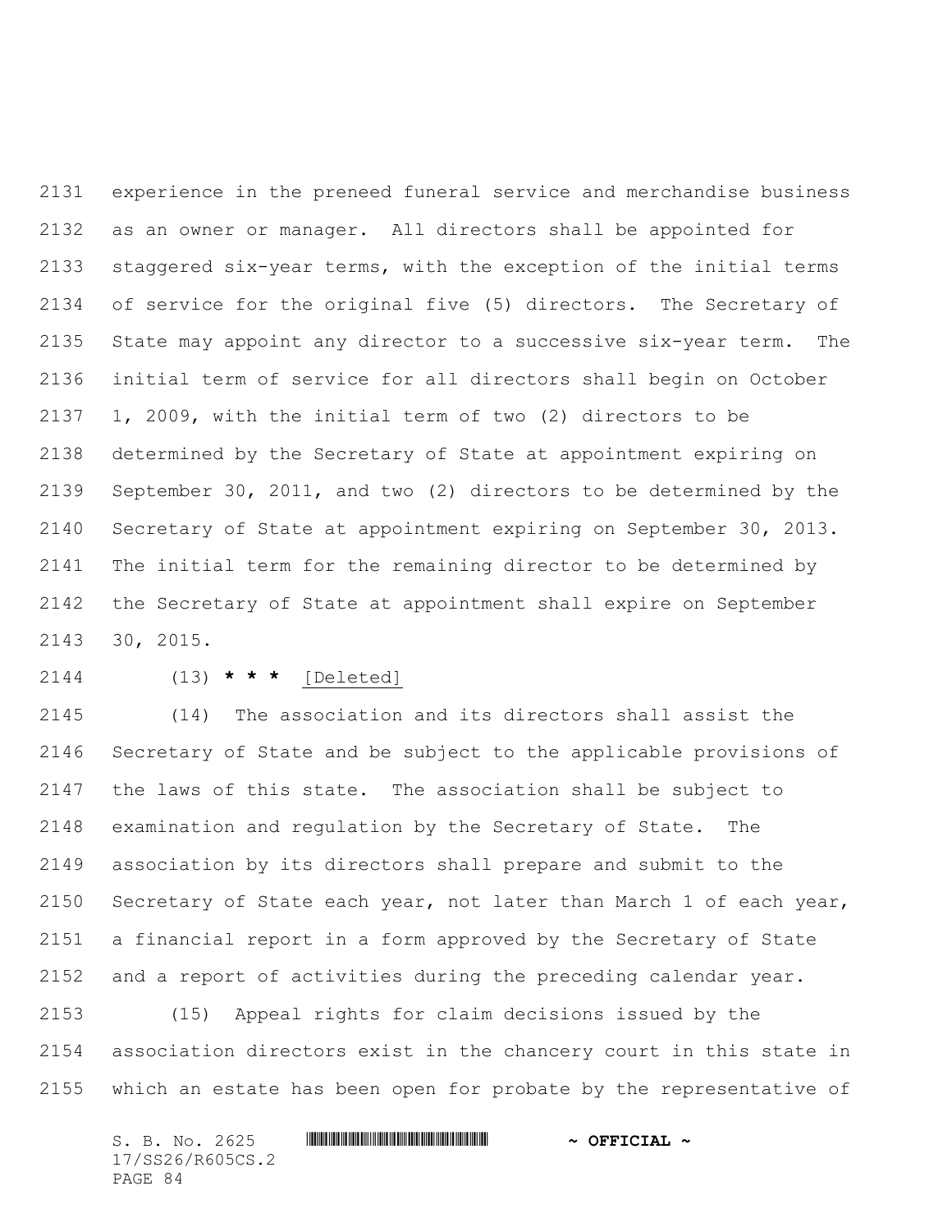experience in the preneed funeral service and merchandise business as an owner or manager. All directors shall be appointed for staggered six-year terms, with the exception of the initial terms of service for the original five (5) directors. The Secretary of State may appoint any director to a successive six-year term. The initial term of service for all directors shall begin on October 1, 2009, with the initial term of two (2) directors to be determined by the Secretary of State at appointment expiring on September 30, 2011, and two (2) directors to be determined by the Secretary of State at appointment expiring on September 30, 2013. The initial term for the remaining director to be determined by the Secretary of State at appointment shall expire on September 30, 2015.

(13) **\* \* \*** [Deleted]

(14) The association and its directors shall assist the Secretary of State and be subject to the applicable provisions of the laws of this state. The association shall be subject to examination and regulation by the Secretary of State. The association by its directors shall prepare and submit to the Secretary of State each year, not later than March 1 of each year, a financial report in a form approved by the Secretary of State and a report of activities during the preceding calendar year.

(15) Appeal rights for claim decisions issued by the association directors exist in the chancery court in this state in which an estate has been open for probate by the representative of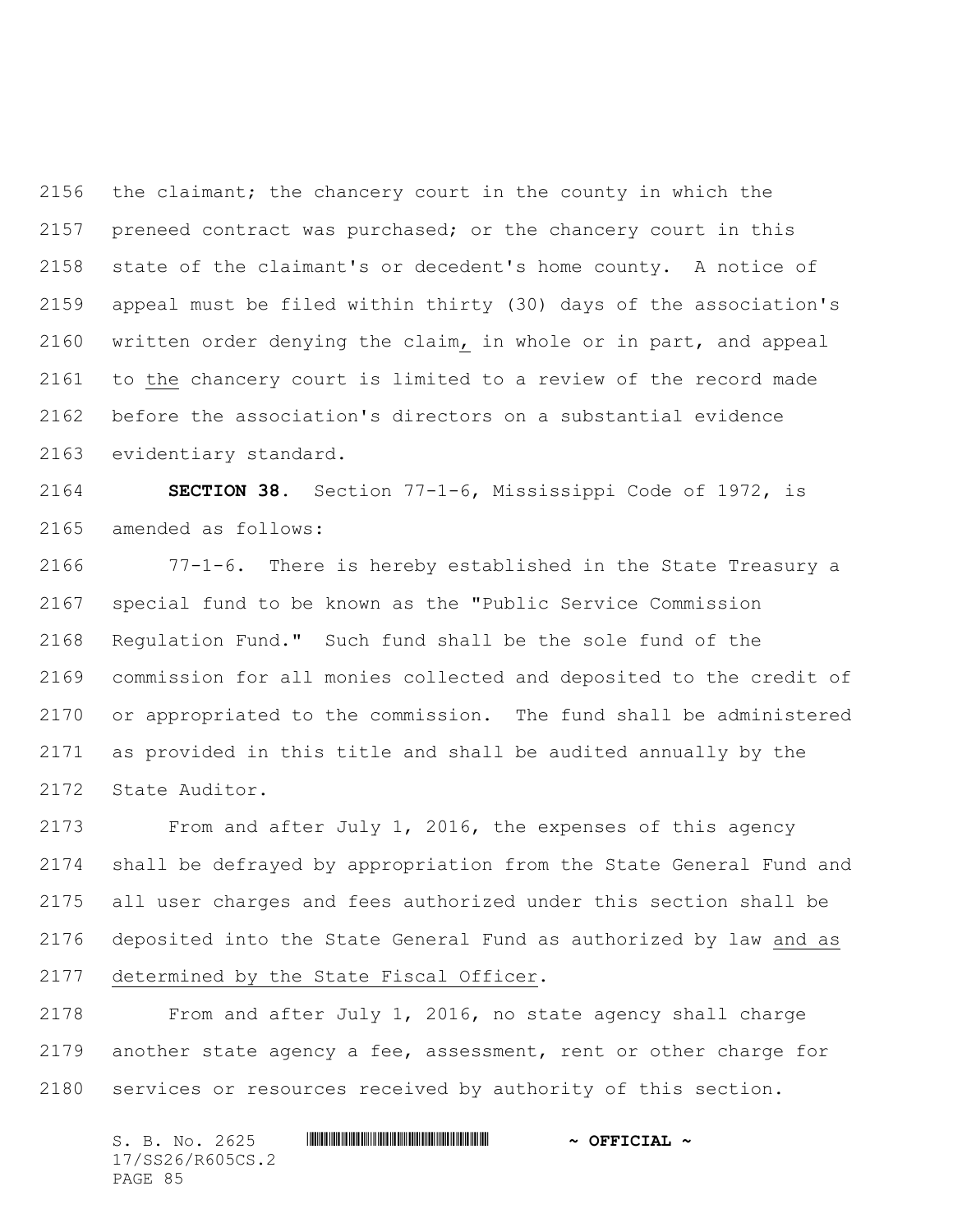the claimant; the chancery court in the county in which the preneed contract was purchased; or the chancery court in this state of the claimant's or decedent's home county. A notice of appeal must be filed within thirty (30) days of the association's written order denying the claim, in whole or in part, and appeal to the chancery court is limited to a review of the record made before the association's directors on a substantial evidence evidentiary standard.

**SECTION 38.** Section 77-1-6, Mississippi Code of 1972, is amended as follows:

77-1-6. There is hereby established in the State Treasury a special fund to be known as the "Public Service Commission Regulation Fund." Such fund shall be the sole fund of the commission for all monies collected and deposited to the credit of or appropriated to the commission. The fund shall be administered as provided in this title and shall be audited annually by the State Auditor.

From and after July 1, 2016, the expenses of this agency shall be defrayed by appropriation from the State General Fund and all user charges and fees authorized under this section shall be deposited into the State General Fund as authorized by law and as determined by the State Fiscal Officer.

From and after July 1, 2016, no state agency shall charge another state agency a fee, assessment, rent or other charge for services or resources received by authority of this section.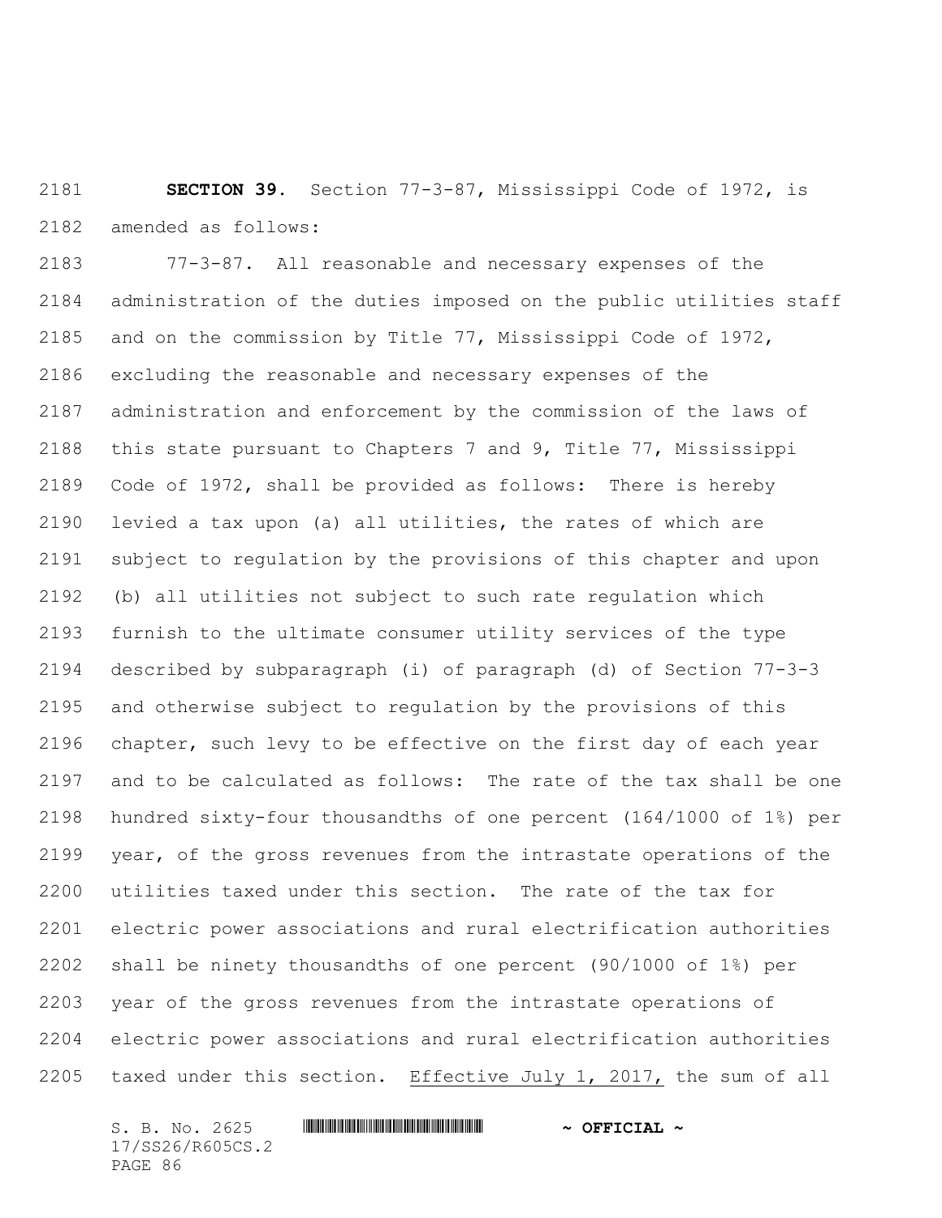**SECTION 39.** Section 77-3-87, Mississippi Code of 1972, is amended as follows:

77-3-87. All reasonable and necessary expenses of the administration of the duties imposed on the public utilities staff and on the commission by Title 77, Mississippi Code of 1972, excluding the reasonable and necessary expenses of the administration and enforcement by the commission of the laws of this state pursuant to Chapters 7 and 9, Title 77, Mississippi Code of 1972, shall be provided as follows: There is hereby levied a tax upon (a) all utilities, the rates of which are subject to regulation by the provisions of this chapter and upon (b) all utilities not subject to such rate regulation which furnish to the ultimate consumer utility services of the type described by subparagraph (i) of paragraph (d) of Section 77-3-3 and otherwise subject to regulation by the provisions of this chapter, such levy to be effective on the first day of each year and to be calculated as follows: The rate of the tax shall be one hundred sixty-four thousandths of one percent (164/1000 of 1%) per year, of the gross revenues from the intrastate operations of the utilities taxed under this section. The rate of the tax for electric power associations and rural electrification authorities shall be ninety thousandths of one percent (90/1000 of 1%) per year of the gross revenues from the intrastate operations of electric power associations and rural electrification authorities taxed under this section. <u>Effective July 1, 2017,</u> the sum of all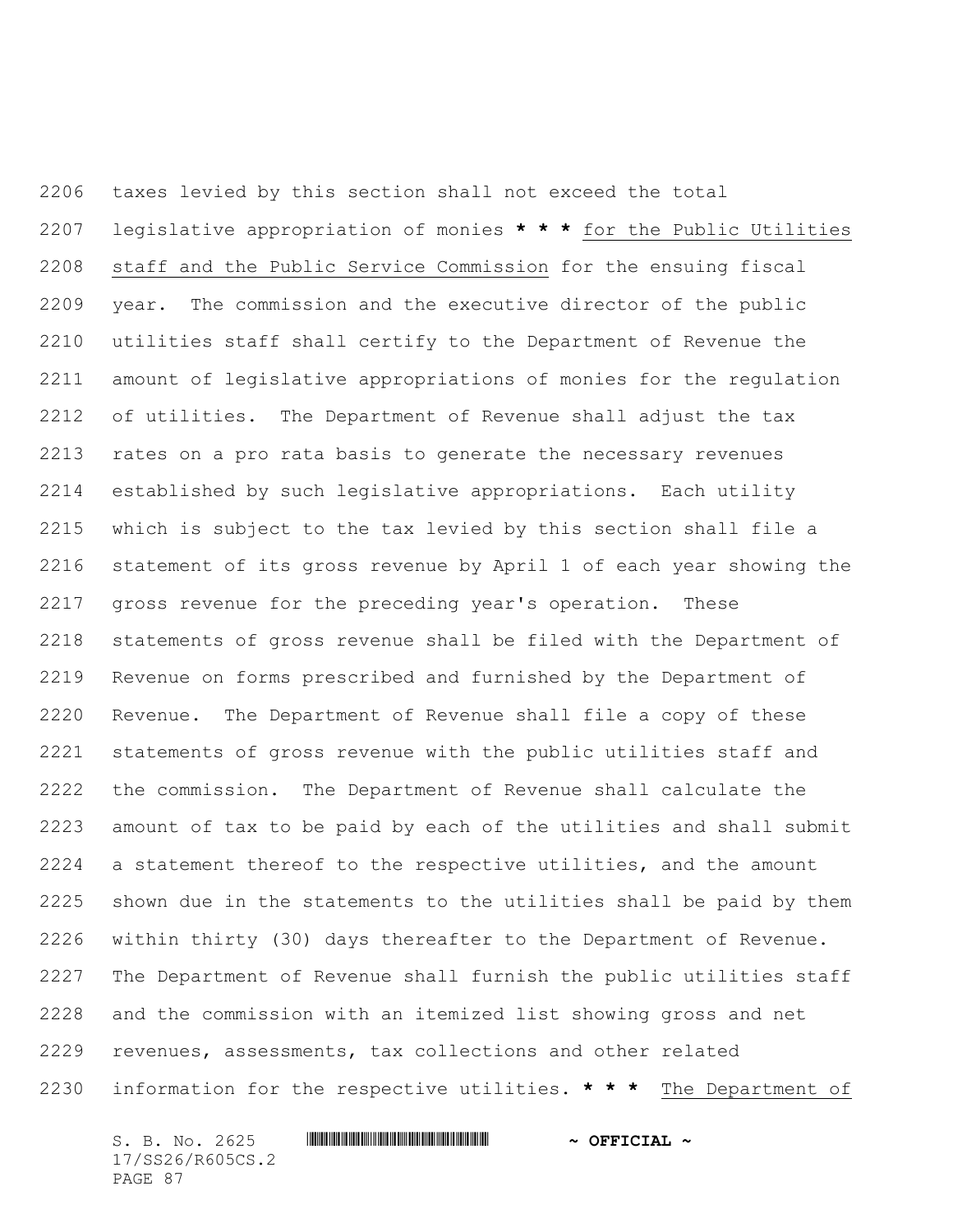taxes levied by this section shall not exceed the total legislative appropriation of monies **\* \* \*** for the Public Utilities staff and the Public Service Commission for the ensuing fiscal year. The commission and the executive director of the public utilities staff shall certify to the Department of Revenue the amount of legislative appropriations of monies for the regulation of utilities. The Department of Revenue shall adjust the tax rates on a pro rata basis to generate the necessary revenues established by such legislative appropriations. Each utility which is subject to the tax levied by this section shall file a statement of its gross revenue by April 1 of each year showing the gross revenue for the preceding year's operation. These statements of gross revenue shall be filed with the Department of Revenue on forms prescribed and furnished by the Department of Revenue. The Department of Revenue shall file a copy of these statements of gross revenue with the public utilities staff and the commission. The Department of Revenue shall calculate the amount of tax to be paid by each of the utilities and shall submit a statement thereof to the respective utilities, and the amount shown due in the statements to the utilities shall be paid by them within thirty (30) days thereafter to the Department of Revenue. The Department of Revenue shall furnish the public utilities staff and the commission with an itemized list showing gross and net revenues, assessments, tax collections and other related information for the respective utilities. **\* \* \*** The Department of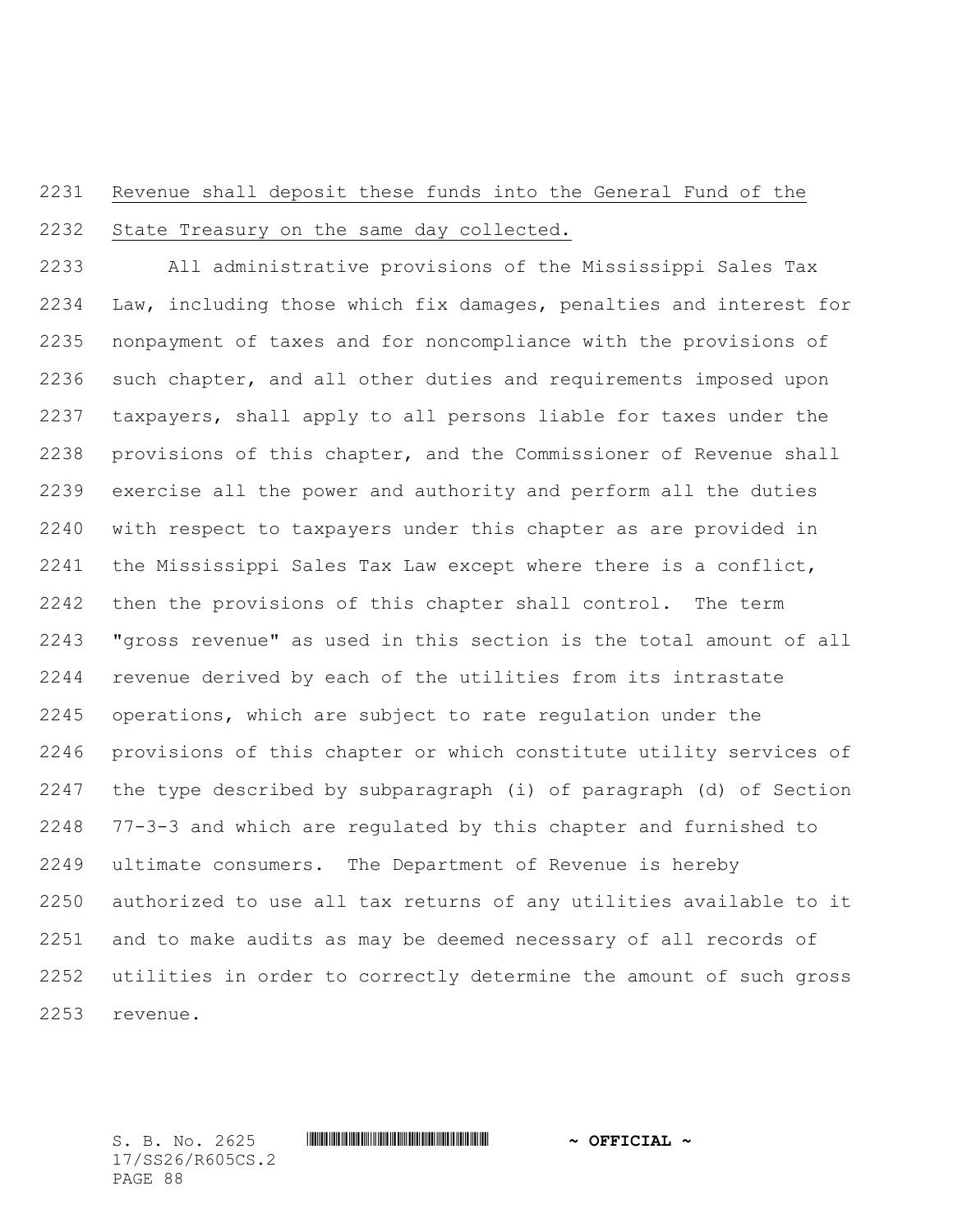Revenue shall deposit these funds into the General Fund of the State Treasury on the same day collected.

All administrative provisions of the Mississippi Sales Tax Law, including those which fix damages, penalties and interest for nonpayment of taxes and for noncompliance with the provisions of such chapter, and all other duties and requirements imposed upon taxpayers, shall apply to all persons liable for taxes under the provisions of this chapter, and the Commissioner of Revenue shall exercise all the power and authority and perform all the duties with respect to taxpayers under this chapter as are provided in the Mississippi Sales Tax Law except where there is a conflict, then the provisions of this chapter shall control. The term "gross revenue" as used in this section is the total amount of all revenue derived by each of the utilities from its intrastate operations, which are subject to rate regulation under the provisions of this chapter or which constitute utility services of the type described by subparagraph (i) of paragraph (d) of Section 77-3-3 and which are regulated by this chapter and furnished to ultimate consumers. The Department of Revenue is hereby authorized to use all tax returns of any utilities available to it and to make audits as may be deemed necessary of all records of utilities in order to correctly determine the amount of such gross revenue.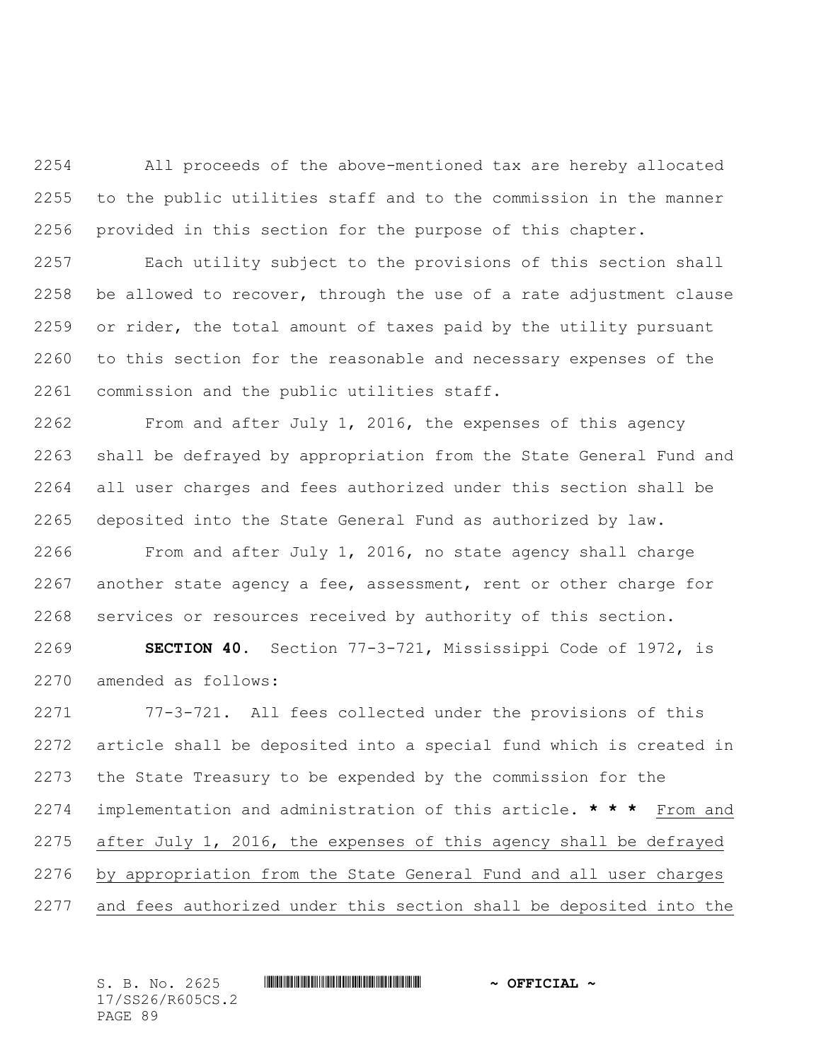All proceeds of the above-mentioned tax are hereby allocated to the public utilities staff and to the commission in the manner provided in this section for the purpose of this chapter.

Each utility subject to the provisions of this section shall be allowed to recover, through the use of a rate adjustment clause or rider, the total amount of taxes paid by the utility pursuant to this section for the reasonable and necessary expenses of the commission and the public utilities staff.

From and after July 1, 2016, the expenses of this agency shall be defrayed by appropriation from the State General Fund and all user charges and fees authorized under this section shall be deposited into the State General Fund as authorized by law.

From and after July 1, 2016, no state agency shall charge another state agency a fee, assessment, rent or other charge for services or resources received by authority of this section.

**SECTION 40.** Section 77-3-721, Mississippi Code of 1972, is amended as follows:

77-3-721. All fees collected under the provisions of this article shall be deposited into a special fund which is created in the State Treasury to be expended by the commission for the implementation and administration of this article. *** From and after July 1, 2016, the expenses of this agency shall be defrayed by appropriation from the State General Fund and all user charges and fees authorized under this section shall be deposited into the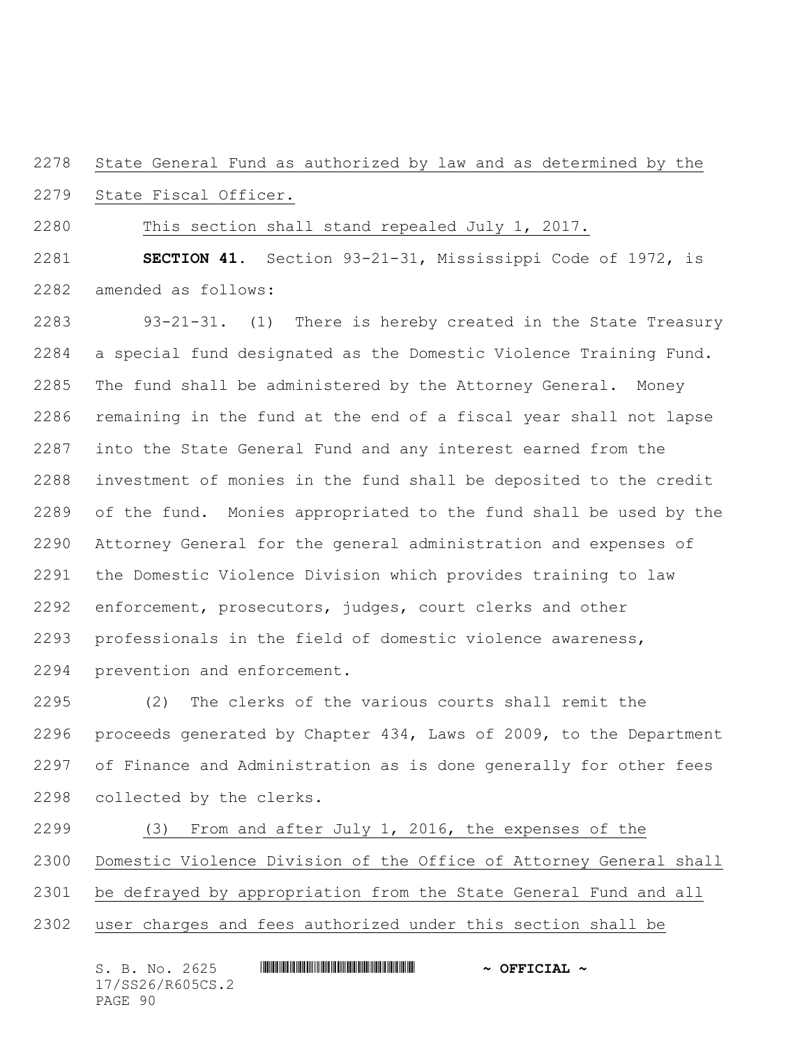State General Fund as authorized by law and as determined by the State Fiscal Officer.

This section shall stand repealed July 1, 2017.

**SECTION 41.** Section 93-21-31, Mississippi Code of 1972, is amended as follows:

93-21-31. (1) There is hereby created in the State Treasury a special fund designated as the Domestic Violence Training Fund. The fund shall be administered by the Attorney General. Money remaining in the fund at the end of a fiscal year shall not lapse into the State General Fund and any interest earned from the investment of monies in the fund shall be deposited to the credit of the fund. Monies appropriated to the fund shall be used by the Attorney General for the general administration and expenses of the Domestic Violence Division which provides training to law enforcement, prosecutors, judges, court clerks and other professionals in the field of domestic violence awareness, prevention and enforcement.

(2) The clerks of the various courts shall remit the proceeds generated by Chapter 434, Laws of 2009, to the Department of Finance and Administration as is done generally for other fees collected by the clerks.

(3) From and after July 1, 2016, the expenses of the Domestic Violence Division of the Office of Attorney General shall be defrayed by appropriation from the State General Fund and all user charges and fees authorized under this section shall be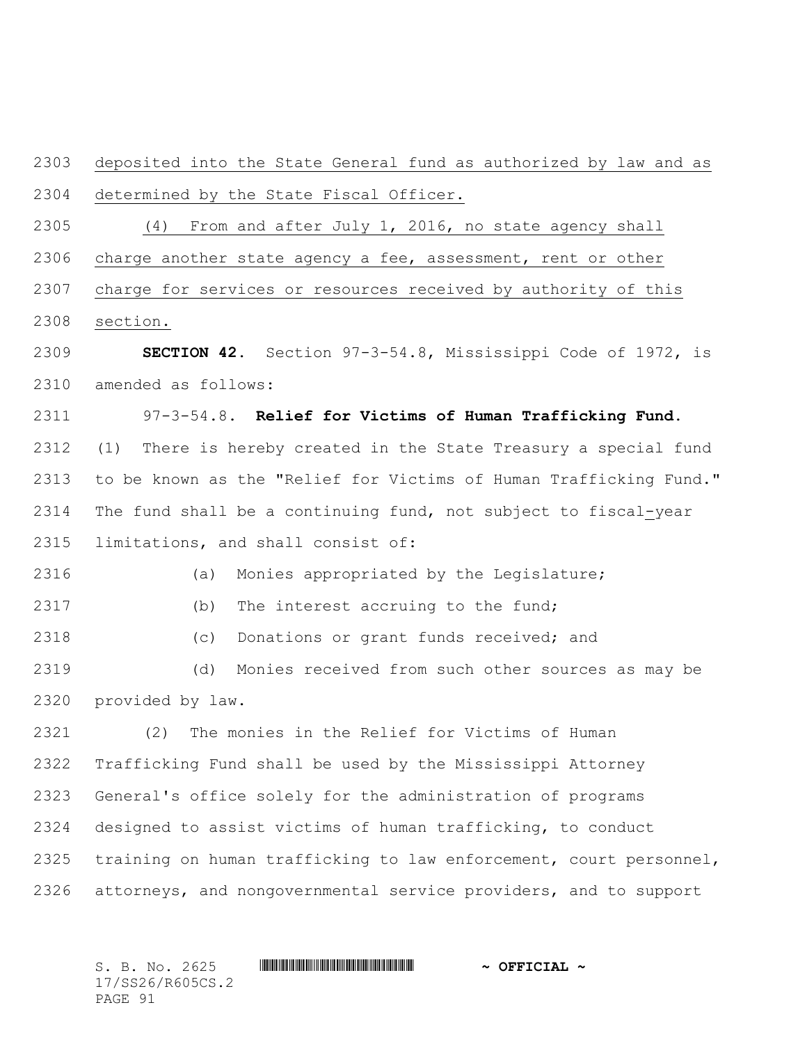deposited into the State General fund as authorized by law and as determined by the State Fiscal Officer.

(4) From and after July 1, 2016, no state agency shall charge another state agency a fee, assessment, rent or other charge for services or resources received by authority of this section.

**SECTION 42.** Section 97-3-54.8, Mississippi Code of 1972, is amended as follows:

97-3-54.8. **Relief for Victims of Human Trafficking Fund.** (1) There is hereby created in the State Treasury a special fund to be known as the "Relief for Victims of Human Trafficking Fund." The fund shall be a continuing fund, not subject to fiscal-year limitations, and shall consist of:

(a) Monies appropriated by the Legislature;

(b) The interest accruing to the fund;

(c) Donations or grant funds received; and

(d) Monies received from such other sources as may be provided by law.

(2) The monies in the Relief for Victims of Human Trafficking Fund shall be used by the Mississippi Attorney General's office solely for the administration of programs designed to assist victims of human trafficking, to conduct training on human trafficking to law enforcement, court personnel, attorneys, and nongovernmental service providers, and to support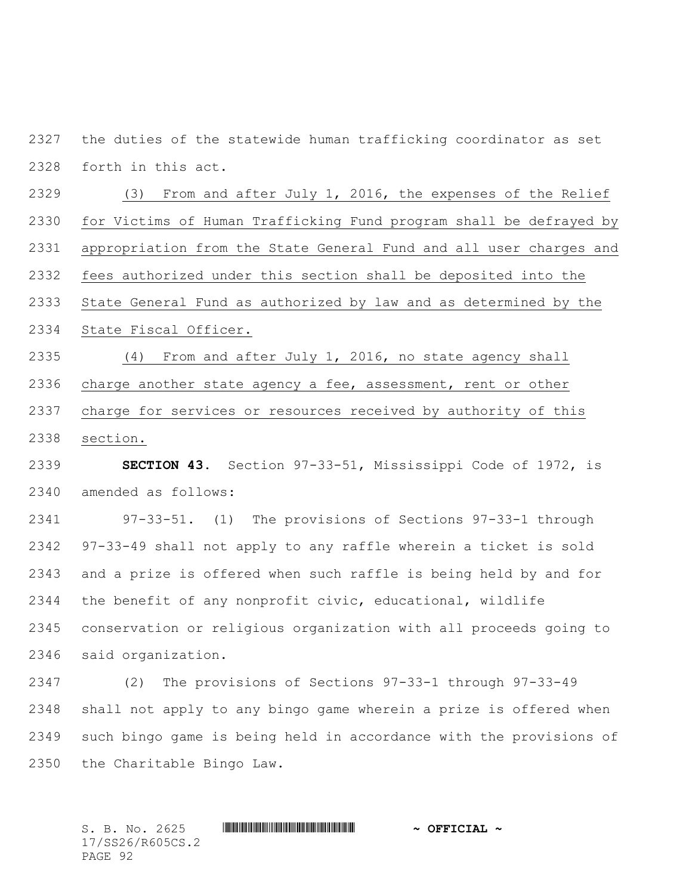the duties of the statewide human trafficking coordinator as set forth in this act.

(3) From and after July 1, 2016, the expenses of the Relief for Victims of Human Trafficking Fund program shall be defrayed by appropriation from the State General Fund and all user charges and fees authorized under this section shall be deposited into the State General Fund as authorized by law and as determined by the State Fiscal Officer.

(4) From and after July 1, 2016, no state agency shall charge another state agency a fee, assessment, rent or other charge for services or resources received by authority of this section.

**SECTION 43.** Section 97-33-51, Mississippi Code of 1972, is amended as follows:

97-33-51. (1) The provisions of Sections 97-33-1 through 97-33-49 shall not apply to any raffle wherein a ticket is sold and a prize is offered when such raffle is being held by and for the benefit of any nonprofit civic, educational, wildlife conservation or religious organization with all proceeds going to said organization.

(2) The provisions of Sections 97-33-1 through 97-33-49 shall not apply to any bingo game wherein a prize is offered when such bingo game is being held in accordance with the provisions of the Charitable Bingo Law.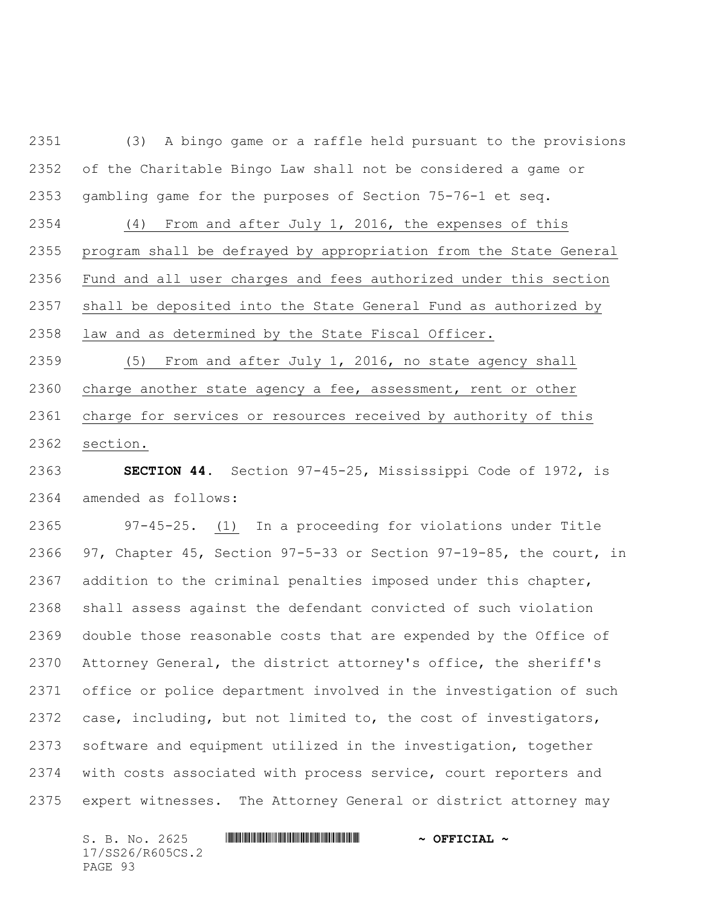(3) A bingo game or a raffle held pursuant to the provisions of the Charitable Bingo Law shall not be considered a game or gambling game for the purposes of Section 75-76-1 et seq.

(4) From and after July 1, 2016, the expenses of this program shall be defrayed by appropriation from the State General Fund and all user charges and fees authorized under this section shall be deposited into the State General Fund as authorized by law and as determined by the State Fiscal Officer.

(5) From and after July 1, 2016, no state agency shall charge another state agency a fee, assessment, rent or other charge for services or resources received by authority of this section.

**SECTION 44.** Section 97-45-25, Mississippi Code of 1972, is amended as follows:

97-45-25. (1) In a proceeding for violations under Title 97, Chapter 45, Section 97-5-33 or Section 97-19-85, the court, in addition to the criminal penalties imposed under this chapter, shall assess against the defendant convicted of such violation double those reasonable costs that are expended by the Office of Attorney General, the district attorney's office, the sheriff's office or police department involved in the investigation of such case, including, but not limited to, the cost of investigators, software and equipment utilized in the investigation, together with costs associated with process service, court reporters and expert witnesses. The Attorney General or district attorney may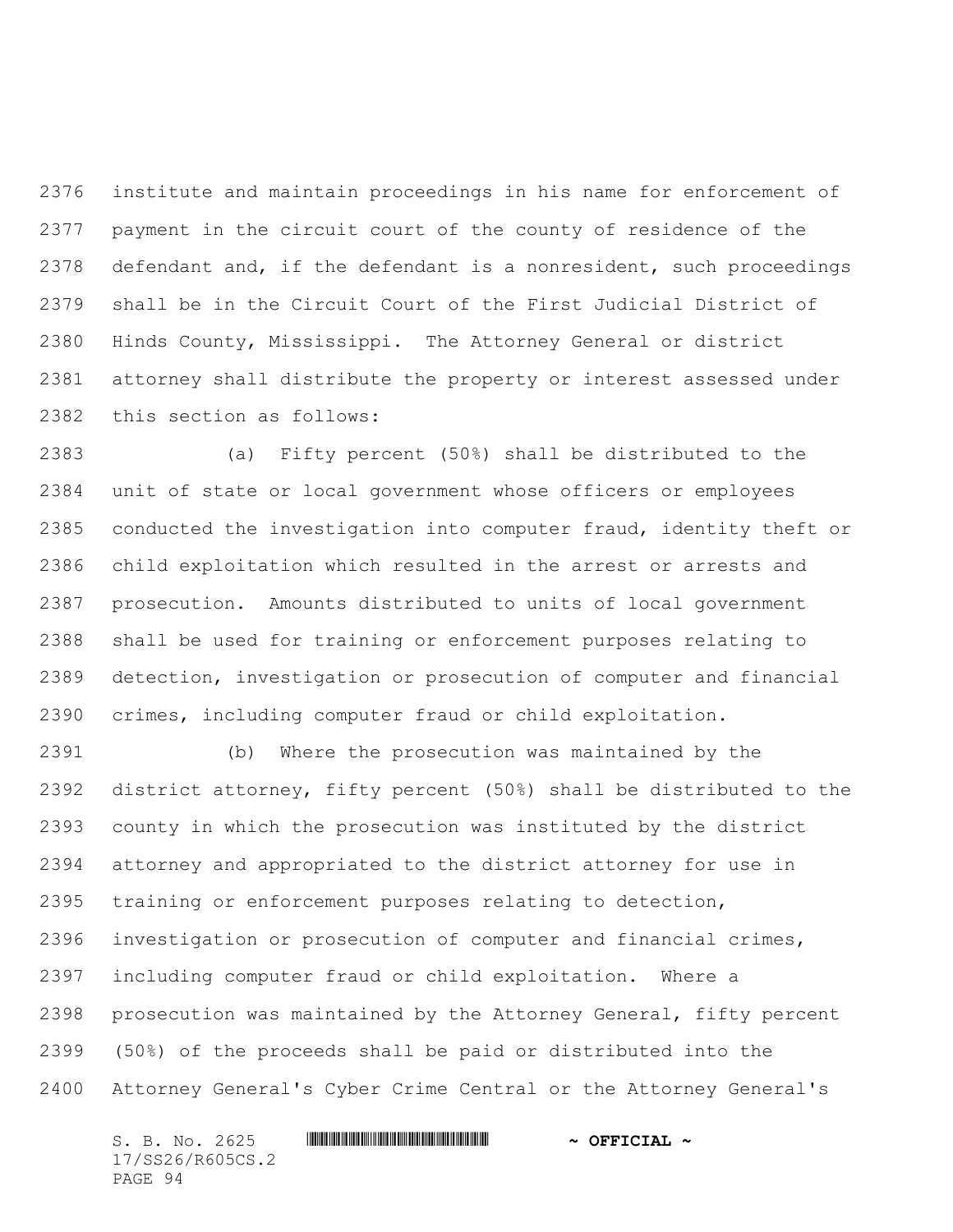institute and maintain proceedings in his name for enforcement of payment in the circuit court of the county of residence of the defendant and, if the defendant is a nonresident, such proceedings shall be in the Circuit Court of the First Judicial District of Hinds County, Mississippi. The Attorney General or district attorney shall distribute the property or interest assessed under this section as follows:

(a) Fifty percent (50%) shall be distributed to the unit of state or local government whose officers or employees conducted the investigation into computer fraud, identity theft or child exploitation which resulted in the arrest or arrests and prosecution. Amounts distributed to units of local government shall be used for training or enforcement purposes relating to detection, investigation or prosecution of computer and financial crimes, including computer fraud or child exploitation.

(b) Where the prosecution was maintained by the district attorney, fifty percent (50%) shall be distributed to the county in which the prosecution was instituted by the district attorney and appropriated to the district attorney for use in training or enforcement purposes relating to detection, investigation or prosecution of computer and financial crimes, including computer fraud or child exploitation. Where a prosecution was maintained by the Attorney General, fifty percent (50%) of the proceeds shall be paid or distributed into the Attorney General's Cyber Crime Central or the Attorney General's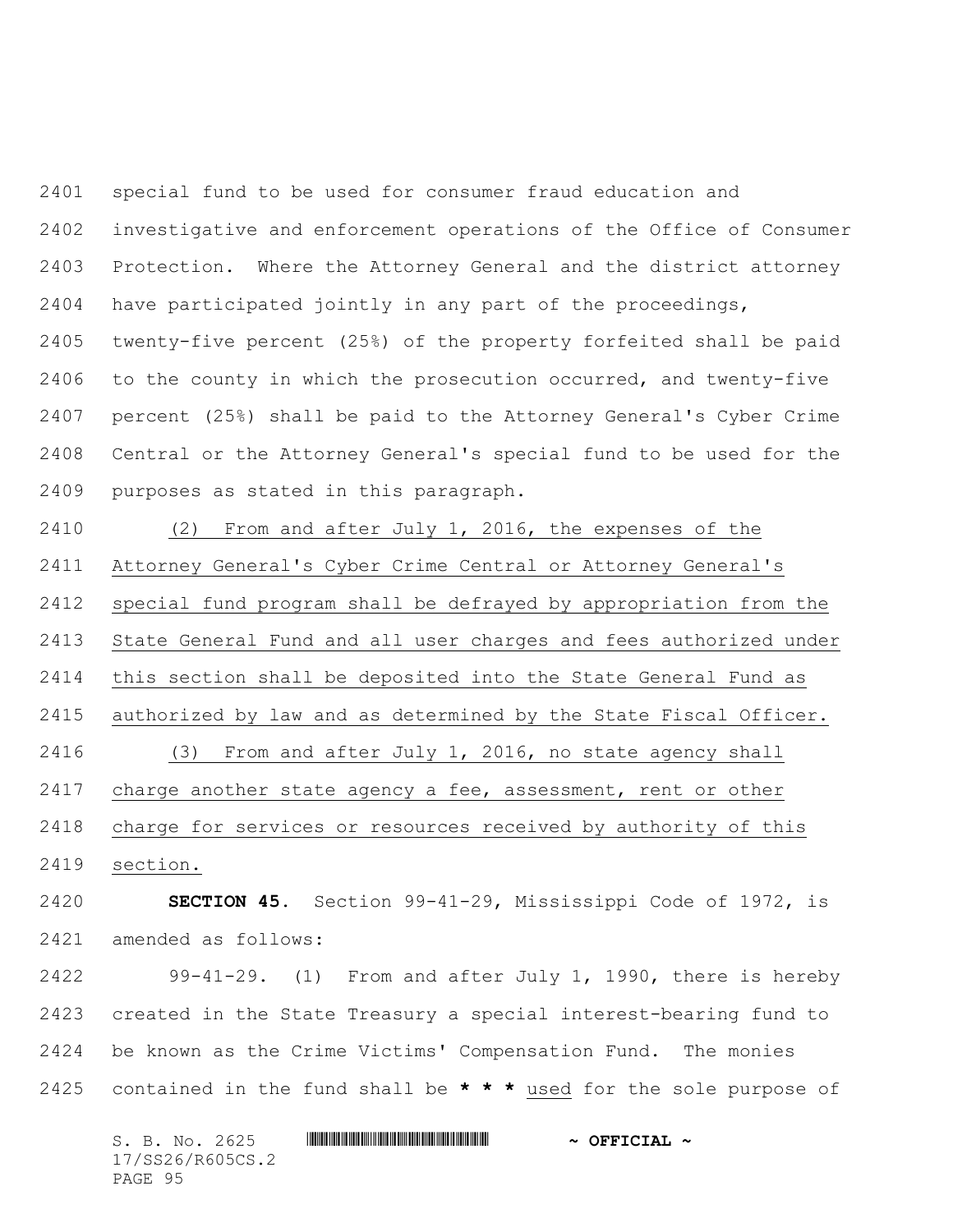special fund to be used for consumer fraud education and investigative and enforcement operations of the Office of Consumer Protection. Where the Attorney General and the district attorney have participated jointly in any part of the proceedings, twenty-five percent (25%) of the property forfeited shall be paid to the county in which the prosecution occurred, and twenty-five percent (25%) shall be paid to the Attorney General's Cyber Crime Central or the Attorney General's special fund to be used for the purposes as stated in this paragraph.

(2) From and after July 1, 2016, the expenses of the Attorney General's Cyber Crime Central or Attorney General's special fund program shall be defrayed by appropriation from the State General Fund and all user charges and fees authorized under this section shall be deposited into the State General Fund as authorized by law and as determined by the State Fiscal Officer.

(3) From and after July 1, 2016, no state agency shall charge another state agency a fee, assessment, rent or other charge for services or resources received by authority of this section.

**SECTION 45.** Section 99-41-29, Mississippi Code of 1972, is amended as follows:

99-41-29. (1) From and after July 1, 1990, there is hereby created in the State Treasury a special interest-bearing fund to be known as the Crime Victims' Compensation Fund. The monies contained in the fund shall be **\* \* \*** used for the sole purpose of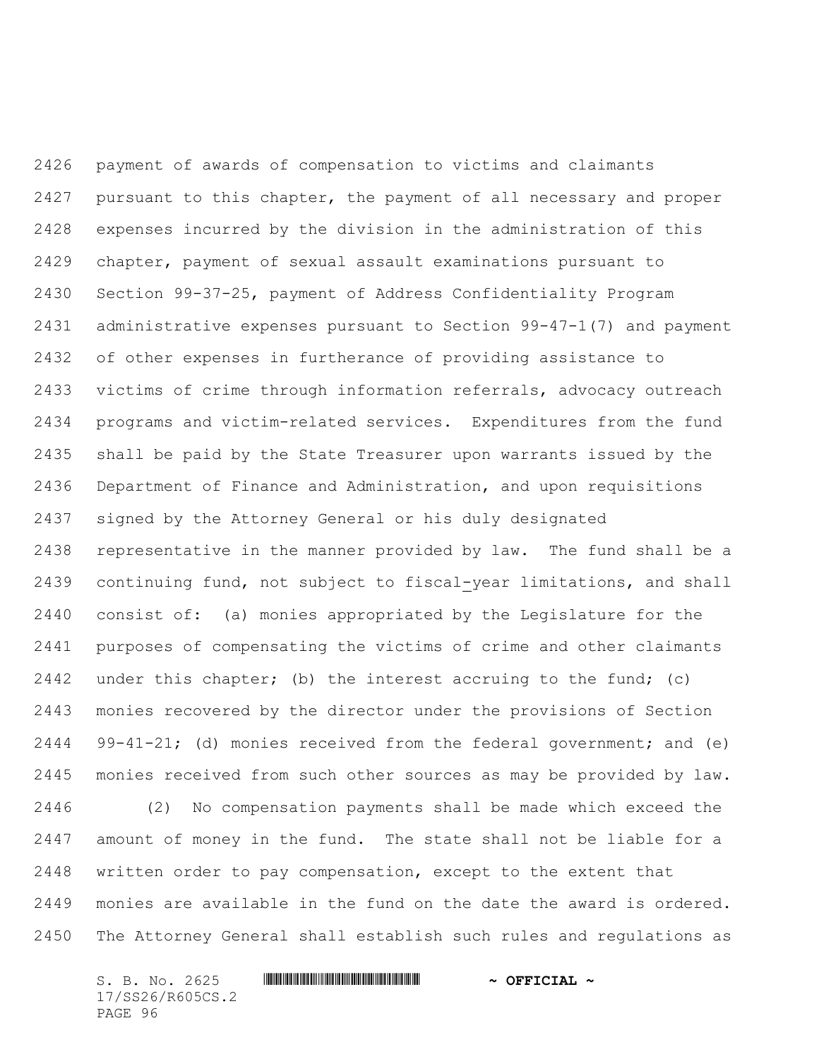payment of awards of compensation to victims and claimants pursuant to this chapter, the payment of all necessary and proper expenses incurred by the division in the administration of this chapter, payment of sexual assault examinations pursuant to Section 99-37-25, payment of Address Confidentiality Program administrative expenses pursuant to Section 99-47-1(7) and payment of other expenses in furtherance of providing assistance to victims of crime through information referrals, advocacy outreach programs and victim-related services. Expenditures from the fund shall be paid by the State Treasurer upon warrants issued by the Department of Finance and Administration, and upon requisitions signed by the Attorney General or his duly designated representative in the manner provided by law. The fund shall be a continuing fund, not subject to fiscal-year limitations, and shall consist of: (a) monies appropriated by the Legislature for the purposes of compensating the victims of crime and other claimants under this chapter; (b) the interest accruing to the fund; (c) monies recovered by the director under the provisions of Section 99-41-21; (d) monies received from the federal government; and (e) monies received from such other sources as may be provided by law.

(2) No compensation payments shall be made which exceed the amount of money in the fund. The state shall not be liable for a written order to pay compensation, except to the extent that monies are available in the fund on the date the award is ordered. The Attorney General shall establish such rules and regulations as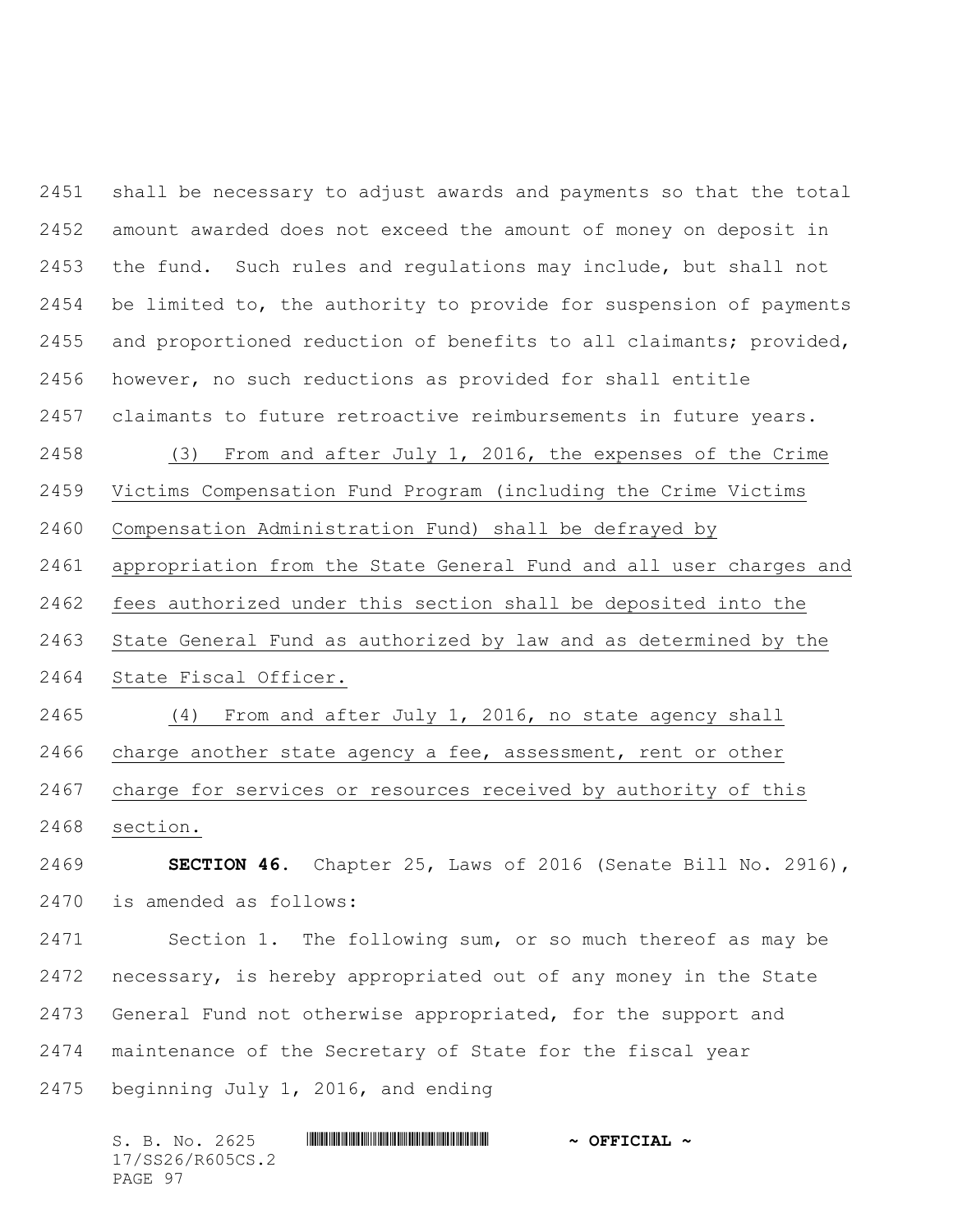shall be necessary to adjust awards and payments so that the total amount awarded does not exceed the amount of money on deposit in the fund. Such rules and regulations may include, but shall not be limited to, the authority to provide for suspension of payments and proportioned reduction of benefits to all claimants; provided, however, no such reductions as provided for shall entitle claimants to future retroactive reimbursements in future years.

(3) From and after July 1, 2016, the expenses of the Crime Victims Compensation Fund Program (including the Crime Victims Compensation Administration Fund) shall be defrayed by appropriation from the State General Fund and all user charges and fees authorized under this section shall be deposited into the State General Fund as authorized by law and as determined by the State Fiscal Officer.

(4) From and after July 1, 2016, no state agency shall charge another state agency a fee, assessment, rent or other charge for services or resources received by authority of this section.

**SECTION 46.** Chapter 25, Laws of 2016 (Senate Bill No. 2916), is amended as follows:

Section 1. The following sum, or so much thereof as may be necessary, is hereby appropriated out of any money in the State General Fund not otherwise appropriated, for the support and maintenance of the Secretary of State for the fiscal year beginning July 1, 2016, and ending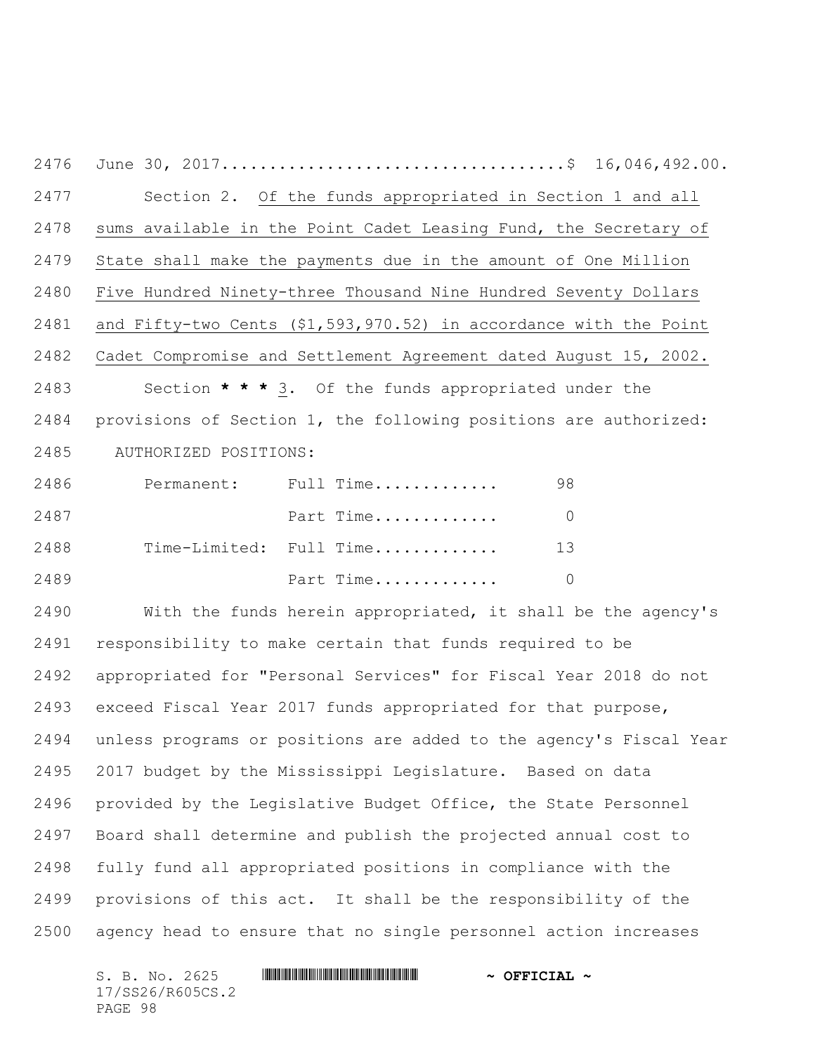June 30, 2017....................................$ 16,046,492.00.

Section 2. Of the funds appropriated in Section 1 and all sums available in the Point Cadet Leasing Fund, the Secretary of State shall make the payments due in the amount of One Million Five Hundred Ninety-three Thousand Nine Hundred Seventy Dollars and Fifty-two Cents ($1,593,970.52) in accordance with the Point Cadet Compromise and Settlement Agreement dated August 15, 2002.

Section *** 3. Of the funds appropriated under the provisions of Section 1, the following positions are authorized:

AUTHORIZED POSITIONS:

| | | |
|---|---|---|
| Permanent: | Full Time............ | 98 |
| | Part Time............ | 0 |
| Time-Limited: | Full Time............ | 13 |
| | Part Time............ | 0 |

With the funds herein appropriated, it shall be the agency's responsibility to make certain that funds required to be appropriated for "Personal Services" for Fiscal Year 2018 do not exceed Fiscal Year 2017 funds appropriated for that purpose, unless programs or positions are added to the agency's Fiscal Year 2017 budget by the Mississippi Legislature. Based on data provided by the Legislative Budget Office, the State Personnel Board shall determine and publish the projected annual cost to fully fund all appropriated positions in compliance with the provisions of this act. It shall be the responsibility of the agency head to ensure that no single personnel action increases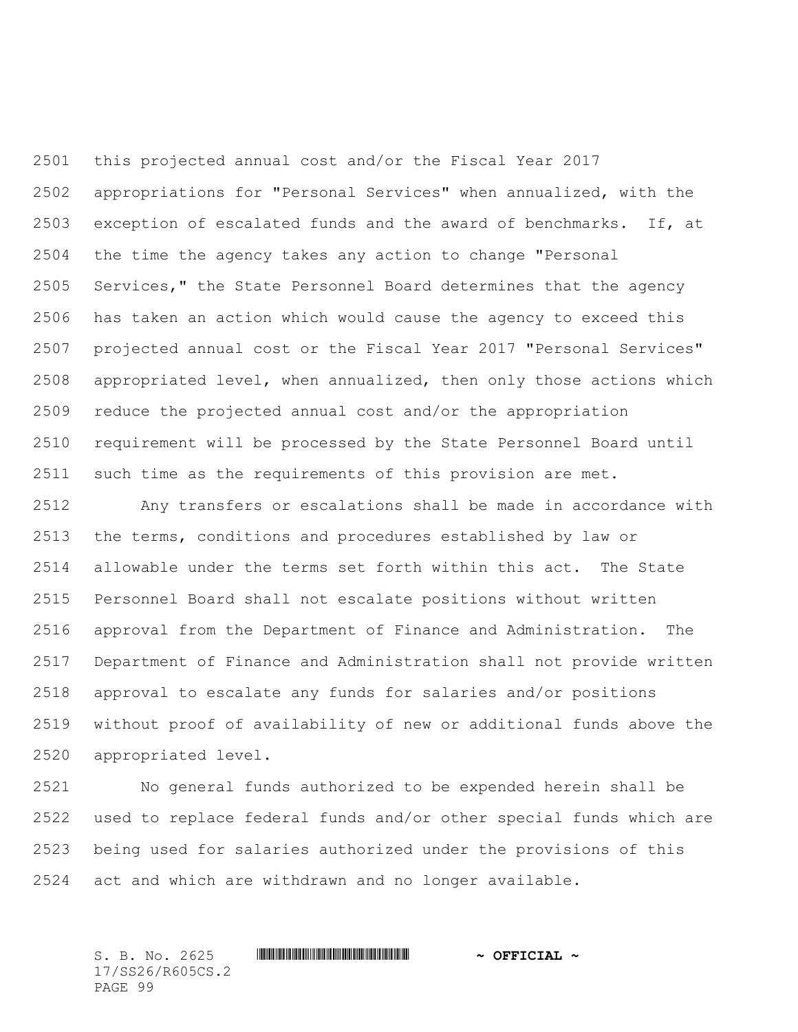this projected annual cost and/or the Fiscal Year 2017 appropriations for "Personal Services" when annualized, with the exception of escalated funds and the award of benchmarks. If, at the time the agency takes any action to change "Personal Services," the State Personnel Board determines that the agency has taken an action which would cause the agency to exceed this projected annual cost or the Fiscal Year 2017 "Personal Services" appropriated level, when annualized, then only those actions which reduce the projected annual cost and/or the appropriation requirement will be processed by the State Personnel Board until such time as the requirements of this provision are met.

Any transfers or escalations shall be made in accordance with the terms, conditions and procedures established by law or allowable under the terms set forth within this act. The State Personnel Board shall not escalate positions without written approval from the Department of Finance and Administration. The Department of Finance and Administration shall not provide written approval to escalate any funds for salaries and/or positions without proof of availability of new or additional funds above the appropriated level.

No general funds authorized to be expended herein shall be used to replace federal funds and/or other special funds which are being used for salaries authorized under the provisions of this act and which are withdrawn and no longer available.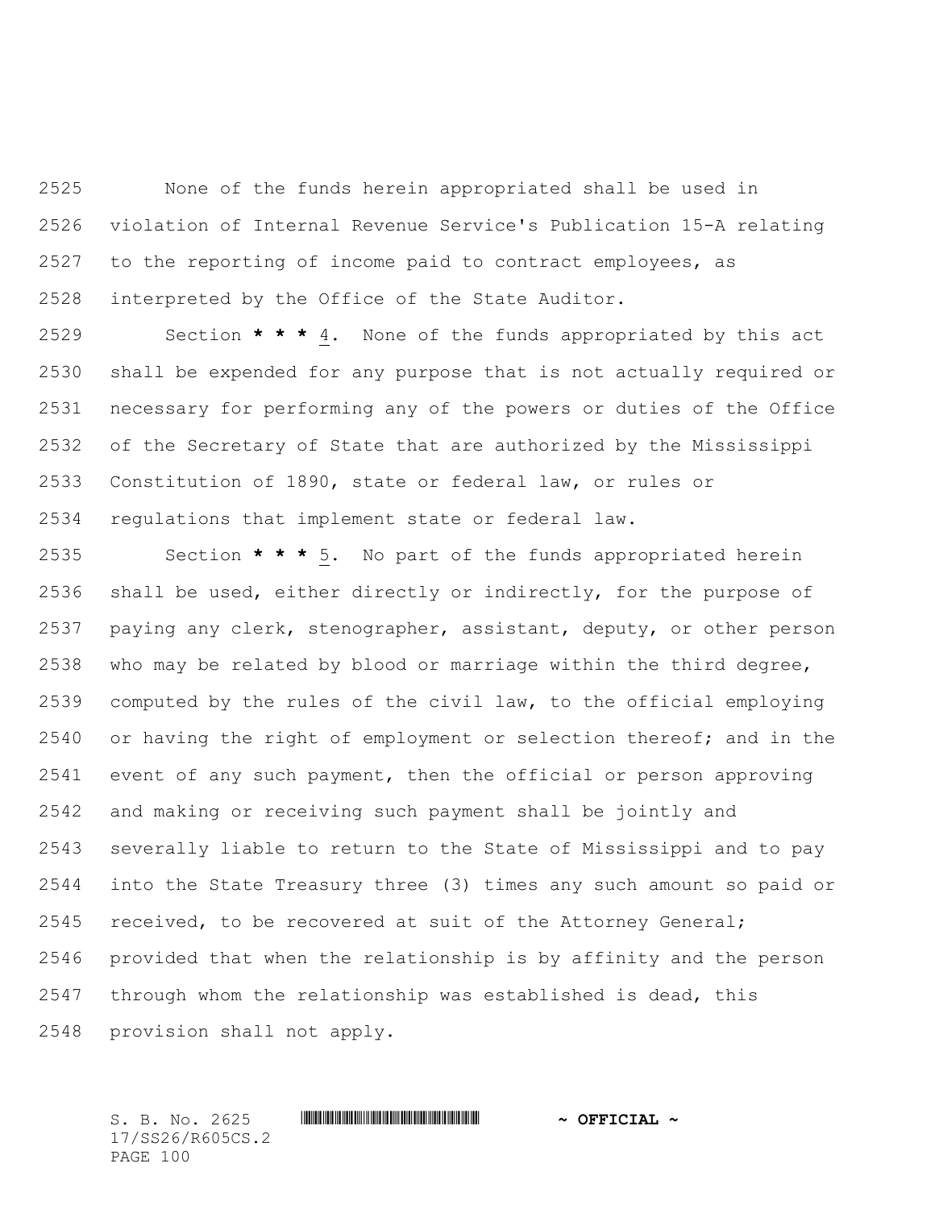None of the funds herein appropriated shall be used in violation of Internal Revenue Service's Publication 15-A relating to the reporting of income paid to contract employees, as interpreted by the Office of the State Auditor.

Section **\* \* \*** 4. None of the funds appropriated by this act shall be expended for any purpose that is not actually required or necessary for performing any of the powers or duties of the Office of the Secretary of State that are authorized by the Mississippi Constitution of 1890, state or federal law, or rules or regulations that implement state or federal law.

Section **\* \* \*** 5. No part of the funds appropriated herein shall be used, either directly or indirectly, for the purpose of paying any clerk, stenographer, assistant, deputy, or other person who may be related by blood or marriage within the third degree, computed by the rules of the civil law, to the official employing or having the right of employment or selection thereof; and in the event of any such payment, then the official or person approving and making or receiving such payment shall be jointly and severally liable to return to the State of Mississippi and to pay into the State Treasury three (3) times any such amount so paid or received, to be recovered at suit of the Attorney General; provided that when the relationship is by affinity and the person through whom the relationship was established is dead, this provision shall not apply.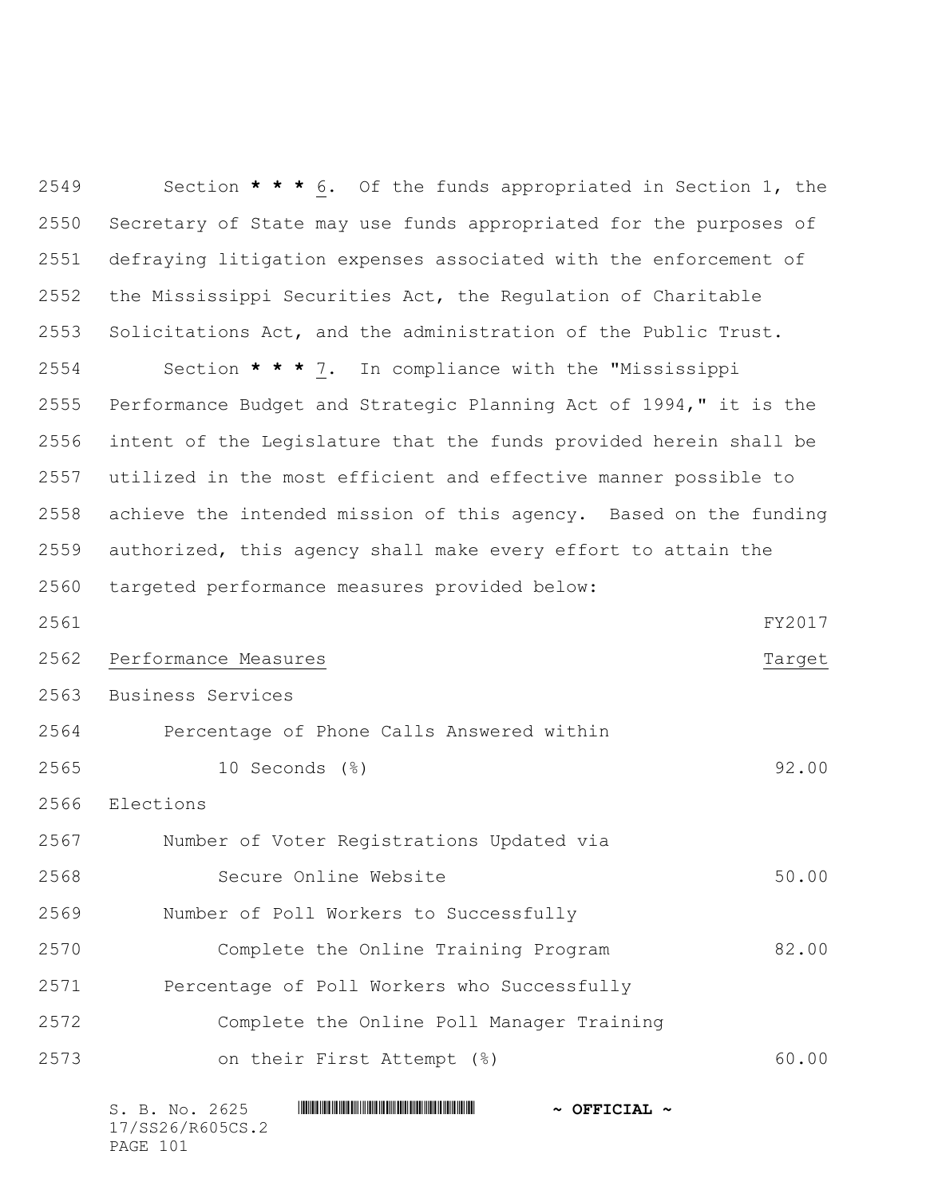Section * * * 6. Of the funds appropriated in Section 1, the Secretary of State may use funds appropriated for the purposes of defraying litigation expenses associated with the enforcement of the Mississippi Securities Act, the Regulation of Charitable Solicitations Act, and the administration of the Public Trust.

Section * * * 7. In compliance with the "Mississippi Performance Budget and Strategic Planning Act of 1994," it is the intent of the Legislature that the funds provided herein shall be utilized in the most efficient and effective manner possible to achieve the intended mission of this agency. Based on the funding authorized, this agency shall make every effort to attain the targeted performance measures provided below:

| Performance Measures | FY2017 Target |
| --- | --- |
| Business Services | |
| Percentage of Phone Calls Answered within 10 Seconds (%) | 92.00 |
| Elections | |
| Number of Voter Registrations Updated via Secure Online Website | 50.00 |
| Number of Poll Workers to Successfully Complete the Online Training Program | 82.00 |
| Percentage of Poll Workers who Successfully Complete the Online Poll Manager Training on their First Attempt (%) | 60.00 |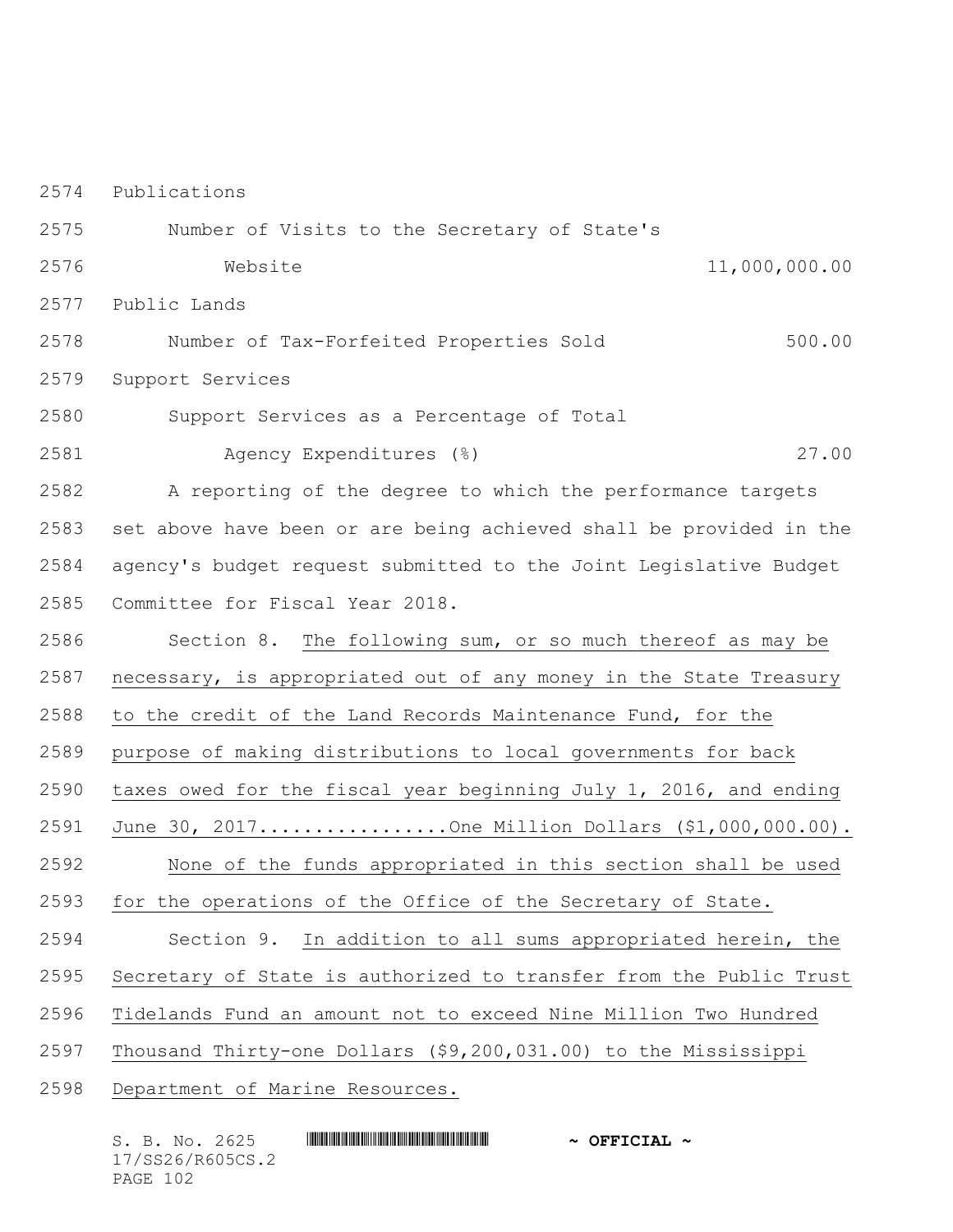Publications

| | |
|---|---|
| Number of Visits to the Secretary of State's Website | 11,000,000.00 |

Public Lands

| | |
|---|---|
| Number of Tax-Forfeited Properties Sold | 500.00 |

Support Services

| | |
|---|---|
| Support Services as a Percentage of Total Agency Expenditures (%) | 27.00 |

A reporting of the degree to which the performance targets set above have been or are being achieved shall be provided in the agency's budget request submitted to the Joint Legislative Budget Committee for Fiscal Year 2018.

Section 8. The following sum, or so much thereof as may be necessary, is appropriated out of any money in the State Treasury to the credit of the Land Records Maintenance Fund, for the purpose of making distributions to local governments for back taxes owed for the fiscal year beginning July 1, 2016, and ending June 30, 2017.................One Million Dollars ($1,000,000.00).

None of the funds appropriated in this section shall be used for the operations of the Office of the Secretary of State.

Section 9. In addition to all sums appropriated herein, the Secretary of State is authorized to transfer from the Public Trust Tidelands Fund an amount not to exceed Nine Million Two Hundred Thousand Thirty-one Dollars ($9,200,031.00) to the Mississippi Department of Marine Resources.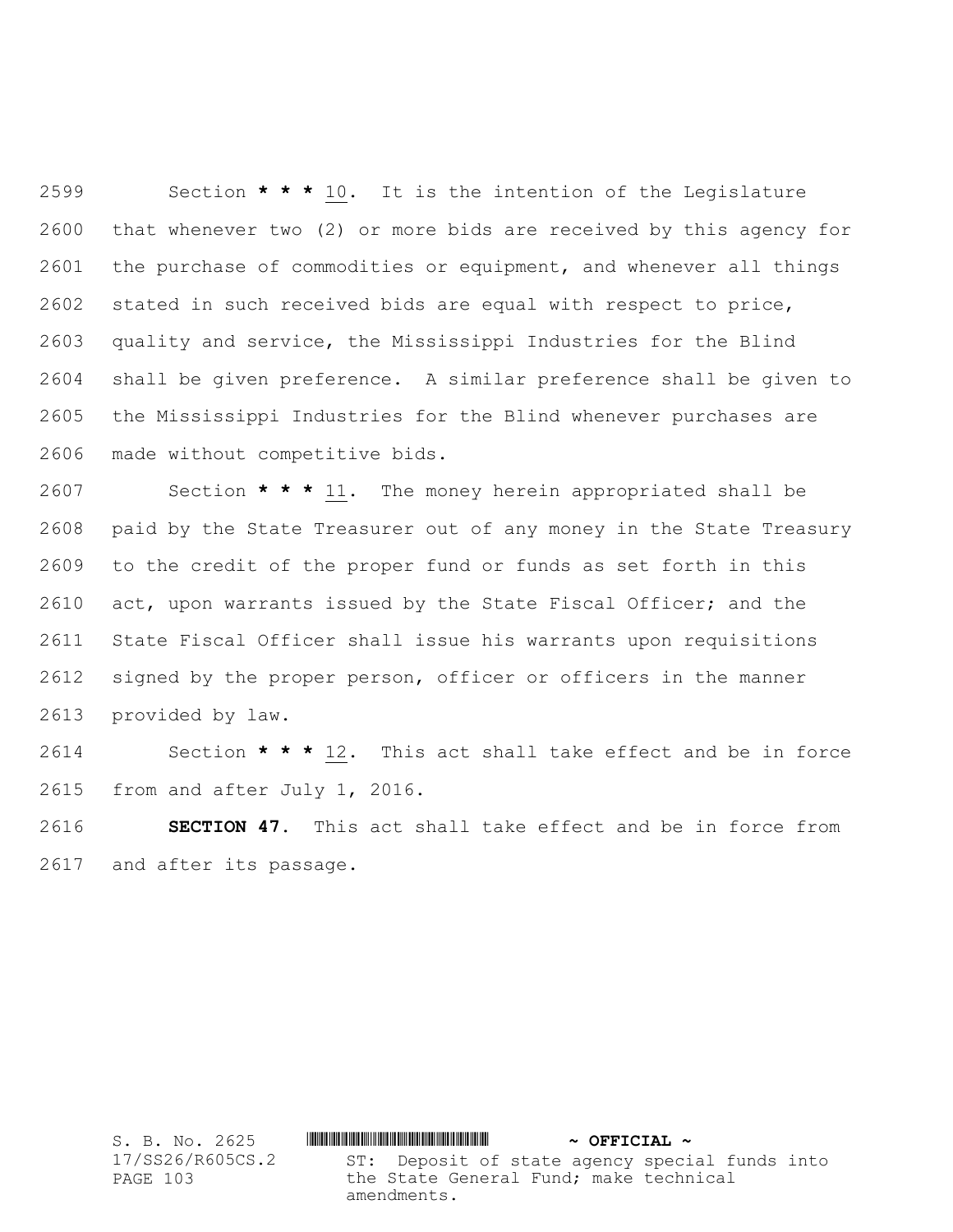Section * * * 10. It is the intention of the Legislature that whenever two (2) or more bids are received by this agency for the purchase of commodities or equipment, and whenever all things stated in such received bids are equal with respect to price, quality and service, the Mississippi Industries for the Blind shall be given preference. A similar preference shall be given to the Mississippi Industries for the Blind whenever purchases are made without competitive bids.

Section * * * 11. The money herein appropriated shall be paid by the State Treasurer out of any money in the State Treasury to the credit of the proper fund or funds as set forth in this act, upon warrants issued by the State Fiscal Officer; and the State Fiscal Officer shall issue his warrants upon requisitions signed by the proper person, officer or officers in the manner provided by law.

Section * * * 12. This act shall take effect and be in force from and after July 1, 2016.

**SECTION 47.** This act shall take effect and be in force from and after its passage.